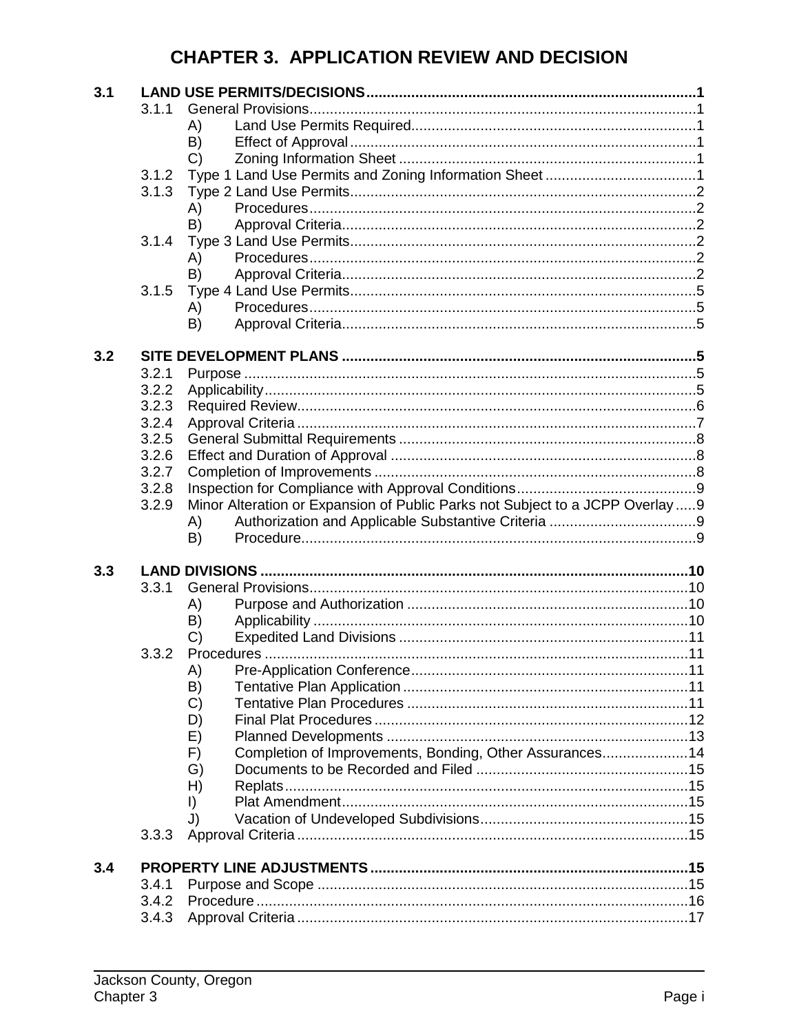# CHAPTER 3. APPLICATION REVIEW AND DECISION

**3.1 LAND USE PERMITS/DECISIONS** ..... **1**

- 3.1.1 General Provisions ..... 1
  - A) Land Use Permits Required ..... 1
  - B) Effect of Approval ..... 1
  - C) Zoning Information Sheet ..... 1
- 3.1.2 Type 1 Land Use Permits and Zoning Information Sheet ..... 1
- 3.1.3 Type 2 Land Use Permits ..... 2
  - A) Procedures ..... 2
  - B) Approval Criteria ..... 2
- 3.1.4 Type 3 Land Use Permits ..... 2
  - A) Procedures ..... 2
  - B) Approval Criteria ..... 2
- 3.1.5 Type 4 Land Use Permits ..... 5
  - A) Procedures ..... 5
  - B) Approval Criteria ..... 5

**3.2 SITE DEVELOPMENT PLANS** ..... **5**

- 3.2.1 Purpose ..... 5
- 3.2.2 Applicability ..... 5
- 3.2.3 Required Review ..... 6
- 3.2.4 Approval Criteria ..... 7
- 3.2.5 General Submittal Requirements ..... 8
- 3.2.6 Effect and Duration of Approval ..... 8
- 3.2.7 Completion of Improvements ..... 8
- 3.2.8 Inspection for Compliance with Approval Conditions ..... 9
- 3.2.9 Minor Alteration or Expansion of Public Parks not Subject to a JCPP Overlay ..... 9
  - A) Authorization and Applicable Substantive Criteria ..... 9
  - B) Procedure ..... 9

**3.3 LAND DIVISIONS** ..... **10**

- 3.3.1 General Provisions ..... 10
  - A) Purpose and Authorization ..... 10
  - B) Applicability ..... 10
  - C) Expedited Land Divisions ..... 11
- 3.3.2 Procedures ..... 11
  - A) Pre-Application Conference ..... 11
  - B) Tentative Plan Application ..... 11
  - C) Tentative Plan Procedures ..... 11
  - D) Final Plat Procedures ..... 12
  - E) Planned Developments ..... 13
  - F) Completion of Improvements, Bonding, Other Assurances ..... 14
  - G) Documents to be Recorded and Filed ..... 15
  - H) Replats ..... 15
  - I) Plat Amendment ..... 15
  - J) Vacation of Undeveloped Subdivisions ..... 15
- 3.3.3 Approval Criteria ..... 15

**3.4 PROPERTY LINE ADJUSTMENTS** ..... **15**

- 3.4.1 Purpose and Scope ..... 15
- 3.4.2 Procedure ..... 16
- 3.4.3 Approval Criteria ..... 17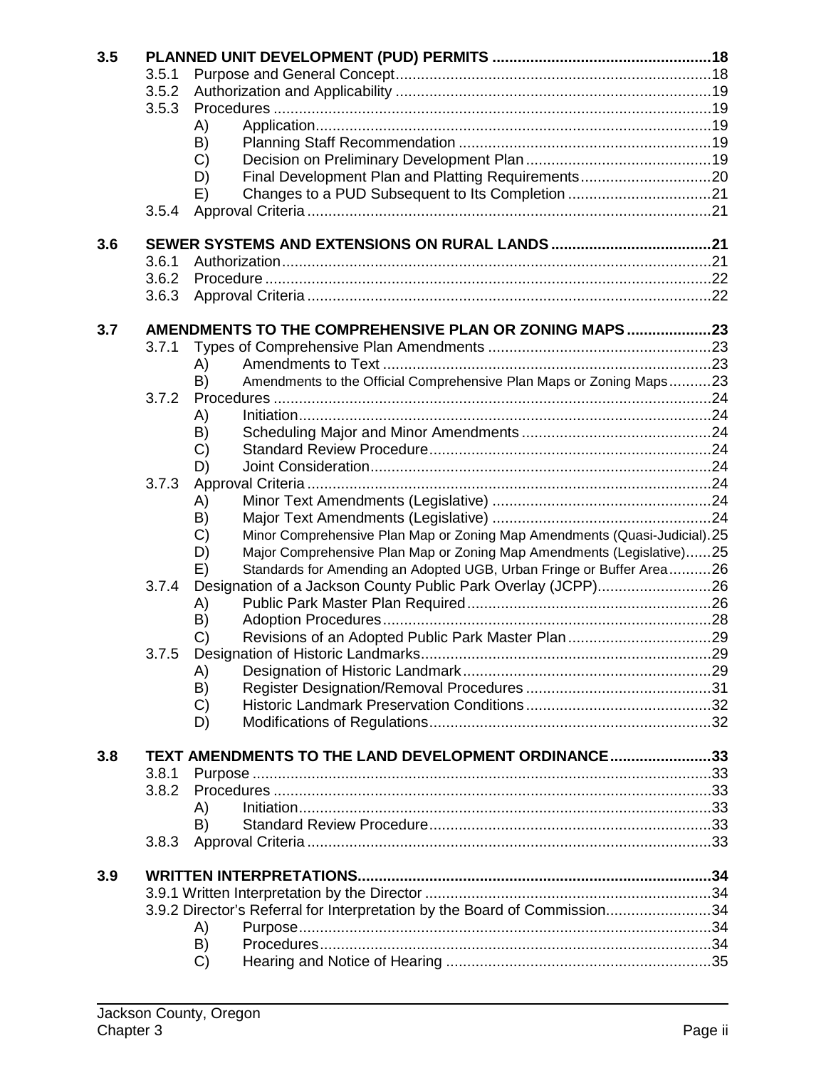**3.5 PLANNED UNIT DEVELOPMENT (PUD) PERMITS ....................................................18**

- 3.5.1 Purpose and General Concept ....................................................18
- 3.5.2 Authorization and Applicability ....................................................19
- 3.5.3 Procedures ....................................................19
  - A) Application ....................................................19
  - B) Planning Staff Recommendation ....................................................19
  - C) Decision on Preliminary Development Plan ....................................................19
  - D) Final Development Plan and Platting Requirements ....................................................20
  - E) Changes to a PUD Subsequent to Its Completion ....................................................21
- 3.5.4 Approval Criteria ....................................................21

**3.6 SEWER SYSTEMS AND EXTENSIONS ON RURAL LANDS ....................................................21**

- 3.6.1 Authorization ....................................................21
- 3.6.2 Procedure ....................................................22
- 3.6.3 Approval Criteria ....................................................22

**3.7 AMENDMENTS TO THE COMPREHENSIVE PLAN OR ZONING MAPS ....................................................23**

- 3.7.1 Types of Comprehensive Plan Amendments ....................................................23
  - A) Amendments to Text ....................................................23
  - B) Amendments to the Official Comprehensive Plan Maps or Zoning Maps ....................................................23
- 3.7.2 Procedures ....................................................24
  - A) Initiation ....................................................24
  - B) Scheduling Major and Minor Amendments ....................................................24
  - C) Standard Review Procedure ....................................................24
  - D) Joint Consideration ....................................................24
- 3.7.3 Approval Criteria ....................................................24
  - A) Minor Text Amendments (Legislative) ....................................................24
  - B) Major Text Amendments (Legislative) ....................................................24
  - C) Minor Comprehensive Plan Map or Zoning Map Amendments (Quasi-Judicial) ....................................................25
  - D) Major Comprehensive Plan Map or Zoning Map Amendments (Legislative) ....................................................25
  - E) Standards for Amending an Adopted UGB, Urban Fringe or Buffer Area ....................................................26
- 3.7.4 Designation of a Jackson County Public Park Overlay (JCPP) ....................................................26
  - A) Public Park Master Plan Required ....................................................26
  - B) Adoption Procedures ....................................................28
  - C) Revisions of an Adopted Public Park Master Plan ....................................................29
- 3.7.5 Designation of Historic Landmarks ....................................................29
  - A) Designation of Historic Landmark ....................................................29
  - B) Register Designation/Removal Procedures ....................................................31
  - C) Historic Landmark Preservation Conditions ....................................................32
  - D) Modifications of Regulations ....................................................32

**3.8 TEXT AMENDMENTS TO THE LAND DEVELOPMENT ORDINANCE ....................................................33**

- 3.8.1 Purpose ....................................................33
- 3.8.2 Procedures ....................................................33
  - A) Initiation ....................................................33
  - B) Standard Review Procedure ....................................................33
- 3.8.3 Approval Criteria ....................................................33

**3.9 WRITTEN INTERPRETATIONS ....................................................34**

- 3.9.1 Written Interpretation by the Director ....................................................34
- 3.9.2 Director's Referral for Interpretation by the Board of Commission ....................................................34
  - A) Purpose ....................................................34
  - B) Procedures ....................................................34
  - C) Hearing and Notice of Hearing ....................................................35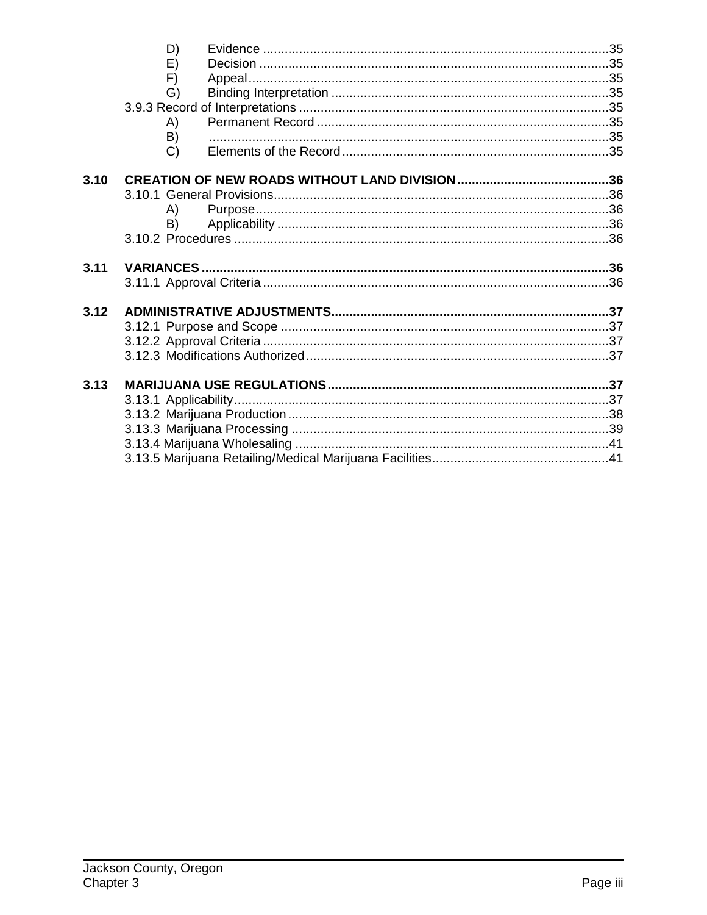D) Evidence ....................................................................................................35
E) Decision .....................................................................................................35
F) Appeal ........................................................................................................35
G) Binding Interpretation ..............................................................................35

3.9.3 Record of Interpretations ..........................................................................35
A) Permanent Record ....................................................................................35
B) ......................................................................................................................35
C) Elements of the Record ............................................................................35

**3.10 CREATION OF NEW ROADS WITHOUT LAND DIVISION ..........................................36**

3.10.1 General Provisions.....................................................................................36
A) Purpose.......................................................................................................36
B) Applicability ...............................................................................................36

3.10.2 Procedures ..................................................................................................36

**3.11 VARIANCES ...................................................................................................................36**

3.11.1 Approval Criteria ........................................................................................36

**3.12 ADMINISTRATIVE ADJUSTMENTS..............................................................................37**

3.12.1 Purpose and Scope ....................................................................................37
3.12.2 Approval Criteria ........................................................................................37
3.12.3 Modifications Authorized ..........................................................................37

**3.13 MARIJUANA USE REGULATIONS................................................................................37**

3.13.1 Applicability.................................................................................................37
3.13.2 Marijuana Production ................................................................................38
3.13.3 Marijuana Processing ................................................................................39
3.13.4 Marijuana Wholesaling ..............................................................................41
3.13.5 Marijuana Retailing/Medical Marijuana Facilities.....................................41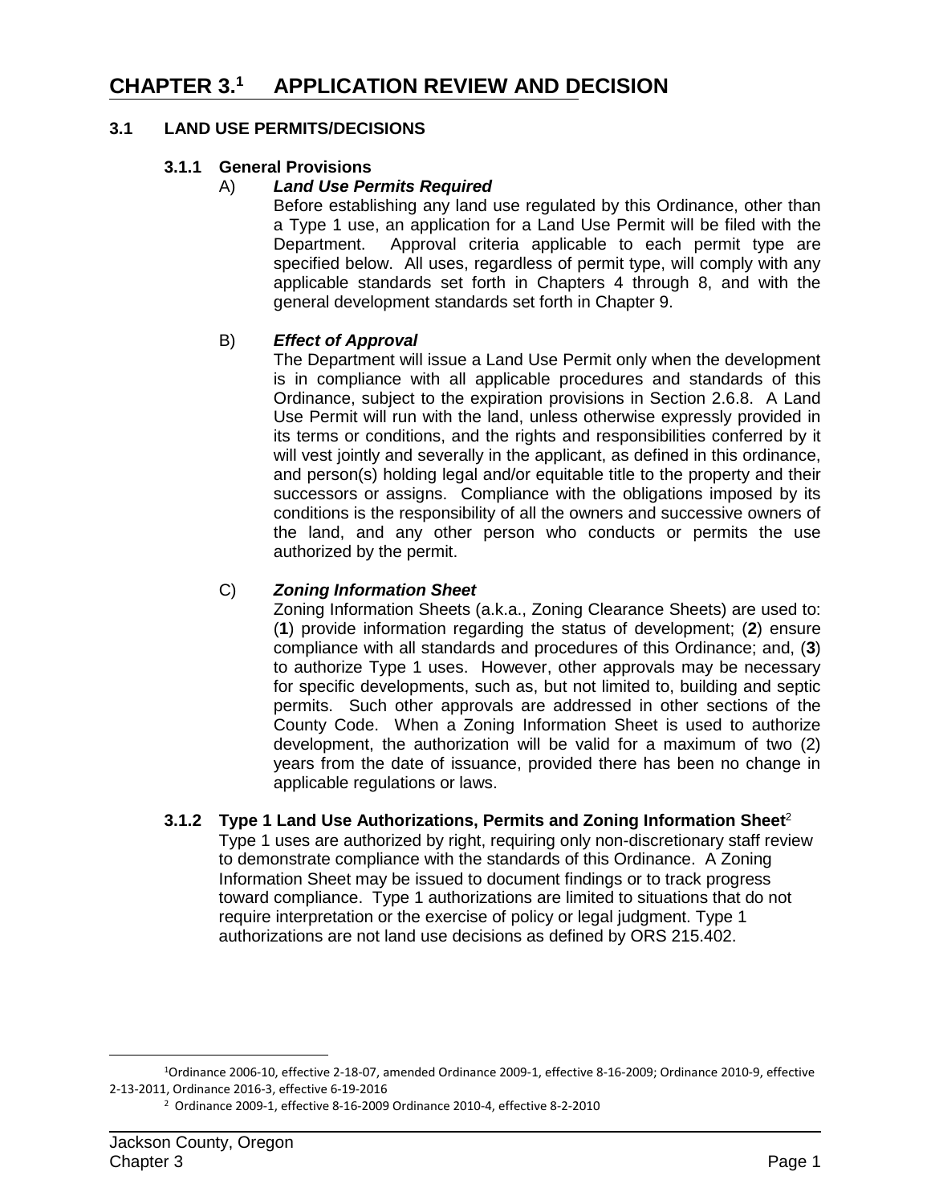# CHAPTER 3.[1] APPLICATION REVIEW AND DECISION

## 3.1 LAND USE PERMITS/DECISIONS

### 3.1.1 General Provisions

A) ***Land Use Permits Required***

Before establishing any land use regulated by this Ordinance, other than a Type 1 use, an application for a Land Use Permit will be filed with the Department. Approval criteria applicable to each permit type are specified below. All uses, regardless of permit type, will comply with any applicable standards set forth in Chapters 4 through 8, and with the general development standards set forth in Chapter 9.

B) ***Effect of Approval***

The Department will issue a Land Use Permit only when the development is in compliance with all applicable procedures and standards of this Ordinance, subject to the expiration provisions in Section 2.6.8. A Land Use Permit will run with the land, unless otherwise expressly provided in its terms or conditions, and the rights and responsibilities conferred by it will vest jointly and severally in the applicant, as defined in this ordinance, and person(s) holding legal and/or equitable title to the property and their successors or assigns. Compliance with the obligations imposed by its conditions is the responsibility of all the owners and successive owners of the land, and any other person who conducts or permits the use authorized by the permit.

C) ***Zoning Information Sheet***

Zoning Information Sheets (a.k.a., Zoning Clearance Sheets) are used to: (**1**) provide information regarding the status of development; (**2**) ensure compliance with all standards and procedures of this Ordinance; and, (**3**) to authorize Type 1 uses. However, other approvals may be necessary for specific developments, such as, but not limited to, building and septic permits. Such other approvals are addressed in other sections of the County Code. When a Zoning Information Sheet is used to authorize development, the authorization will be valid for a maximum of two (2) years from the date of issuance, provided there has been no change in applicable regulations or laws.

### 3.1.2 Type 1 Land Use Authorizations, Permits and Zoning Information Sheet[2]

Type 1 uses are authorized by right, requiring only non-discretionary staff review to demonstrate compliance with the standards of this Ordinance. A Zoning Information Sheet may be issued to document findings or to track progress toward compliance. Type 1 authorizations are limited to situations that do not require interpretation or the exercise of policy or legal judgment. Type 1 authorizations are not land use decisions as defined by ORS 215.402.

---

[1] Ordinance 2006-10, effective 2-18-07, amended Ordinance 2009-1, effective 8-16-2009; Ordinance 2010-9, effective 2-13-2011, Ordinance 2016-3, effective 6-19-2016

[2] Ordinance 2009-1, effective 8-16-2009 Ordinance 2010-4, effective 8-2-2010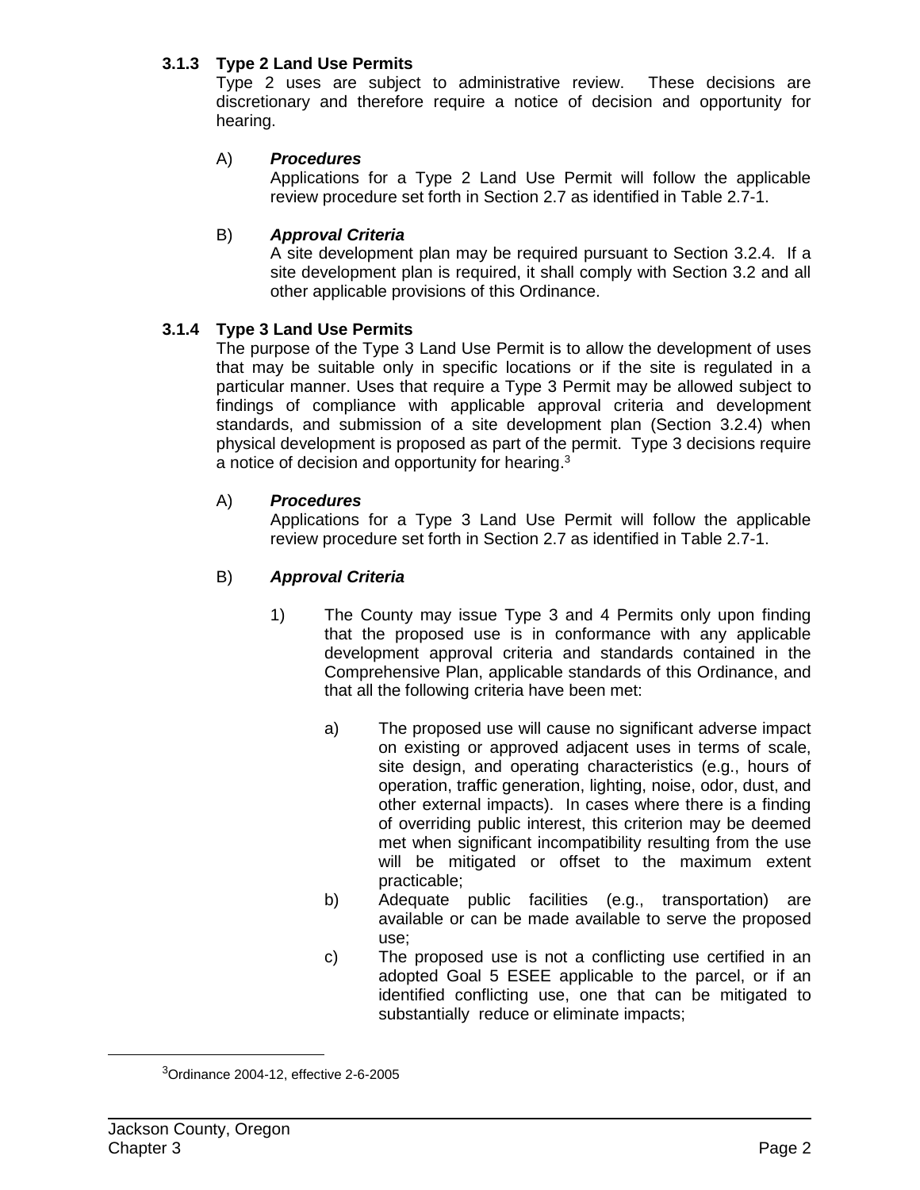### 3.1.3 Type 2 Land Use Permits

Type 2 uses are subject to administrative review. These decisions are discretionary and therefore require a notice of decision and opportunity for hearing.

A) ***Procedures***

Applications for a Type 2 Land Use Permit will follow the applicable review procedure set forth in Section 2.7 as identified in Table 2.7-1.

B) ***Approval Criteria***

A site development plan may be required pursuant to Section 3.2.4. If a site development plan is required, it shall comply with Section 3.2 and all other applicable provisions of this Ordinance.

### 3.1.4 Type 3 Land Use Permits

The purpose of the Type 3 Land Use Permit is to allow the development of uses that may be suitable only in specific locations or if the site is regulated in a particular manner. Uses that require a Type 3 Permit may be allowed subject to findings of compliance with applicable approval criteria and development standards, and submission of a site development plan (Section 3.2.4) when physical development is proposed as part of the permit. Type 3 decisions require a notice of decision and opportunity for hearing.[3]

A) ***Procedures***

Applications for a Type 3 Land Use Permit will follow the applicable review procedure set forth in Section 2.7 as identified in Table 2.7-1.

B) ***Approval Criteria***

1) The County may issue Type 3 and 4 Permits only upon finding that the proposed use is in conformance with any applicable development approval criteria and standards contained in the Comprehensive Plan, applicable standards of this Ordinance, and that all the following criteria have been met:

a) The proposed use will cause no significant adverse impact on existing or approved adjacent uses in terms of scale, site design, and operating characteristics (e.g., hours of operation, traffic generation, lighting, noise, odor, dust, and other external impacts). In cases where there is a finding of overriding public interest, this criterion may be deemed met when significant incompatibility resulting from the use will be mitigated or offset to the maximum extent practicable;

b) Adequate public facilities (e.g., transportation) are available or can be made available to serve the proposed use;

c) The proposed use is not a conflicting use certified in an adopted Goal 5 ESEE applicable to the parcel, or if an identified conflicting use, one that can be mitigated to substantially reduce or eliminate impacts;

---

[3]Ordinance 2004-12, effective 2-6-2005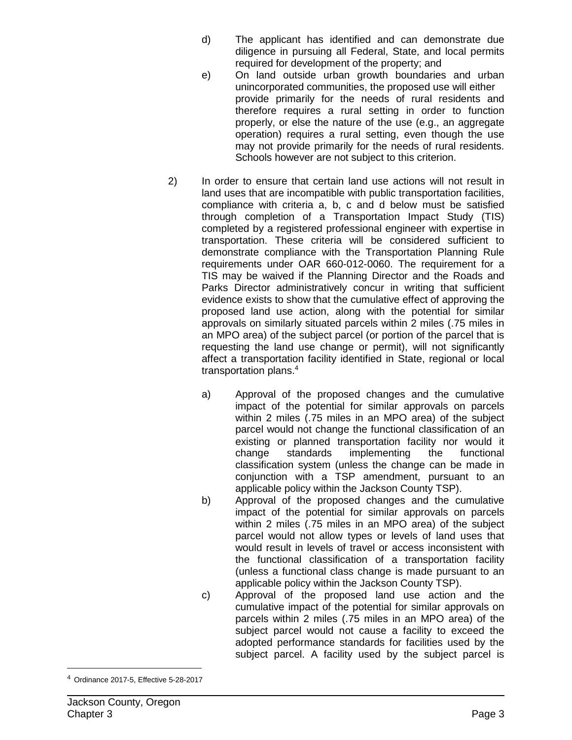d) The applicant has identified and can demonstrate due diligence in pursuing all Federal, State, and local permits required for development of the property; and

e) On land outside urban growth boundaries and urban unincorporated communities, the proposed use will either provide primarily for the needs of rural residents and therefore requires a rural setting in order to function properly, or else the nature of the use (e.g., an aggregate operation) requires a rural setting, even though the use may not provide primarily for the needs of rural residents. Schools however are not subject to this criterion.

2) In order to ensure that certain land use actions will not result in land uses that are incompatible with public transportation facilities, compliance with criteria a, b, c and d below must be satisfied through completion of a Transportation Impact Study (TIS) completed by a registered professional engineer with expertise in transportation. These criteria will be considered sufficient to demonstrate compliance with the Transportation Planning Rule requirements under OAR 660-012-0060. The requirement for a TIS may be waived if the Planning Director and the Roads and Parks Director administratively concur in writing that sufficient evidence exists to show that the cumulative effect of approving the proposed land use action, along with the potential for similar approvals on similarly situated parcels within 2 miles (.75 miles in an MPO area) of the subject parcel (or portion of the parcel that is requesting the land use change or permit), will not significantly affect a transportation facility identified in State, regional or local transportation plans.[4]

a) Approval of the proposed changes and the cumulative impact of the potential for similar approvals on parcels within 2 miles (.75 miles in an MPO area) of the subject parcel would not change the functional classification of an existing or planned transportation facility nor would it change standards implementing the functional classification system (unless the change can be made in conjunction with a TSP amendment, pursuant to an applicable policy within the Jackson County TSP).

b) Approval of the proposed changes and the cumulative impact of the potential for similar approvals on parcels within 2 miles (.75 miles in an MPO area) of the subject parcel would not allow types or levels of land uses that would result in levels of travel or access inconsistent with the functional classification of a transportation facility (unless a functional class change is made pursuant to an applicable policy within the Jackson County TSP).

c) Approval of the proposed land use action and the cumulative impact of the potential for similar approvals on parcels within 2 miles (.75 miles in an MPO area) of the subject parcel would not cause a facility to exceed the adopted performance standards for facilities used by the subject parcel. A facility used by the subject parcel is

[4] Ordinance 2017-5, Effective 5-28-2017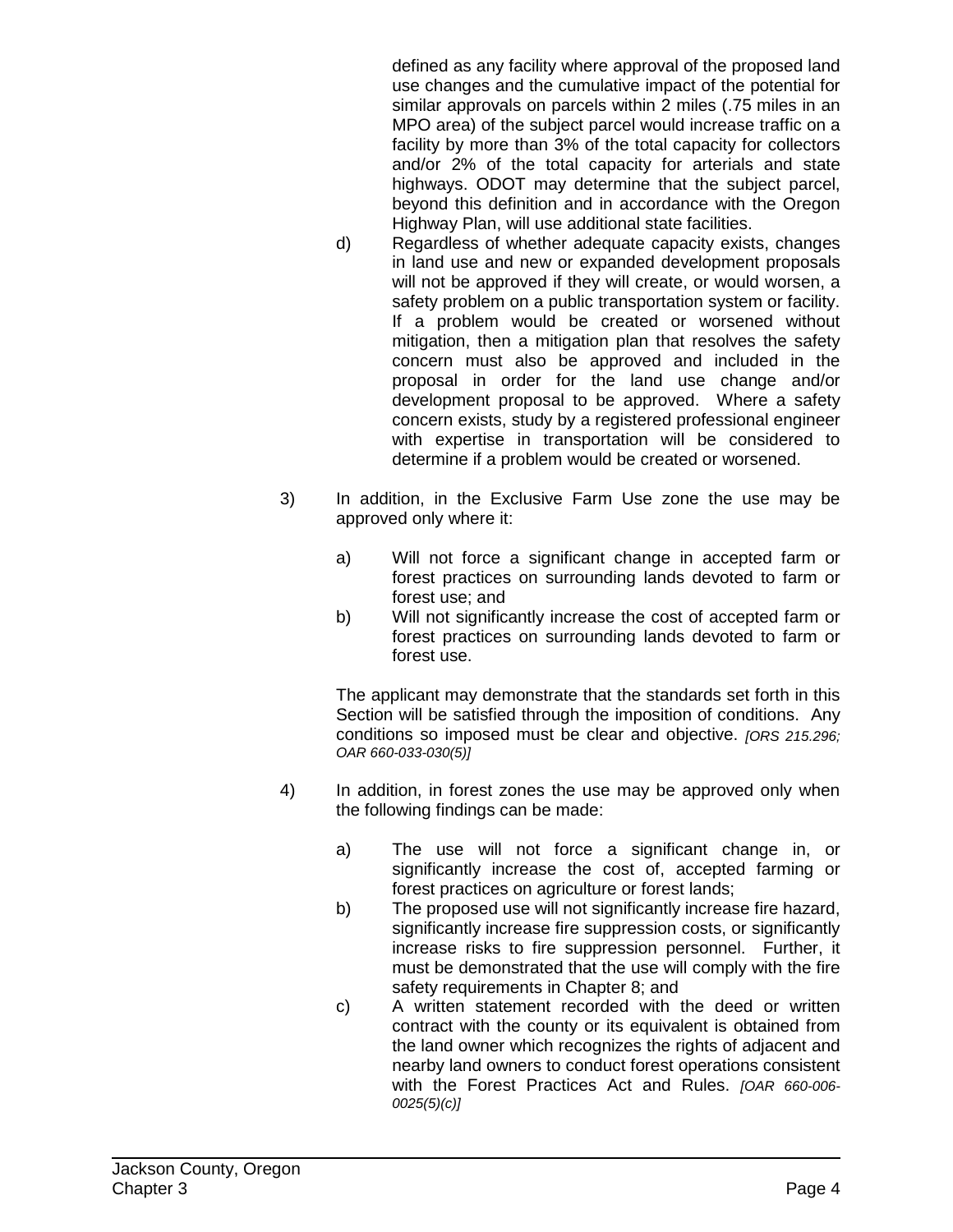defined as any facility where approval of the proposed land use changes and the cumulative impact of the potential for similar approvals on parcels within 2 miles (.75 miles in an MPO area) of the subject parcel would increase traffic on a facility by more than 3% of the total capacity for collectors and/or 2% of the total capacity for arterials and state highways. ODOT may determine that the subject parcel, beyond this definition and in accordance with the Oregon Highway Plan, will use additional state facilities.

d) Regardless of whether adequate capacity exists, changes in land use and new or expanded development proposals will not be approved if they will create, or would worsen, a safety problem on a public transportation system or facility. If a problem would be created or worsened without mitigation, then a mitigation plan that resolves the safety concern must also be approved and included in the proposal in order for the land use change and/or development proposal to be approved. Where a safety concern exists, study by a registered professional engineer with expertise in transportation will be considered to determine if a problem would be created or worsened.

3) In addition, in the Exclusive Farm Use zone the use may be approved only where it:

a) Will not force a significant change in accepted farm or forest practices on surrounding lands devoted to farm or forest use; and

b) Will not significantly increase the cost of accepted farm or forest practices on surrounding lands devoted to farm or forest use.

The applicant may demonstrate that the standards set forth in this Section will be satisfied through the imposition of conditions. Any conditions so imposed must be clear and objective. *[ORS 215.296; OAR 660-033-030(5)]*

4) In addition, in forest zones the use may be approved only when the following findings can be made:

a) The use will not force a significant change in, or significantly increase the cost of, accepted farming or forest practices on agriculture or forest lands;

b) The proposed use will not significantly increase fire hazard, significantly increase fire suppression costs, or significantly increase risks to fire suppression personnel. Further, it must be demonstrated that the use will comply with the fire safety requirements in Chapter 8; and

c) A written statement recorded with the deed or written contract with the county or its equivalent is obtained from the land owner which recognizes the rights of adjacent and nearby land owners to conduct forest operations consistent with the Forest Practices Act and Rules. *[OAR 660-006-0025(5)(c)]*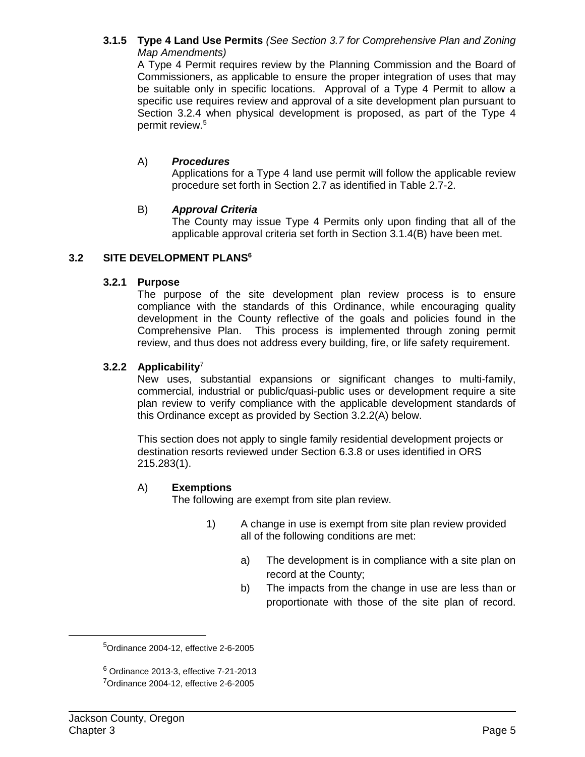### 3.1.5 Type 4 Land Use Permits *(See Section 3.7 for Comprehensive Plan and Zoning Map Amendments)*

A Type 4 Permit requires review by the Planning Commission and the Board of Commissioners, as applicable to ensure the proper integration of uses that may be suitable only in specific locations. Approval of a Type 4 Permit to allow a specific use requires review and approval of a site development plan pursuant to Section 3.2.4 when physical development is proposed, as part of the Type 4 permit review.[5]

A) ***Procedures***

Applications for a Type 4 land use permit will follow the applicable review procedure set forth in Section 2.7 as identified in Table 2.7-2.

B) ***Approval Criteria***

The County may issue Type 4 Permits only upon finding that all of the applicable approval criteria set forth in Section 3.1.4(B) have been met.

## 3.2 SITE DEVELOPMENT PLANS[6]

### 3.2.1 Purpose

The purpose of the site development plan review process is to ensure compliance with the standards of this Ordinance, while encouraging quality development in the County reflective of the goals and policies found in the Comprehensive Plan. This process is implemented through zoning permit review, and thus does not address every building, fire, or life safety requirement.

### 3.2.2 Applicability[7]

New uses, substantial expansions or significant changes to multi-family, commercial, industrial or public/quasi-public uses or development require a site plan review to verify compliance with the applicable development standards of this Ordinance except as provided by Section 3.2.2(A) below.

This section does not apply to single family residential development projects or destination resorts reviewed under Section 6.3.8 or uses identified in ORS 215.283(1).

A) **Exemptions**

The following are exempt from site plan review.

1) A change in use is exempt from site plan review provided all of the following conditions are met:

a) The development is in compliance with a site plan on record at the County;

b) The impacts from the change in use are less than or proportionate with those of the site plan of record.

---

[5] Ordinance 2004-12, effective 2-6-2005

[6] Ordinance 2013-3, effective 7-21-2013

[7] Ordinance 2004-12, effective 2-6-2005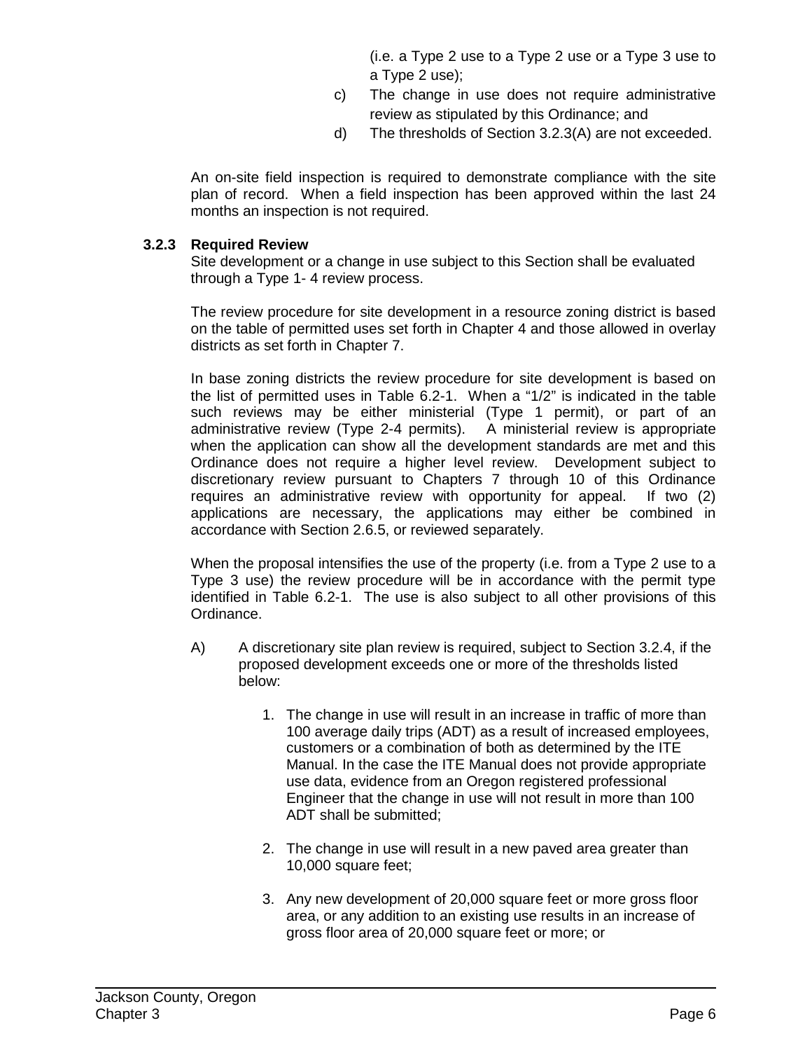(i.e. a Type 2 use to a Type 2 use or a Type 3 use to a Type 2 use);

c) The change in use does not require administrative review as stipulated by this Ordinance; and

d) The thresholds of Section 3.2.3(A) are not exceeded.

An on-site field inspection is required to demonstrate compliance with the site plan of record. When a field inspection has been approved within the last 24 months an inspection is not required.

### 3.2.3 Required Review

Site development or a change in use subject to this Section shall be evaluated through a Type 1- 4 review process.

The review procedure for site development in a resource zoning district is based on the table of permitted uses set forth in Chapter 4 and those allowed in overlay districts as set forth in Chapter 7.

In base zoning districts the review procedure for site development is based on the list of permitted uses in Table 6.2-1. When a "1/2" is indicated in the table such reviews may be either ministerial (Type 1 permit), or part of an administrative review (Type 2-4 permits). A ministerial review is appropriate when the application can show all the development standards are met and this Ordinance does not require a higher level review. Development subject to discretionary review pursuant to Chapters 7 through 10 of this Ordinance requires an administrative review with opportunity for appeal. If two (2) applications are necessary, the applications may either be combined in accordance with Section 2.6.5, or reviewed separately.

When the proposal intensifies the use of the property (i.e. from a Type 2 use to a Type 3 use) the review procedure will be in accordance with the permit type identified in Table 6.2-1. The use is also subject to all other provisions of this Ordinance.

A) A discretionary site plan review is required, subject to Section 3.2.4, if the proposed development exceeds one or more of the thresholds listed below:

1. The change in use will result in an increase in traffic of more than 100 average daily trips (ADT) as a result of increased employees, customers or a combination of both as determined by the ITE Manual. In the case the ITE Manual does not provide appropriate use data, evidence from an Oregon registered professional Engineer that the change in use will not result in more than 100 ADT shall be submitted;

2. The change in use will result in a new paved area greater than 10,000 square feet;

3. Any new development of 20,000 square feet or more gross floor area, or any addition to an existing use results in an increase of gross floor area of 20,000 square feet or more; or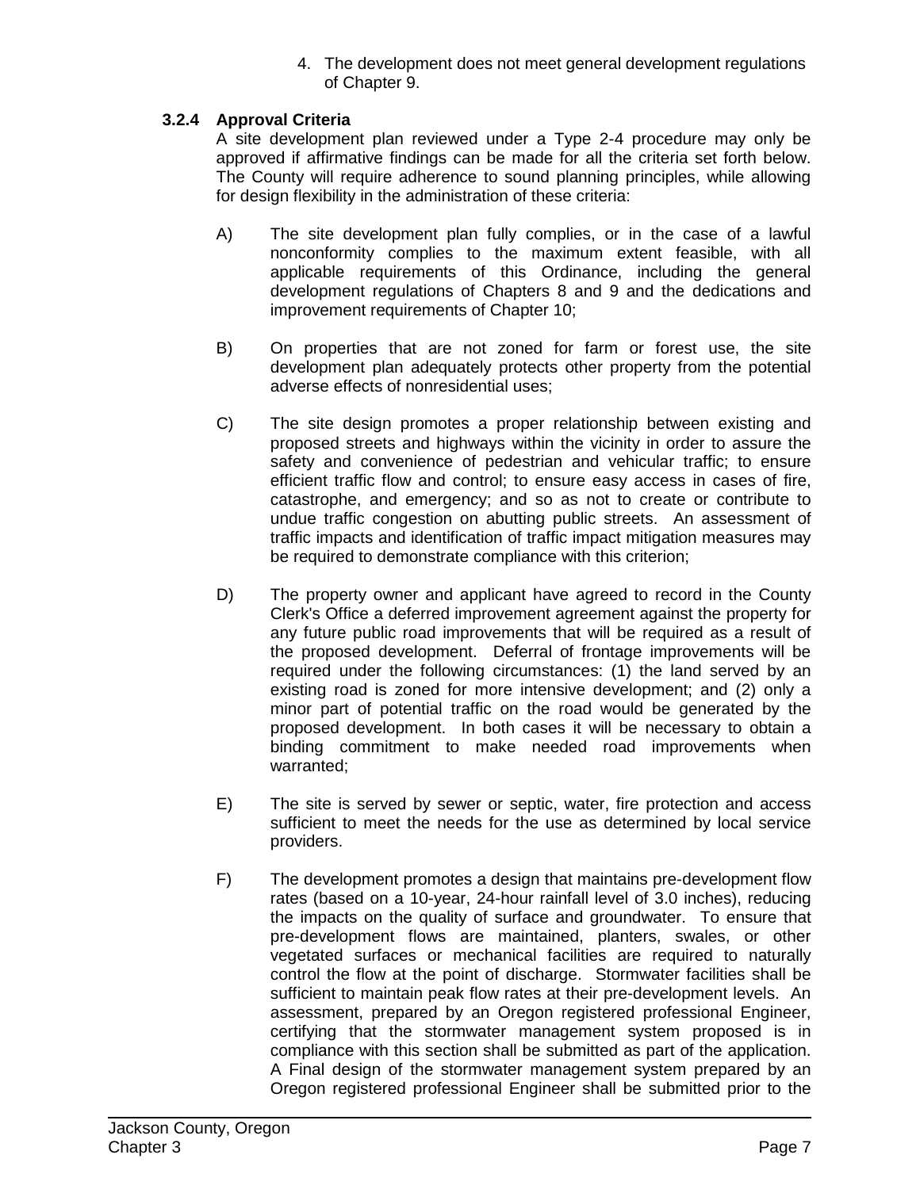4. The development does not meet general development regulations of Chapter 9.

### 3.2.4 Approval Criteria

A site development plan reviewed under a Type 2-4 procedure may only be approved if affirmative findings can be made for all the criteria set forth below. The County will require adherence to sound planning principles, while allowing for design flexibility in the administration of these criteria:

A) The site development plan fully complies, or in the case of a lawful nonconformity complies to the maximum extent feasible, with all applicable requirements of this Ordinance, including the general development regulations of Chapters 8 and 9 and the dedications and improvement requirements of Chapter 10;

B) On properties that are not zoned for farm or forest use, the site development plan adequately protects other property from the potential adverse effects of nonresidential uses;

C) The site design promotes a proper relationship between existing and proposed streets and highways within the vicinity in order to assure the safety and convenience of pedestrian and vehicular traffic; to ensure efficient traffic flow and control; to ensure easy access in cases of fire, catastrophe, and emergency; and so as not to create or contribute to undue traffic congestion on abutting public streets. An assessment of traffic impacts and identification of traffic impact mitigation measures may be required to demonstrate compliance with this criterion;

D) The property owner and applicant have agreed to record in the County Clerk's Office a deferred improvement agreement against the property for any future public road improvements that will be required as a result of the proposed development. Deferral of frontage improvements will be required under the following circumstances: (1) the land served by an existing road is zoned for more intensive development; and (2) only a minor part of potential traffic on the road would be generated by the proposed development. In both cases it will be necessary to obtain a binding commitment to make needed road improvements when warranted;

E) The site is served by sewer or septic, water, fire protection and access sufficient to meet the needs for the use as determined by local service providers.

F) The development promotes a design that maintains pre-development flow rates (based on a 10-year, 24-hour rainfall level of 3.0 inches), reducing the impacts on the quality of surface and groundwater. To ensure that pre-development flows are maintained, planters, swales, or other vegetated surfaces or mechanical facilities are required to naturally control the flow at the point of discharge. Stormwater facilities shall be sufficient to maintain peak flow rates at their pre-development levels. An assessment, prepared by an Oregon registered professional Engineer, certifying that the stormwater management system proposed is in compliance with this section shall be submitted as part of the application. A Final design of the stormwater management system prepared by an Oregon registered professional Engineer shall be submitted prior to the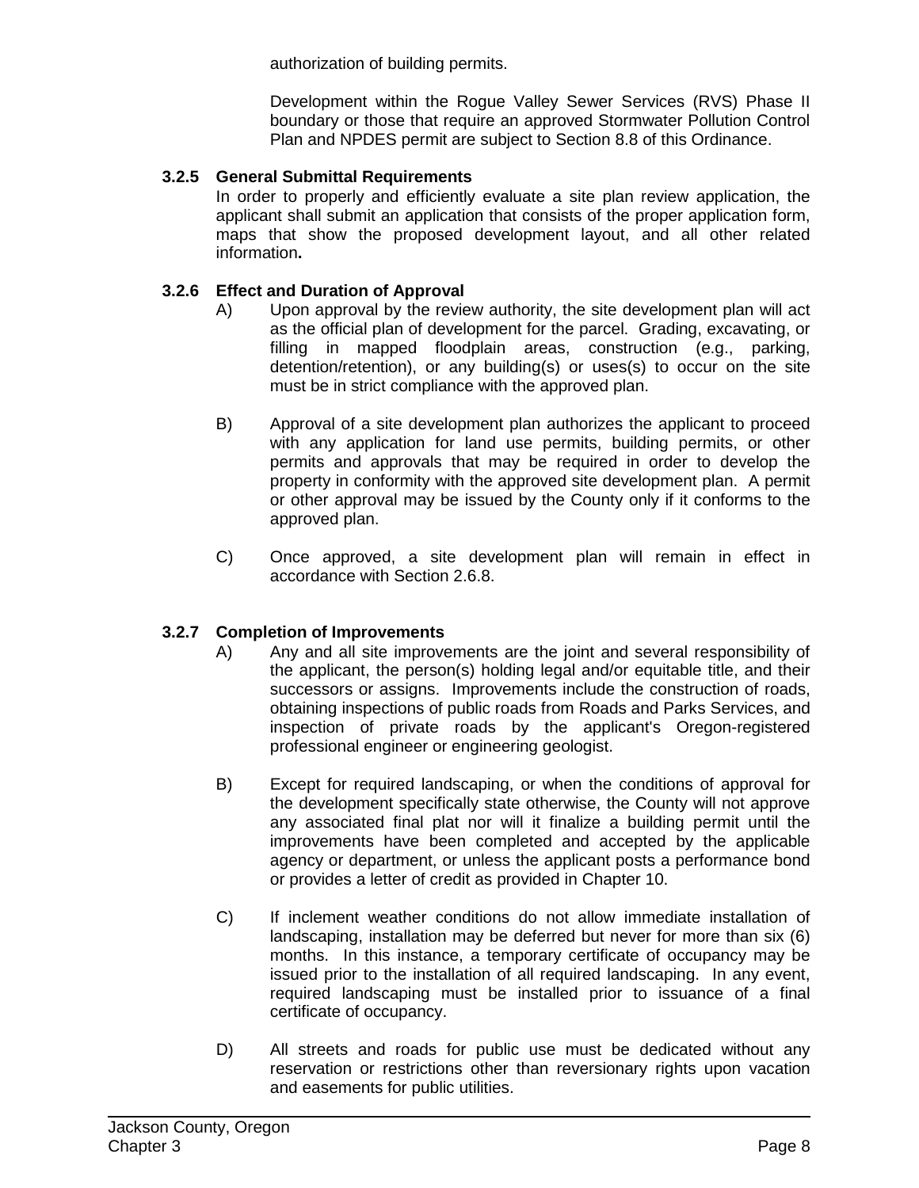authorization of building permits.

Development within the Rogue Valley Sewer Services (RVS) Phase II boundary or those that require an approved Stormwater Pollution Control Plan and NPDES permit are subject to Section 8.8 of this Ordinance.

### 3.2.5 General Submittal Requirements

In order to properly and efficiently evaluate a site plan review application, the applicant shall submit an application that consists of the proper application form, maps that show the proposed development layout, and all other related information**.**

### 3.2.6 Effect and Duration of Approval

A) Upon approval by the review authority, the site development plan will act as the official plan of development for the parcel. Grading, excavating, or filling in mapped floodplain areas, construction (e.g., parking, detention/retention), or any building(s) or uses(s) to occur on the site must be in strict compliance with the approved plan.

B) Approval of a site development plan authorizes the applicant to proceed with any application for land use permits, building permits, or other permits and approvals that may be required in order to develop the property in conformity with the approved site development plan. A permit or other approval may be issued by the County only if it conforms to the approved plan.

C) Once approved, a site development plan will remain in effect in accordance with Section 2.6.8.

### 3.2.7 Completion of Improvements

A) Any and all site improvements are the joint and several responsibility of the applicant, the person(s) holding legal and/or equitable title, and their successors or assigns. Improvements include the construction of roads, obtaining inspections of public roads from Roads and Parks Services, and inspection of private roads by the applicant's Oregon-registered professional engineer or engineering geologist.

B) Except for required landscaping, or when the conditions of approval for the development specifically state otherwise, the County will not approve any associated final plat nor will it finalize a building permit until the improvements have been completed and accepted by the applicable agency or department, or unless the applicant posts a performance bond or provides a letter of credit as provided in Chapter 10.

C) If inclement weather conditions do not allow immediate installation of landscaping, installation may be deferred but never for more than six (6) months. In this instance, a temporary certificate of occupancy may be issued prior to the installation of all required landscaping. In any event, required landscaping must be installed prior to issuance of a final certificate of occupancy.

D) All streets and roads for public use must be dedicated without any reservation or restrictions other than reversionary rights upon vacation and easements for public utilities.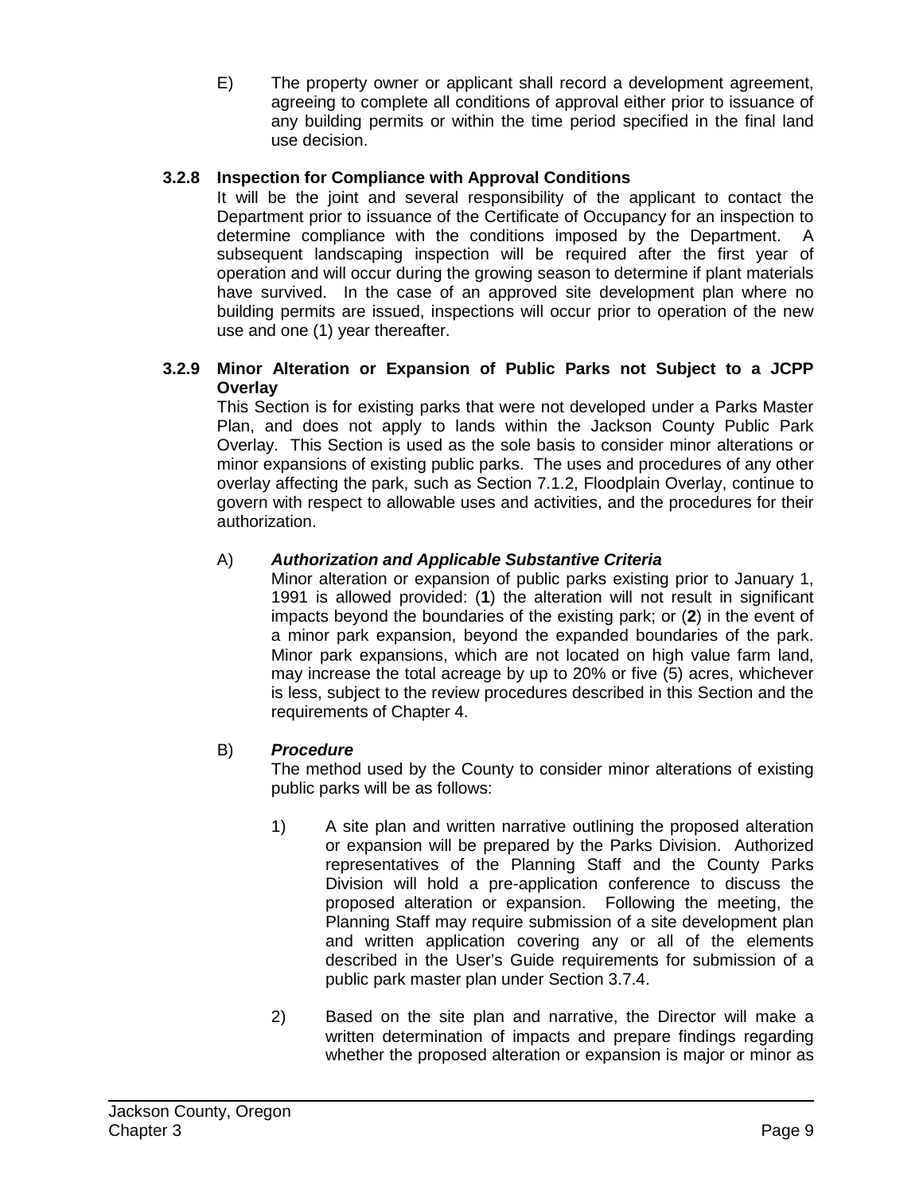E) The property owner or applicant shall record a development agreement, agreeing to complete all conditions of approval either prior to issuance of any building permits or within the time period specified in the final land use decision.

### 3.2.8 Inspection for Compliance with Approval Conditions

It will be the joint and several responsibility of the applicant to contact the Department prior to issuance of the Certificate of Occupancy for an inspection to determine compliance with the conditions imposed by the Department. A subsequent landscaping inspection will be required after the first year of operation and will occur during the growing season to determine if plant materials have survived. In the case of an approved site development plan where no building permits are issued, inspections will occur prior to operation of the new use and one (1) year thereafter.

### 3.2.9 Minor Alteration or Expansion of Public Parks not Subject to a JCPP Overlay

This Section is for existing parks that were not developed under a Parks Master Plan, and does not apply to lands within the Jackson County Public Park Overlay. This Section is used as the sole basis to consider minor alterations or minor expansions of existing public parks. The uses and procedures of any other overlay affecting the park, such as Section 7.1.2, Floodplain Overlay, continue to govern with respect to allowable uses and activities, and the procedures for their authorization.

A) ***Authorization and Applicable Substantive Criteria***

Minor alteration or expansion of public parks existing prior to January 1, 1991 is allowed provided: (**1**) the alteration will not result in significant impacts beyond the boundaries of the existing park; or (**2**) in the event of a minor park expansion, beyond the expanded boundaries of the park. Minor park expansions, which are not located on high value farm land, may increase the total acreage by up to 20% or five (5) acres, whichever is less, subject to the review procedures described in this Section and the requirements of Chapter 4.

B) ***Procedure***

The method used by the County to consider minor alterations of existing public parks will be as follows:

1) A site plan and written narrative outlining the proposed alteration or expansion will be prepared by the Parks Division. Authorized representatives of the Planning Staff and the County Parks Division will hold a pre-application conference to discuss the proposed alteration or expansion. Following the meeting, the Planning Staff may require submission of a site development plan and written application covering any or all of the elements described in the User's Guide requirements for submission of a public park master plan under Section 3.7.4.

2) Based on the site plan and narrative, the Director will make a written determination of impacts and prepare findings regarding whether the proposed alteration or expansion is major or minor as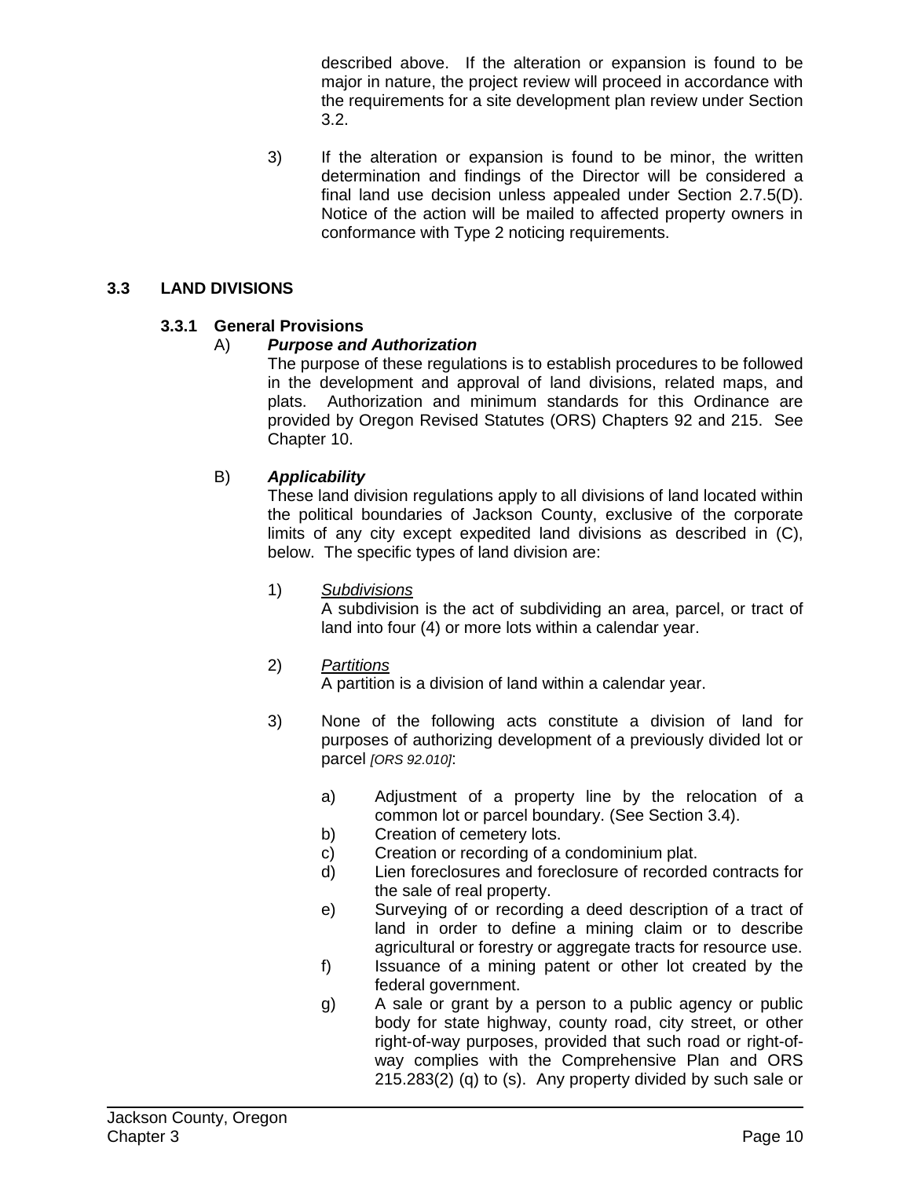described above. If the alteration or expansion is found to be major in nature, the project review will proceed in accordance with the requirements for a site development plan review under Section 3.2.

3) If the alteration or expansion is found to be minor, the written determination and findings of the Director will be considered a final land use decision unless appealed under Section 2.7.5(D). Notice of the action will be mailed to affected property owners in conformance with Type 2 noticing requirements.

## 3.3 LAND DIVISIONS

### 3.3.1 General Provisions

A) ***Purpose and Authorization***

The purpose of these regulations is to establish procedures to be followed in the development and approval of land divisions, related maps, and plats. Authorization and minimum standards for this Ordinance are provided by Oregon Revised Statutes (ORS) Chapters 92 and 215. See Chapter 10.

B) ***Applicability***

These land division regulations apply to all divisions of land located within the political boundaries of Jackson County, exclusive of the corporate limits of any city except expedited land divisions as described in (C), below. The specific types of land division are:

1) <u>Subdivisions</u>

A subdivision is the act of subdividing an area, parcel, or tract of land into four (4) or more lots within a calendar year.

2) <u>Partitions</u>

A partition is a division of land within a calendar year.

3) None of the following acts constitute a division of land for purposes of authorizing development of a previously divided lot or parcel *[ORS 92.010]*:

a) Adjustment of a property line by the relocation of a common lot or parcel boundary. (See Section 3.4).

b) Creation of cemetery lots.

c) Creation or recording of a condominium plat.

d) Lien foreclosures and foreclosure of recorded contracts for the sale of real property.

e) Surveying of or recording a deed description of a tract of land in order to define a mining claim or to describe agricultural or forestry or aggregate tracts for resource use.

f) Issuance of a mining patent or other lot created by the federal government.

g) A sale or grant by a person to a public agency or public body for state highway, county road, city street, or other right-of-way purposes, provided that such road or right-of-way complies with the Comprehensive Plan and ORS 215.283(2) (q) to (s). Any property divided by such sale or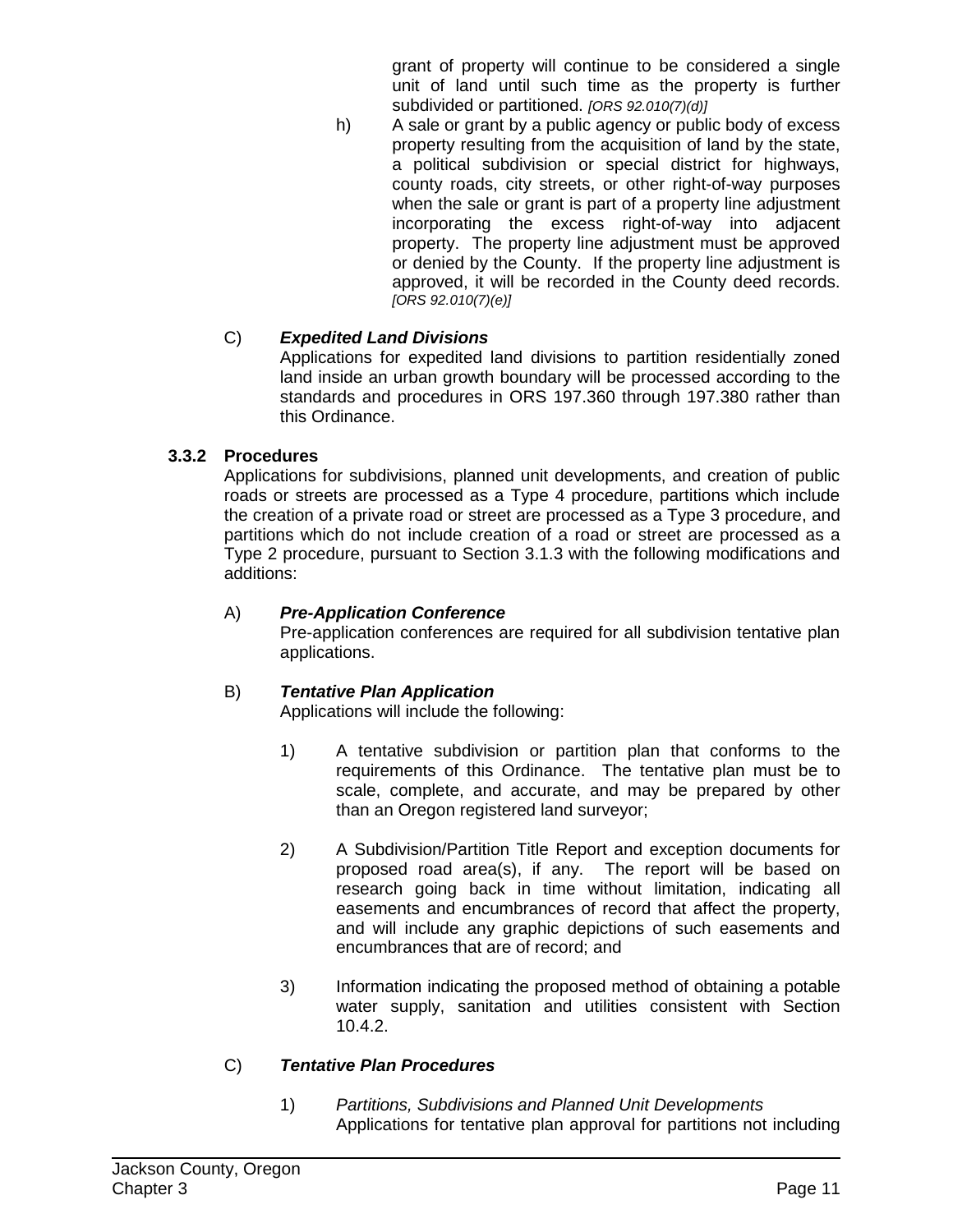grant of property will continue to be considered a single unit of land until such time as the property is further subdivided or partitioned. *[ORS 92.010(7)(d)]*

h) A sale or grant by a public agency or public body of excess property resulting from the acquisition of land by the state, a political subdivision or special district for highways, county roads, city streets, or other right-of-way purposes when the sale or grant is part of a property line adjustment incorporating the excess right-of-way into adjacent property. The property line adjustment must be approved or denied by the County. If the property line adjustment is approved, it will be recorded in the County deed records. *[ORS 92.010(7)(e)]*

C) ***Expedited Land Divisions***

Applications for expedited land divisions to partition residentially zoned land inside an urban growth boundary will be processed according to the standards and procedures in ORS 197.360 through 197.380 rather than this Ordinance.

### 3.3.2 Procedures

Applications for subdivisions, planned unit developments, and creation of public roads or streets are processed as a Type 4 procedure, partitions which include the creation of a private road or street are processed as a Type 3 procedure, and partitions which do not include creation of a road or street are processed as a Type 2 procedure, pursuant to Section 3.1.3 with the following modifications and additions:

A) ***Pre-Application Conference***

Pre-application conferences are required for all subdivision tentative plan applications.

B) ***Tentative Plan Application***

Applications will include the following:

1) A tentative subdivision or partition plan that conforms to the requirements of this Ordinance. The tentative plan must be to scale, complete, and accurate, and may be prepared by other than an Oregon registered land surveyor;

2) A Subdivision/Partition Title Report and exception documents for proposed road area(s), if any. The report will be based on research going back in time without limitation, indicating all easements and encumbrances of record that affect the property, and will include any graphic depictions of such easements and encumbrances that are of record; and

3) Information indicating the proposed method of obtaining a potable water supply, sanitation and utilities consistent with Section 10.4.2.

C) ***Tentative Plan Procedures***

1) *Partitions, Subdivisions and Planned Unit Developments*

Applications for tentative plan approval for partitions not including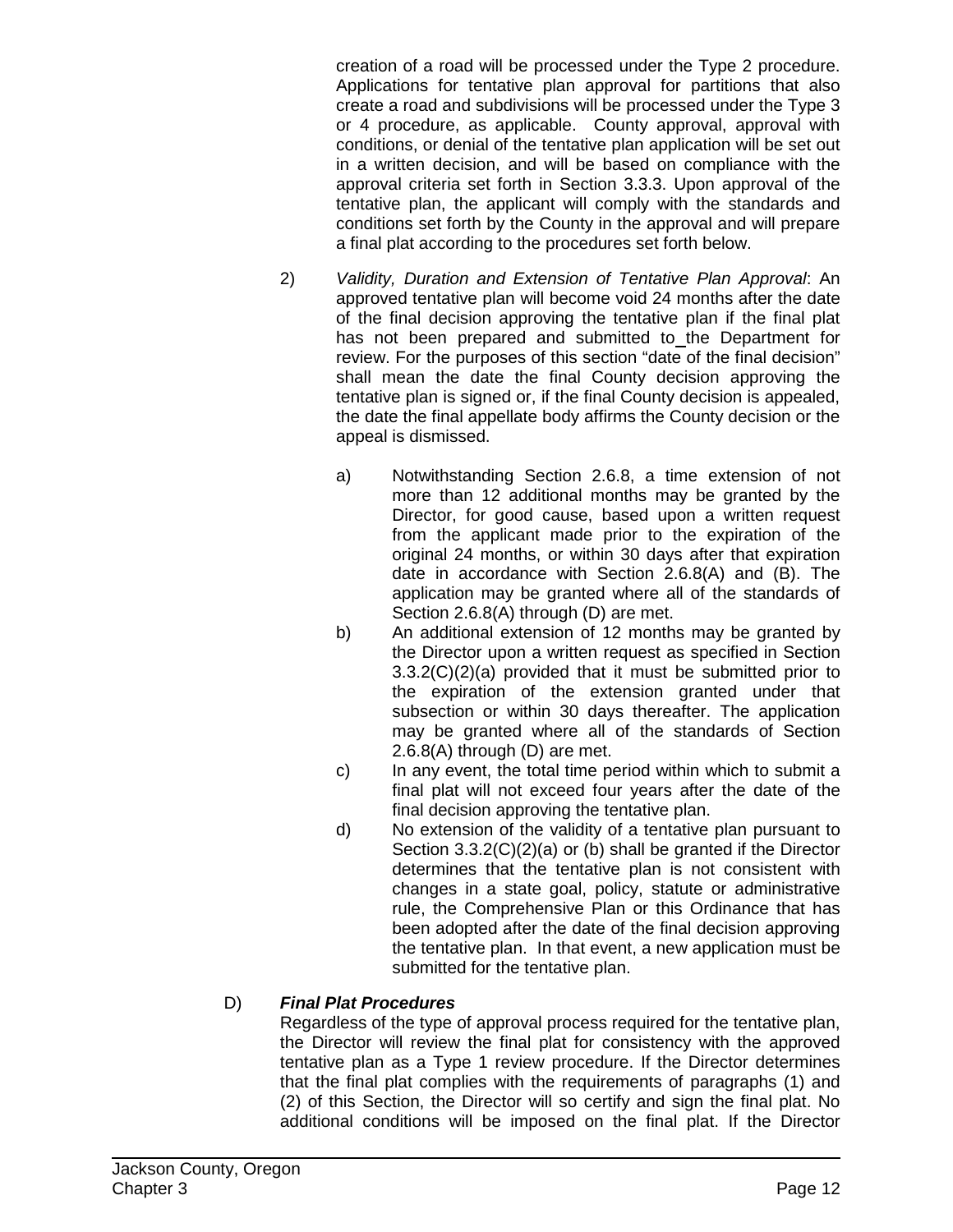creation of a road will be processed under the Type 2 procedure. Applications for tentative plan approval for partitions that also create a road and subdivisions will be processed under the Type 3 or 4 procedure, as applicable. County approval, approval with conditions, or denial of the tentative plan application will be set out in a written decision, and will be based on compliance with the approval criteria set forth in Section 3.3.3. Upon approval of the tentative plan, the applicant will comply with the standards and conditions set forth by the County in the approval and will prepare a final plat according to the procedures set forth below.

2) *Validity, Duration and Extension of Tentative Plan Approval*: An approved tentative plan will become void 24 months after the date of the final decision approving the tentative plan if the final plat has not been prepared and submitted to the Department for review. For the purposes of this section "date of the final decision" shall mean the date the final County decision approving the tentative plan is signed or, if the final County decision is appealed, the date the final appellate body affirms the County decision or the appeal is dismissed.

   a) Notwithstanding Section 2.6.8, a time extension of not more than 12 additional months may be granted by the Director, for good cause, based upon a written request from the applicant made prior to the expiration of the original 24 months, or within 30 days after that expiration date in accordance with Section 2.6.8(A) and (B). The application may be granted where all of the standards of Section 2.6.8(A) through (D) are met.

   b) An additional extension of 12 months may be granted by the Director upon a written request as specified in Section 3.3.2(C)(2)(a) provided that it must be submitted prior to the expiration of the extension granted under that subsection or within 30 days thereafter. The application may be granted where all of the standards of Section 2.6.8(A) through (D) are met.

   c) In any event, the total time period within which to submit a final plat will not exceed four years after the date of the final decision approving the tentative plan.

   d) No extension of the validity of a tentative plan pursuant to Section 3.3.2(C)(2)(a) or (b) shall be granted if the Director determines that the tentative plan is not consistent with changes in a state goal, policy, statute or administrative rule, the Comprehensive Plan or this Ordinance that has been adopted after the date of the final decision approving the tentative plan. In that event, a new application must be submitted for the tentative plan.

D) ***Final Plat Procedures***

Regardless of the type of approval process required for the tentative plan, the Director will review the final plat for consistency with the approved tentative plan as a Type 1 review procedure. If the Director determines that the final plat complies with the requirements of paragraphs (1) and (2) of this Section, the Director will so certify and sign the final plat. No additional conditions will be imposed on the final plat. If the Director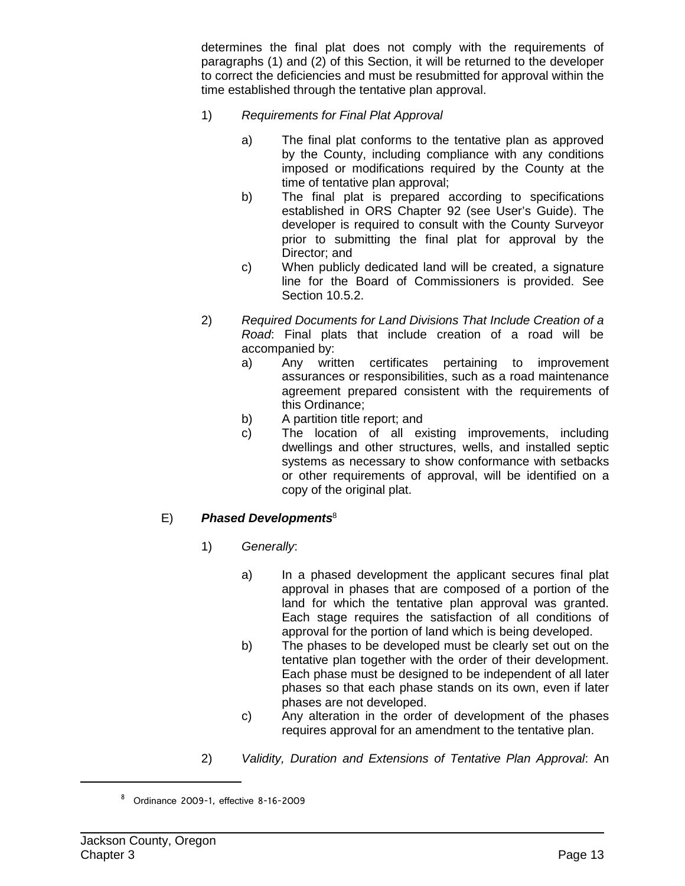determines the final plat does not comply with the requirements of paragraphs (1) and (2) of this Section, it will be returned to the developer to correct the deficiencies and must be resubmitted for approval within the time established through the tentative plan approval.

1) *Requirements for Final Plat Approval*

   a) The final plat conforms to the tentative plan as approved by the County, including compliance with any conditions imposed or modifications required by the County at the time of tentative plan approval;
   b) The final plat is prepared according to specifications established in ORS Chapter 92 (see User's Guide). The developer is required to consult with the County Surveyor prior to submitting the final plat for approval by the Director; and
   c) When publicly dedicated land will be created, a signature line for the Board of Commissioners is provided. See Section 10.5.2.

2) *Required Documents for Land Divisions That Include Creation of a Road*: Final plats that include creation of a road will be accompanied by:
   a) Any written certificates pertaining to improvement assurances or responsibilities, such as a road maintenance agreement prepared consistent with the requirements of this Ordinance;
   b) A partition title report; and
   c) The location of all existing improvements, including dwellings and other structures, wells, and installed septic systems as necessary to show conformance with setbacks or other requirements of approval, will be identified on a copy of the original plat.

E) ***Phased Developments***[8]

1) *Generally*:

   a) In a phased development the applicant secures final plat approval in phases that are composed of a portion of the land for which the tentative plan approval was granted. Each stage requires the satisfaction of all conditions of approval for the portion of land which is being developed.
   b) The phases to be developed must be clearly set out on the tentative plan together with the order of their development. Each phase must be designed to be independent of all later phases so that each phase stands on its own, even if later phases are not developed.
   c) Any alteration in the order of development of the phases requires approval for an amendment to the tentative plan.

2) *Validity, Duration and Extensions of Tentative Plan Approval*: An

[8] Ordinance 2009-1, effective 8-16-2009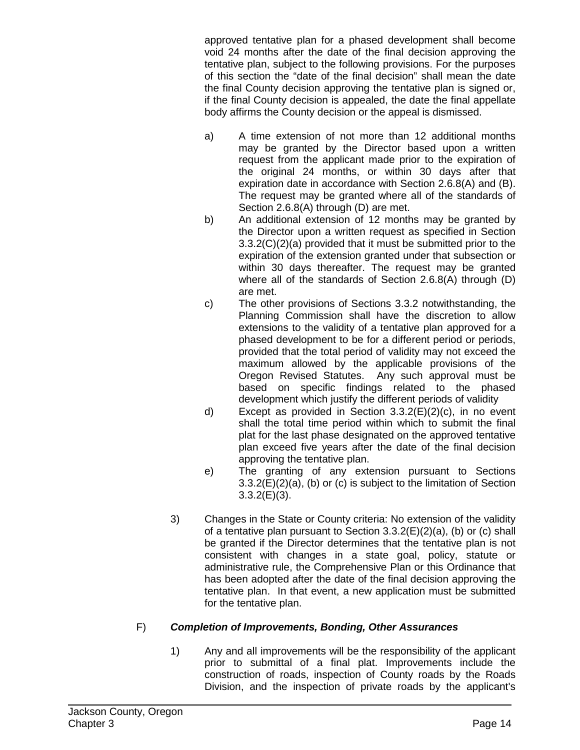approved tentative plan for a phased development shall become void 24 months after the date of the final decision approving the tentative plan, subject to the following provisions. For the purposes of this section the "date of the final decision" shall mean the date the final County decision approving the tentative plan is signed or, if the final County decision is appealed, the date the final appellate body affirms the County decision or the appeal is dismissed.

a) A time extension of not more than 12 additional months may be granted by the Director based upon a written request from the applicant made prior to the expiration of the original 24 months, or within 30 days after that expiration date in accordance with Section 2.6.8(A) and (B). The request may be granted where all of the standards of Section 2.6.8(A) through (D) are met.

b) An additional extension of 12 months may be granted by the Director upon a written request as specified in Section 3.3.2(C)(2)(a) provided that it must be submitted prior to the expiration of the extension granted under that subsection or within 30 days thereafter. The request may be granted where all of the standards of Section 2.6.8(A) through (D) are met.

c) The other provisions of Sections 3.3.2 notwithstanding, the Planning Commission shall have the discretion to allow extensions to the validity of a tentative plan approved for a phased development to be for a different period or periods, provided that the total period of validity may not exceed the maximum allowed by the applicable provisions of the Oregon Revised Statutes. Any such approval must be based on specific findings related to the phased development which justify the different periods of validity

d) Except as provided in Section 3.3.2(E)(2)(c), in no event shall the total time period within which to submit the final plat for the last phase designated on the approved tentative plan exceed five years after the date of the final decision approving the tentative plan.

e) The granting of any extension pursuant to Sections 3.3.2(E)(2)(a), (b) or (c) is subject to the limitation of Section 3.3.2(E)(3).

3) Changes in the State or County criteria: No extension of the validity of a tentative plan pursuant to Section 3.3.2(E)(2)(a), (b) or (c) shall be granted if the Director determines that the tentative plan is not consistent with changes in a state goal, policy, statute or administrative rule, the Comprehensive Plan or this Ordinance that has been adopted after the date of the final decision approving the tentative plan. In that event, a new application must be submitted for the tentative plan.

F) ***Completion of Improvements, Bonding, Other Assurances***

1) Any and all improvements will be the responsibility of the applicant prior to submittal of a final plat. Improvements include the construction of roads, inspection of County roads by the Roads Division, and the inspection of private roads by the applicant's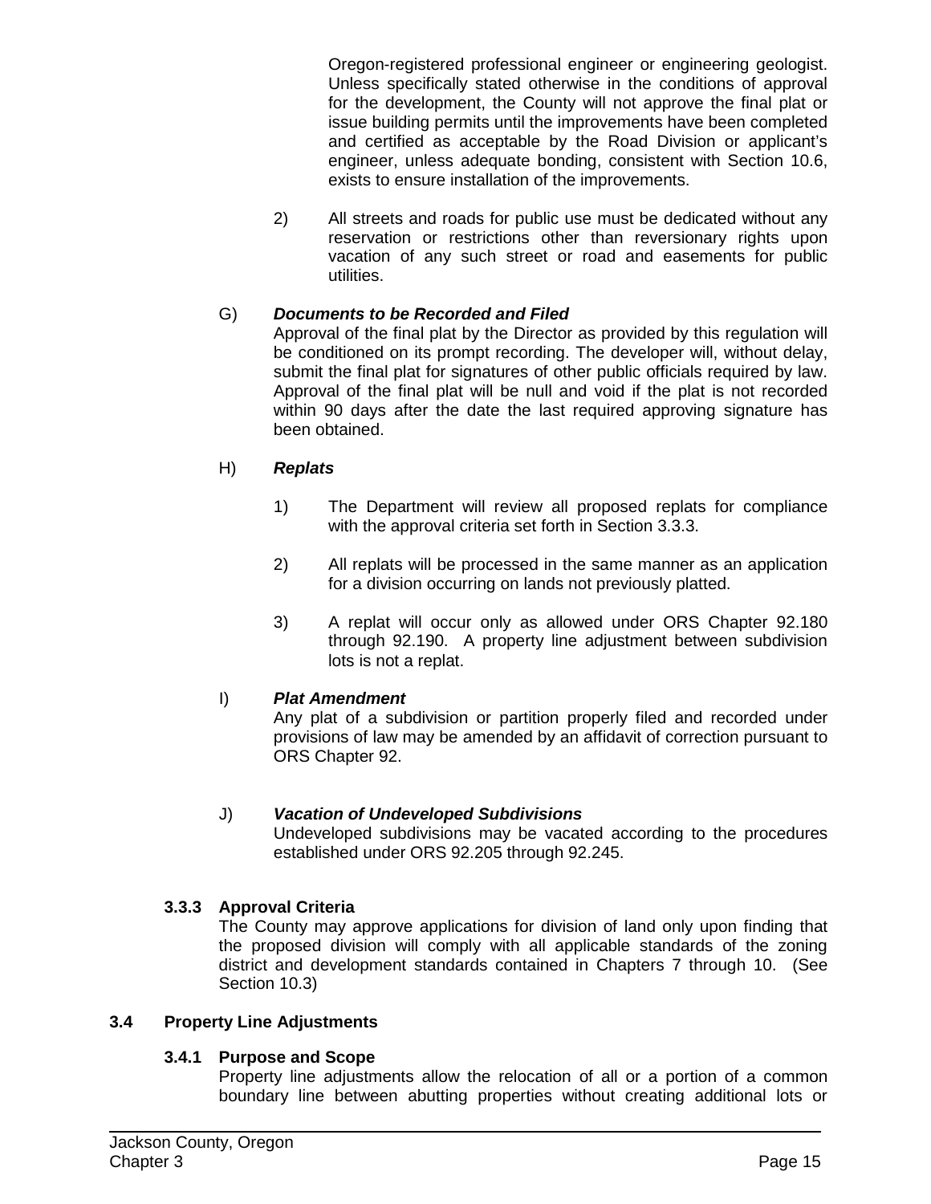Oregon-registered professional engineer or engineering geologist. Unless specifically stated otherwise in the conditions of approval for the development, the County will not approve the final plat or issue building permits until the improvements have been completed and certified as acceptable by the Road Division or applicant's engineer, unless adequate bonding, consistent with Section 10.6, exists to ensure installation of the improvements.

2) All streets and roads for public use must be dedicated without any reservation or restrictions other than reversionary rights upon vacation of any such street or road and easements for public utilities.

G) ***Documents to be Recorded and Filed***
Approval of the final plat by the Director as provided by this regulation will be conditioned on its prompt recording. The developer will, without delay, submit the final plat for signatures of other public officials required by law. Approval of the final plat will be null and void if the plat is not recorded within 90 days after the date the last required approving signature has been obtained.

H) ***Replats***

1) The Department will review all proposed replats for compliance with the approval criteria set forth in Section 3.3.3.

2) All replats will be processed in the same manner as an application for a division occurring on lands not previously platted.

3) A replat will occur only as allowed under ORS Chapter 92.180 through 92.190. A property line adjustment between subdivision lots is not a replat.

I) ***Plat Amendment***
Any plat of a subdivision or partition properly filed and recorded under provisions of law may be amended by an affidavit of correction pursuant to ORS Chapter 92.

J) ***Vacation of Undeveloped Subdivisions***
Undeveloped subdivisions may be vacated according to the procedures established under ORS 92.205 through 92.245.

#### 3.3.3 Approval Criteria

The County may approve applications for division of land only upon finding that the proposed division will comply with all applicable standards of the zoning district and development standards contained in Chapters 7 through 10. (See Section 10.3)

### 3.4 Property Line Adjustments

#### 3.4.1 Purpose and Scope

Property line adjustments allow the relocation of all or a portion of a common boundary line between abutting properties without creating additional lots or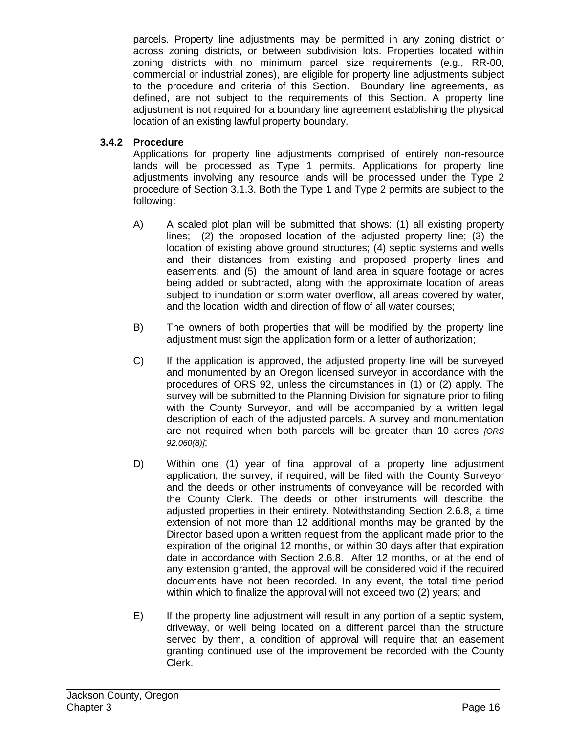parcels. Property line adjustments may be permitted in any zoning district or across zoning districts, or between subdivision lots. Properties located within zoning districts with no minimum parcel size requirements (e.g., RR-00, commercial or industrial zones), are eligible for property line adjustments subject to the procedure and criteria of this Section. Boundary line agreements, as defined, are not subject to the requirements of this Section. A property line adjustment is not required for a boundary line agreement establishing the physical location of an existing lawful property boundary.

### 3.4.2 Procedure

Applications for property line adjustments comprised of entirely non-resource lands will be processed as Type 1 permits. Applications for property line adjustments involving any resource lands will be processed under the Type 2 procedure of Section 3.1.3. Both the Type 1 and Type 2 permits are subject to the following:

A) A scaled plot plan will be submitted that shows: (1) all existing property lines; (2) the proposed location of the adjusted property line; (3) the location of existing above ground structures; (4) septic systems and wells and their distances from existing and proposed property lines and easements; and (5) the amount of land area in square footage or acres being added or subtracted, along with the approximate location of areas subject to inundation or storm water overflow, all areas covered by water, and the location, width and direction of flow of all water courses;

B) The owners of both properties that will be modified by the property line adjustment must sign the application form or a letter of authorization;

C) If the application is approved, the adjusted property line will be surveyed and monumented by an Oregon licensed surveyor in accordance with the procedures of ORS 92, unless the circumstances in (1) or (2) apply. The survey will be submitted to the Planning Division for signature prior to filing with the County Surveyor, and will be accompanied by a written legal description of each of the adjusted parcels. A survey and monumentation are not required when both parcels will be greater than 10 acres *[ORS 92.060(8)]*;

D) Within one (1) year of final approval of a property line adjustment application, the survey, if required, will be filed with the County Surveyor and the deeds or other instruments of conveyance will be recorded with the County Clerk. The deeds or other instruments will describe the adjusted properties in their entirety. Notwithstanding Section 2.6.8, a time extension of not more than 12 additional months may be granted by the Director based upon a written request from the applicant made prior to the expiration of the original 12 months, or within 30 days after that expiration date in accordance with Section 2.6.8. After 12 months, or at the end of any extension granted, the approval will be considered void if the required documents have not been recorded. In any event, the total time period within which to finalize the approval will not exceed two (2) years; and

E) If the property line adjustment will result in any portion of a septic system, driveway, or well being located on a different parcel than the structure served by them, a condition of approval will require that an easement granting continued use of the improvement be recorded with the County Clerk.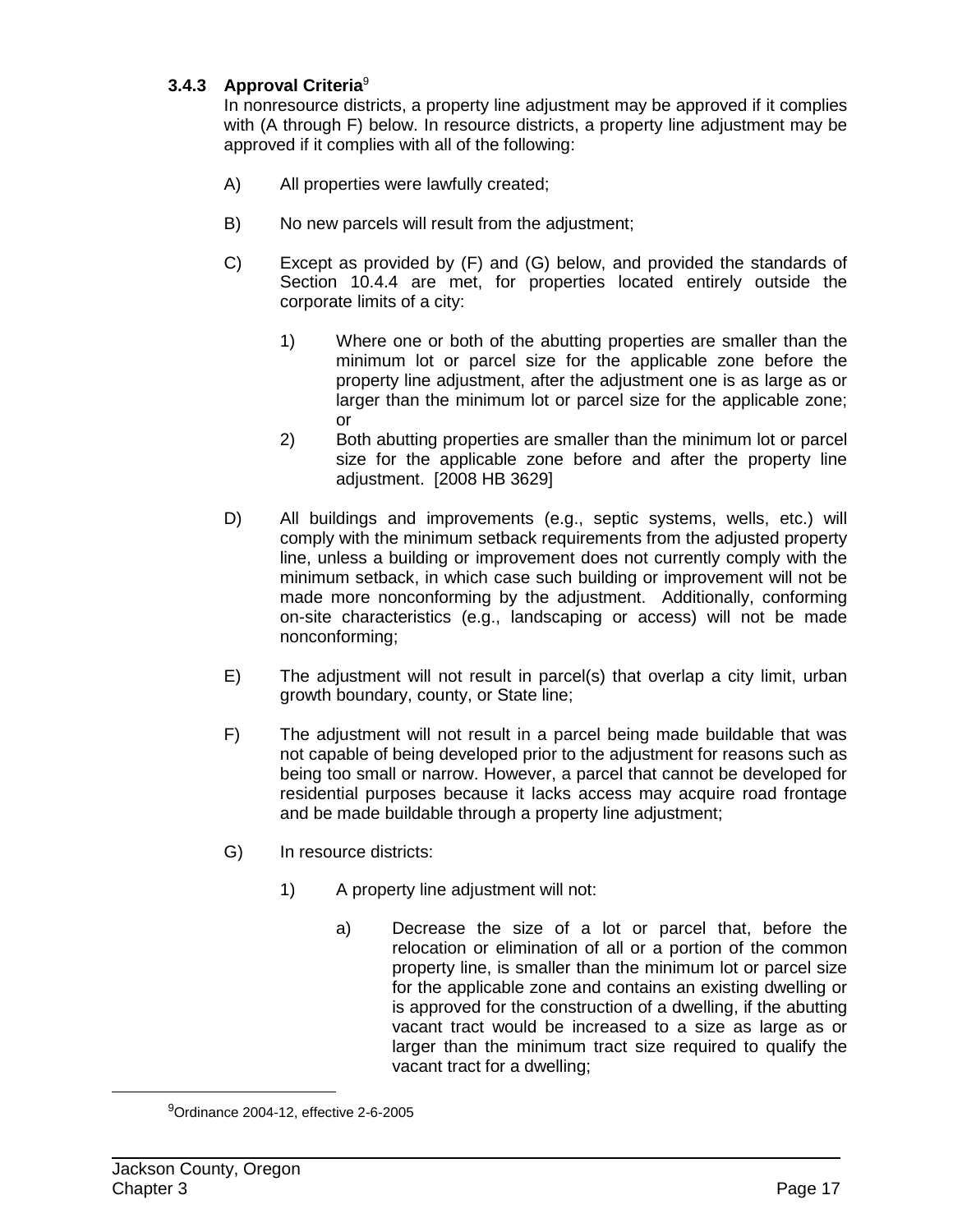### 3.4.3 Approval Criteria[9]

In nonresource districts, a property line adjustment may be approved if it complies with (A through F) below. In resource districts, a property line adjustment may be approved if it complies with all of the following:

A) All properties were lawfully created;

B) No new parcels will result from the adjustment;

C) Except as provided by (F) and (G) below, and provided the standards of Section 10.4.4 are met, for properties located entirely outside the corporate limits of a city:

1) Where one or both of the abutting properties are smaller than the minimum lot or parcel size for the applicable zone before the property line adjustment, after the adjustment one is as large as or larger than the minimum lot or parcel size for the applicable zone; or
2) Both abutting properties are smaller than the minimum lot or parcel size for the applicable zone before and after the property line adjustment. [2008 HB 3629]

D) All buildings and improvements (e.g., septic systems, wells, etc.) will comply with the minimum setback requirements from the adjusted property line, unless a building or improvement does not currently comply with the minimum setback, in which case such building or improvement will not be made more nonconforming by the adjustment. Additionally, conforming on-site characteristics (e.g., landscaping or access) will not be made nonconforming;

E) The adjustment will not result in parcel(s) that overlap a city limit, urban growth boundary, county, or State line;

F) The adjustment will not result in a parcel being made buildable that was not capable of being developed prior to the adjustment for reasons such as being too small or narrow. However, a parcel that cannot be developed for residential purposes because it lacks access may acquire road frontage and be made buildable through a property line adjustment;

G) In resource districts:

1) A property line adjustment will not:

a) Decrease the size of a lot or parcel that, before the relocation or elimination of all or a portion of the common property line, is smaller than the minimum lot or parcel size for the applicable zone and contains an existing dwelling or is approved for the construction of a dwelling, if the abutting vacant tract would be increased to a size as large as or larger than the minimum tract size required to qualify the vacant tract for a dwelling;

---

[9] Ordinance 2004-12, effective 2-6-2005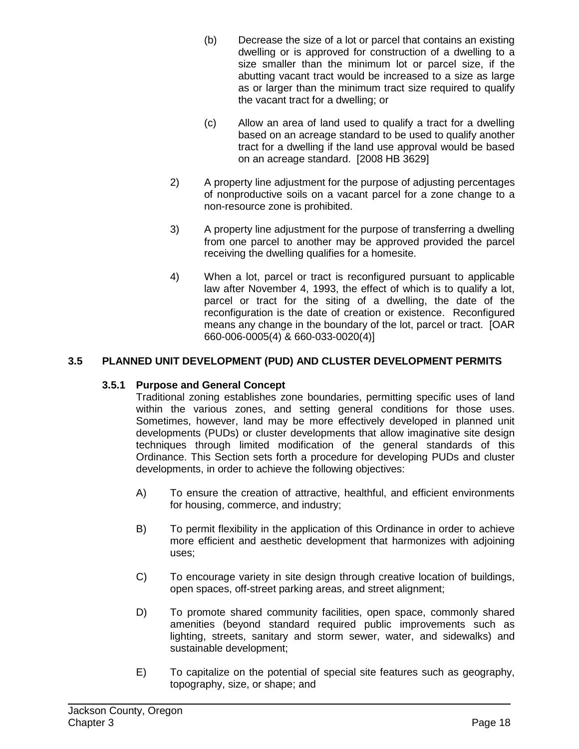(b) Decrease the size of a lot or parcel that contains an existing dwelling or is approved for construction of a dwelling to a size smaller than the minimum lot or parcel size, if the abutting vacant tract would be increased to a size as large as or larger than the minimum tract size required to qualify the vacant tract for a dwelling; or

(c) Allow an area of land used to qualify a tract for a dwelling based on an acreage standard to be used to qualify another tract for a dwelling if the land use approval would be based on an acreage standard. [2008 HB 3629]

2) A property line adjustment for the purpose of adjusting percentages of nonproductive soils on a vacant parcel for a zone change to a non-resource zone is prohibited.

3) A property line adjustment for the purpose of transferring a dwelling from one parcel to another may be approved provided the parcel receiving the dwelling qualifies for a homesite.

4) When a lot, parcel or tract is reconfigured pursuant to applicable law after November 4, 1993, the effect of which is to qualify a lot, parcel or tract for the siting of a dwelling, the date of the reconfiguration is the date of creation or existence. Reconfigured means any change in the boundary of the lot, parcel or tract. [OAR 660-006-0005(4) & 660-033-0020(4)]

## 3.5 PLANNED UNIT DEVELOPMENT (PUD) AND CLUSTER DEVELOPMENT PERMITS

### 3.5.1 Purpose and General Concept

Traditional zoning establishes zone boundaries, permitting specific uses of land within the various zones, and setting general conditions for those uses. Sometimes, however, land may be more effectively developed in planned unit developments (PUDs) or cluster developments that allow imaginative site design techniques through limited modification of the general standards of this Ordinance. This Section sets forth a procedure for developing PUDs and cluster developments, in order to achieve the following objectives:

A) To ensure the creation of attractive, healthful, and efficient environments for housing, commerce, and industry;

B) To permit flexibility in the application of this Ordinance in order to achieve more efficient and aesthetic development that harmonizes with adjoining uses;

C) To encourage variety in site design through creative location of buildings, open spaces, off-street parking areas, and street alignment;

D) To promote shared community facilities, open space, commonly shared amenities (beyond standard required public improvements such as lighting, streets, sanitary and storm sewer, water, and sidewalks) and sustainable development;

E) To capitalize on the potential of special site features such as geography, topography, size, or shape; and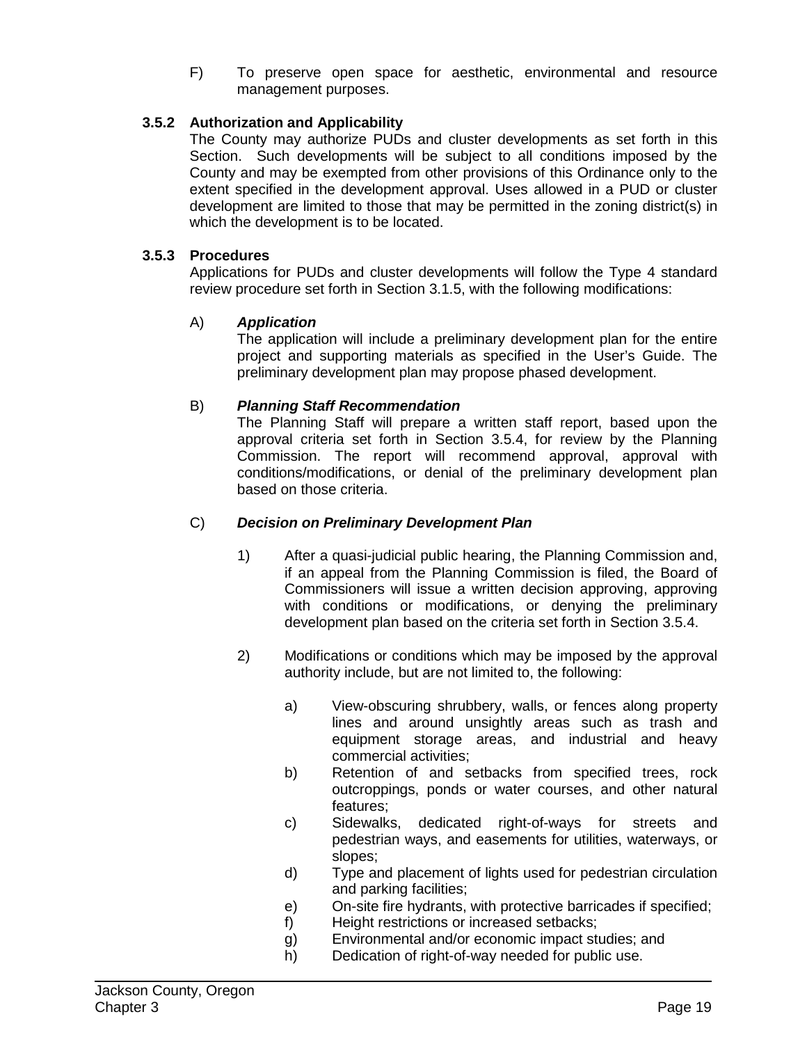F) To preserve open space for aesthetic, environmental and resource management purposes.

### 3.5.2 Authorization and Applicability

The County may authorize PUDs and cluster developments as set forth in this Section. Such developments will be subject to all conditions imposed by the County and may be exempted from other provisions of this Ordinance only to the extent specified in the development approval. Uses allowed in a PUD or cluster development are limited to those that may be permitted in the zoning district(s) in which the development is to be located.

### 3.5.3 Procedures

Applications for PUDs and cluster developments will follow the Type 4 standard review procedure set forth in Section 3.1.5, with the following modifications:

A) ***Application***

The application will include a preliminary development plan for the entire project and supporting materials as specified in the User's Guide. The preliminary development plan may propose phased development.

B) ***Planning Staff Recommendation***

The Planning Staff will prepare a written staff report, based upon the approval criteria set forth in Section 3.5.4, for review by the Planning Commission. The report will recommend approval, approval with conditions/modifications, or denial of the preliminary development plan based on those criteria.

C) ***Decision on Preliminary Development Plan***

1) After a quasi-judicial public hearing, the Planning Commission and, if an appeal from the Planning Commission is filed, the Board of Commissioners will issue a written decision approving, approving with conditions or modifications, or denying the preliminary development plan based on the criteria set forth in Section 3.5.4.

2) Modifications or conditions which may be imposed by the approval authority include, but are not limited to, the following:

a) View-obscuring shrubbery, walls, or fences along property lines and around unsightly areas such as trash and equipment storage areas, and industrial and heavy commercial activities;
b) Retention of and setbacks from specified trees, rock outcroppings, ponds or water courses, and other natural features;
c) Sidewalks, dedicated right-of-ways for streets and pedestrian ways, and easements for utilities, waterways, or slopes;
d) Type and placement of lights used for pedestrian circulation and parking facilities;
e) On-site fire hydrants, with protective barricades if specified;
f) Height restrictions or increased setbacks;
g) Environmental and/or economic impact studies; and
h) Dedication of right-of-way needed for public use.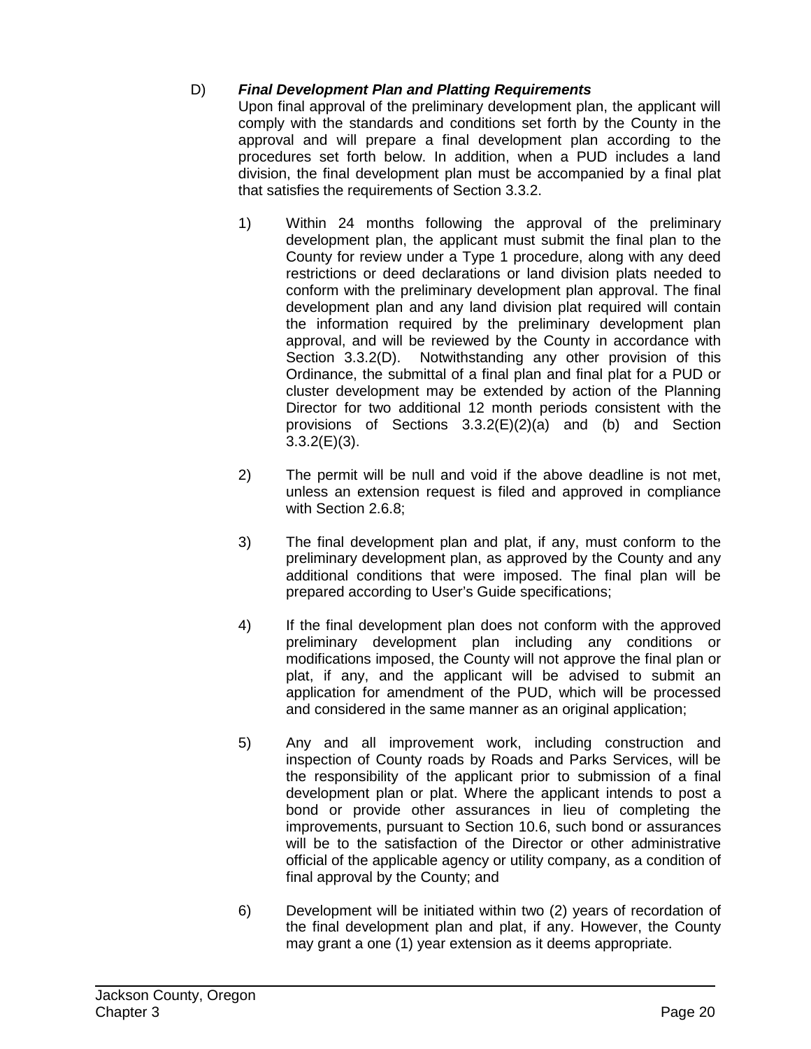D) ***Final Development Plan and Platting Requirements***

Upon final approval of the preliminary development plan, the applicant will comply with the standards and conditions set forth by the County in the approval and will prepare a final development plan according to the procedures set forth below. In addition, when a PUD includes a land division, the final development plan must be accompanied by a final plat that satisfies the requirements of Section 3.3.2.

1) Within 24 months following the approval of the preliminary development plan, the applicant must submit the final plan to the County for review under a Type 1 procedure, along with any deed restrictions or deed declarations or land division plats needed to conform with the preliminary development plan approval. The final development plan and any land division plat required will contain the information required by the preliminary development plan approval, and will be reviewed by the County in accordance with Section 3.3.2(D). Notwithstanding any other provision of this Ordinance, the submittal of a final plan and final plat for a PUD or cluster development may be extended by action of the Planning Director for two additional 12 month periods consistent with the provisions of Sections 3.3.2(E)(2)(a) and (b) and Section 3.3.2(E)(3).

2) The permit will be null and void if the above deadline is not met, unless an extension request is filed and approved in compliance with Section 2.6.8;

3) The final development plan and plat, if any, must conform to the preliminary development plan, as approved by the County and any additional conditions that were imposed. The final plan will be prepared according to User's Guide specifications;

4) If the final development plan does not conform with the approved preliminary development plan including any conditions or modifications imposed, the County will not approve the final plan or plat, if any, and the applicant will be advised to submit an application for amendment of the PUD, which will be processed and considered in the same manner as an original application;

5) Any and all improvement work, including construction and inspection of County roads by Roads and Parks Services, will be the responsibility of the applicant prior to submission of a final development plan or plat. Where the applicant intends to post a bond or provide other assurances in lieu of completing the improvements, pursuant to Section 10.6, such bond or assurances will be to the satisfaction of the Director or other administrative official of the applicable agency or utility company, as a condition of final approval by the County; and

6) Development will be initiated within two (2) years of recordation of the final development plan and plat, if any. However, the County may grant a one (1) year extension as it deems appropriate.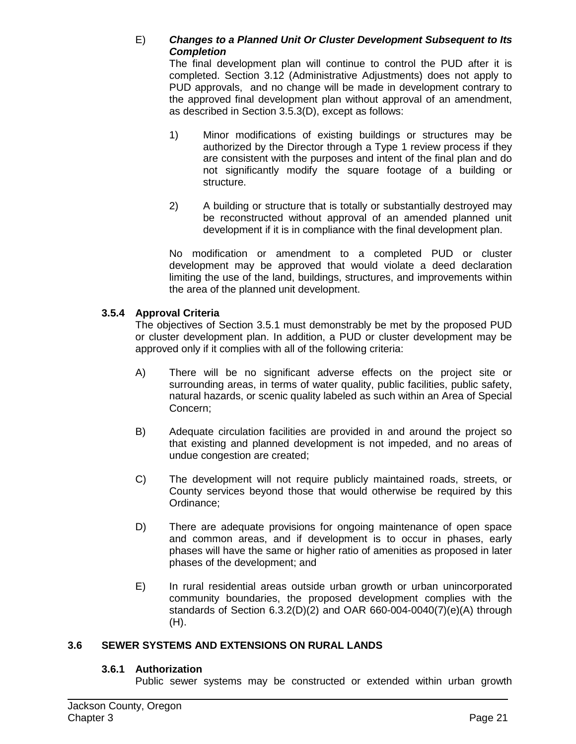E) ***Changes to a Planned Unit Or Cluster Development Subsequent to Its Completion***

The final development plan will continue to control the PUD after it is completed. Section 3.12 (Administrative Adjustments) does not apply to PUD approvals, and no change will be made in development contrary to the approved final development plan without approval of an amendment, as described in Section 3.5.3(D), except as follows:

1) Minor modifications of existing buildings or structures may be authorized by the Director through a Type 1 review process if they are consistent with the purposes and intent of the final plan and do not significantly modify the square footage of a building or structure.

2) A building or structure that is totally or substantially destroyed may be reconstructed without approval of an amended planned unit development if it is in compliance with the final development plan.

No modification or amendment to a completed PUD or cluster development may be approved that would violate a deed declaration limiting the use of the land, buildings, structures, and improvements within the area of the planned unit development.

### 3.5.4 Approval Criteria

The objectives of Section 3.5.1 must demonstrably be met by the proposed PUD or cluster development plan. In addition, a PUD or cluster development may be approved only if it complies with all of the following criteria:

A) There will be no significant adverse effects on the project site or surrounding areas, in terms of water quality, public facilities, public safety, natural hazards, or scenic quality labeled as such within an Area of Special Concern;

B) Adequate circulation facilities are provided in and around the project so that existing and planned development is not impeded, and no areas of undue congestion are created;

C) The development will not require publicly maintained roads, streets, or County services beyond those that would otherwise be required by this Ordinance;

D) There are adequate provisions for ongoing maintenance of open space and common areas, and if development is to occur in phases, early phases will have the same or higher ratio of amenities as proposed in later phases of the development; and

E) In rural residential areas outside urban growth or urban unincorporated community boundaries, the proposed development complies with the standards of Section 6.3.2(D)(2) and OAR 660-004-0040(7)(e)(A) through (H).

## 3.6 SEWER SYSTEMS AND EXTENSIONS ON RURAL LANDS

### 3.6.1 Authorization

Public sewer systems may be constructed or extended within urban growth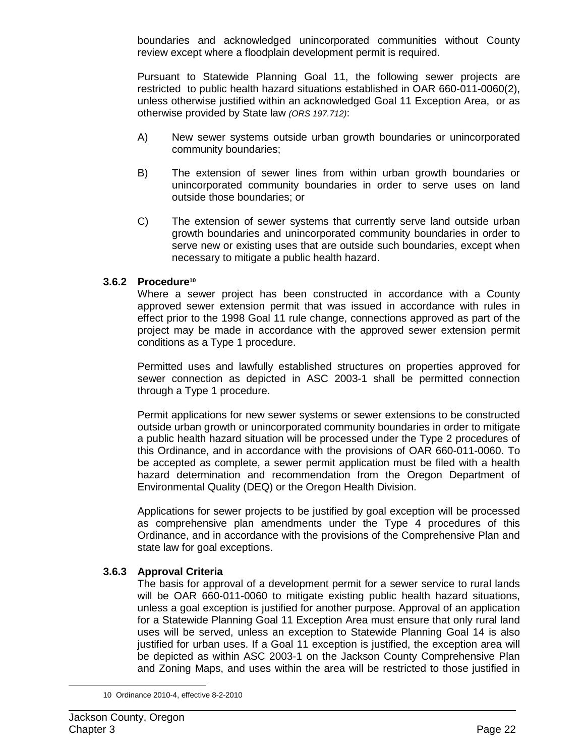boundaries and acknowledged unincorporated communities without County review except where a floodplain development permit is required.

Pursuant to Statewide Planning Goal 11, the following sewer projects are restricted to public health hazard situations established in OAR 660-011-0060(2), unless otherwise justified within an acknowledged Goal 11 Exception Area, or as otherwise provided by State law *(ORS 197.712)*:

A) New sewer systems outside urban growth boundaries or unincorporated community boundaries;

B) The extension of sewer lines from within urban growth boundaries or unincorporated community boundaries in order to serve uses on land outside those boundaries; or

C) The extension of sewer systems that currently serve land outside urban growth boundaries and unincorporated community boundaries in order to serve new or existing uses that are outside such boundaries, except when necessary to mitigate a public health hazard.

### 3.6.2 Procedure[10]

Where a sewer project has been constructed in accordance with a County approved sewer extension permit that was issued in accordance with rules in effect prior to the 1998 Goal 11 rule change, connections approved as part of the project may be made in accordance with the approved sewer extension permit conditions as a Type 1 procedure.

Permitted uses and lawfully established structures on properties approved for sewer connection as depicted in ASC 2003-1 shall be permitted connection through a Type 1 procedure.

Permit applications for new sewer systems or sewer extensions to be constructed outside urban growth or unincorporated community boundaries in order to mitigate a public health hazard situation will be processed under the Type 2 procedures of this Ordinance, and in accordance with the provisions of OAR 660-011-0060. To be accepted as complete, a sewer permit application must be filed with a health hazard determination and recommendation from the Oregon Department of Environmental Quality (DEQ) or the Oregon Health Division.

Applications for sewer projects to be justified by goal exception will be processed as comprehensive plan amendments under the Type 4 procedures of this Ordinance, and in accordance with the provisions of the Comprehensive Plan and state law for goal exceptions.

### 3.6.3 Approval Criteria

The basis for approval of a development permit for a sewer service to rural lands will be OAR 660-011-0060 to mitigate existing public health hazard situations, unless a goal exception is justified for another purpose. Approval of an application for a Statewide Planning Goal 11 Exception Area must ensure that only rural land uses will be served, unless an exception to Statewide Planning Goal 14 is also justified for urban uses. If a Goal 11 exception is justified, the exception area will be depicted as within ASC 2003-1 on the Jackson County Comprehensive Plan and Zoning Maps, and uses within the area will be restricted to those justified in

---

10 Ordinance 2010-4, effective 8-2-2010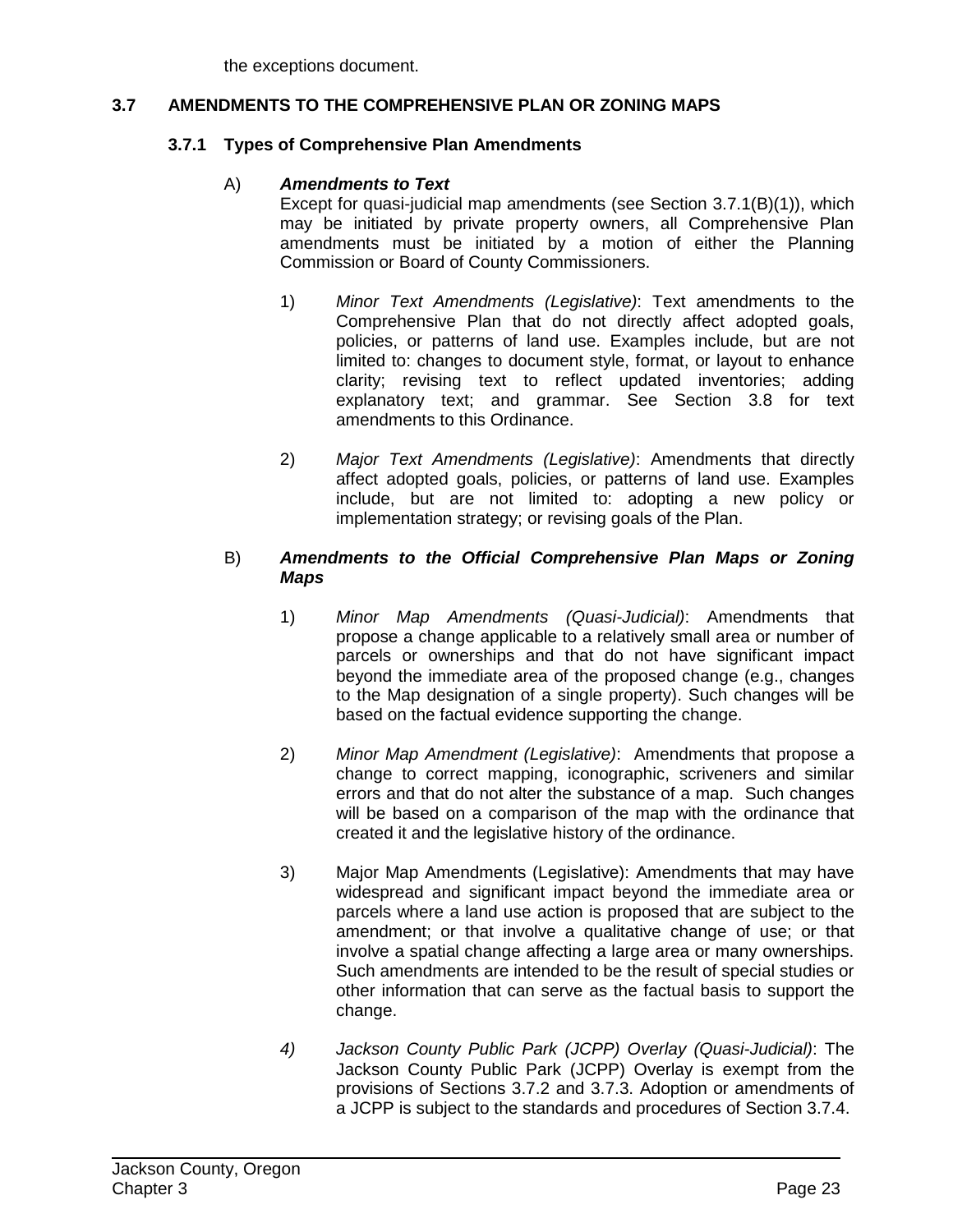the exceptions document.

## 3.7 AMENDMENTS TO THE COMPREHENSIVE PLAN OR ZONING MAPS

### 3.7.1 Types of Comprehensive Plan Amendments

A) ***Amendments to Text***

Except for quasi-judicial map amendments (see Section 3.7.1(B)(1)), which may be initiated by private property owners, all Comprehensive Plan amendments must be initiated by a motion of either the Planning Commission or Board of County Commissioners.

1) *Minor Text Amendments (Legislative)*: Text amendments to the Comprehensive Plan that do not directly affect adopted goals, policies, or patterns of land use. Examples include, but are not limited to: changes to document style, format, or layout to enhance clarity; revising text to reflect updated inventories; adding explanatory text; and grammar. See Section 3.8 for text amendments to this Ordinance.

2) *Major Text Amendments (Legislative)*: Amendments that directly affect adopted goals, policies, or patterns of land use. Examples include, but are not limited to: adopting a new policy or implementation strategy; or revising goals of the Plan.

B) ***Amendments to the Official Comprehensive Plan Maps or Zoning Maps***

1) *Minor Map Amendments (Quasi-Judicial)*: Amendments that propose a change applicable to a relatively small area or number of parcels or ownerships and that do not have significant impact beyond the immediate area of the proposed change (e.g., changes to the Map designation of a single property). Such changes will be based on the factual evidence supporting the change.

2) *Minor Map Amendment (Legislative)*: Amendments that propose a change to correct mapping, iconographic, scriveners and similar errors and that do not alter the substance of a map. Such changes will be based on a comparison of the map with the ordinance that created it and the legislative history of the ordinance.

3) Major Map Amendments (Legislative): Amendments that may have widespread and significant impact beyond the immediate area or parcels where a land use action is proposed that are subject to the amendment; or that involve a qualitative change of use; or that involve a spatial change affecting a large area or many ownerships. Such amendments are intended to be the result of special studies or other information that can serve as the factual basis to support the change.

*4) Jackson County Public Park (JCPP) Overlay (Quasi-Judicial)*: The Jackson County Public Park (JCPP) Overlay is exempt from the provisions of Sections 3.7.2 and 3.7.3. Adoption or amendments of a JCPP is subject to the standards and procedures of Section 3.7.4.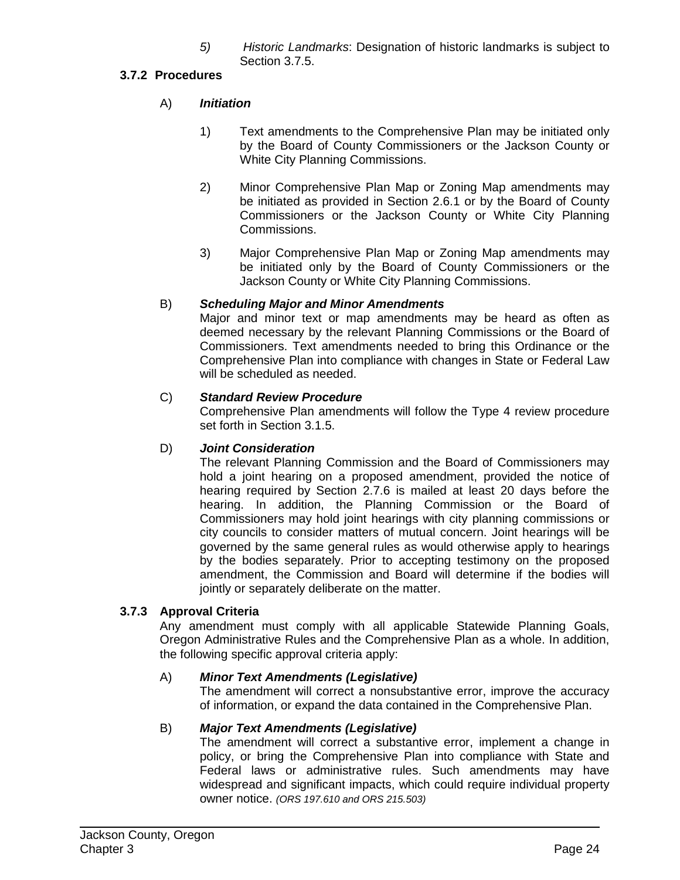5) *Historic Landmarks*: Designation of historic landmarks is subject to Section 3.7.5.

### 3.7.2 Procedures

A) ***Initiation***

1) Text amendments to the Comprehensive Plan may be initiated only by the Board of County Commissioners or the Jackson County or White City Planning Commissions.

2) Minor Comprehensive Plan Map or Zoning Map amendments may be initiated as provided in Section 2.6.1 or by the Board of County Commissioners or the Jackson County or White City Planning Commissions.

3) Major Comprehensive Plan Map or Zoning Map amendments may be initiated only by the Board of County Commissioners or the Jackson County or White City Planning Commissions.

B) ***Scheduling Major and Minor Amendments***

Major and minor text or map amendments may be heard as often as deemed necessary by the relevant Planning Commissions or the Board of Commissioners. Text amendments needed to bring this Ordinance or the Comprehensive Plan into compliance with changes in State or Federal Law will be scheduled as needed.

C) ***Standard Review Procedure***

Comprehensive Plan amendments will follow the Type 4 review procedure set forth in Section 3.1.5.

D) ***Joint Consideration***

The relevant Planning Commission and the Board of Commissioners may hold a joint hearing on a proposed amendment, provided the notice of hearing required by Section 2.7.6 is mailed at least 20 days before the hearing. In addition, the Planning Commission or the Board of Commissioners may hold joint hearings with city planning commissions or city councils to consider matters of mutual concern. Joint hearings will be governed by the same general rules as would otherwise apply to hearings by the bodies separately. Prior to accepting testimony on the proposed amendment, the Commission and Board will determine if the bodies will jointly or separately deliberate on the matter.

### 3.7.3 Approval Criteria

Any amendment must comply with all applicable Statewide Planning Goals, Oregon Administrative Rules and the Comprehensive Plan as a whole. In addition, the following specific approval criteria apply:

A) ***Minor Text Amendments (Legislative)***

The amendment will correct a nonsubstantive error, improve the accuracy of information, or expand the data contained in the Comprehensive Plan.

B) ***Major Text Amendments (Legislative)***

The amendment will correct a substantive error, implement a change in policy, or bring the Comprehensive Plan into compliance with State and Federal laws or administrative rules. Such amendments may have widespread and significant impacts, which could require individual property owner notice. *(ORS 197.610 and ORS 215.503)*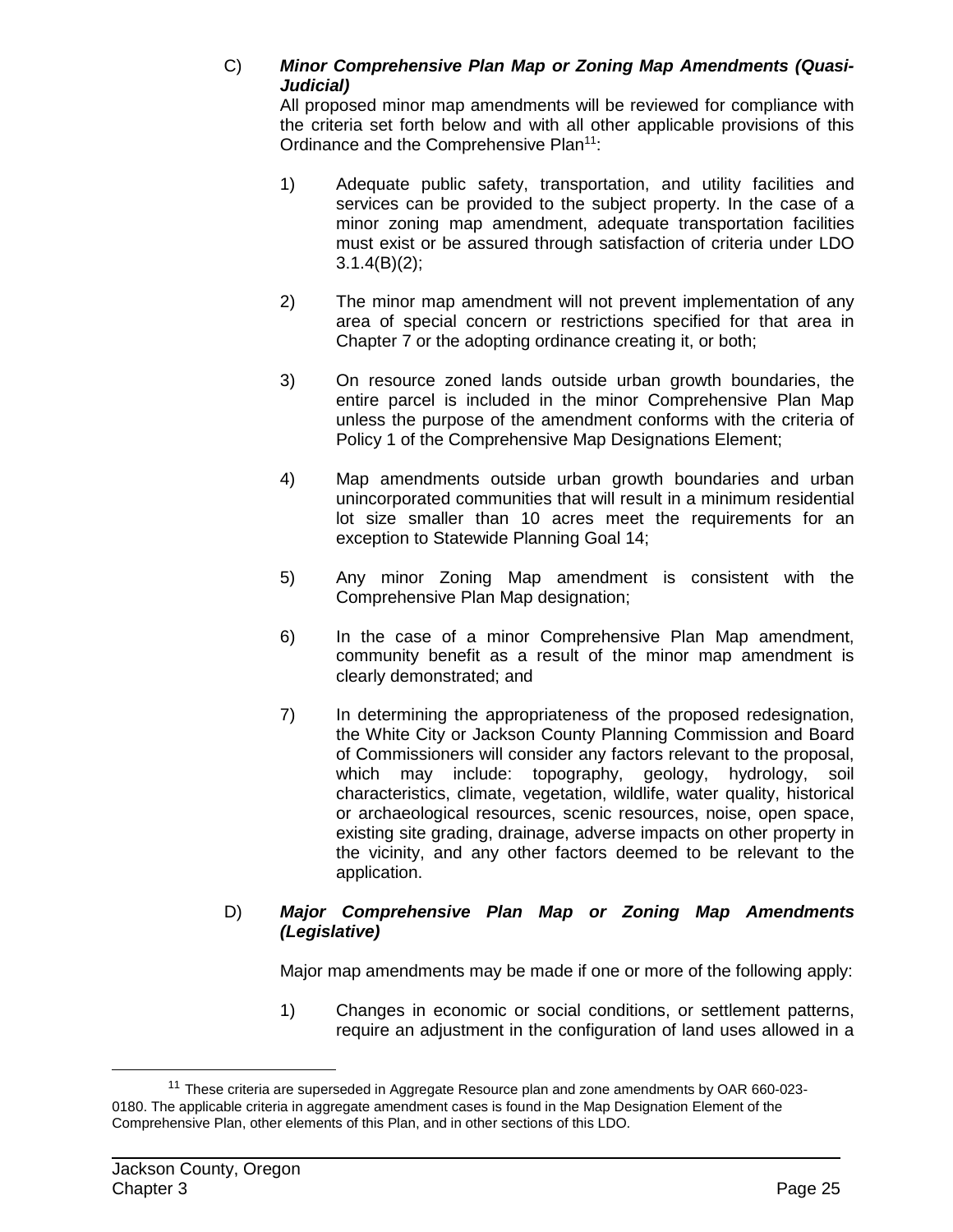C) ***Minor Comprehensive Plan Map or Zoning Map Amendments (Quasi-Judicial)***

All proposed minor map amendments will be reviewed for compliance with the criteria set forth below and with all other applicable provisions of this Ordinance and the Comprehensive Plan[11]:

1) Adequate public safety, transportation, and utility facilities and services can be provided to the subject property. In the case of a minor zoning map amendment, adequate transportation facilities must exist or be assured through satisfaction of criteria under LDO 3.1.4(B)(2);

2) The minor map amendment will not prevent implementation of any area of special concern or restrictions specified for that area in Chapter 7 or the adopting ordinance creating it, or both;

3) On resource zoned lands outside urban growth boundaries, the entire parcel is included in the minor Comprehensive Plan Map unless the purpose of the amendment conforms with the criteria of Policy 1 of the Comprehensive Map Designations Element;

4) Map amendments outside urban growth boundaries and urban unincorporated communities that will result in a minimum residential lot size smaller than 10 acres meet the requirements for an exception to Statewide Planning Goal 14;

5) Any minor Zoning Map amendment is consistent with the Comprehensive Plan Map designation;

6) In the case of a minor Comprehensive Plan Map amendment, community benefit as a result of the minor map amendment is clearly demonstrated; and

7) In determining the appropriateness of the proposed redesignation, the White City or Jackson County Planning Commission and Board of Commissioners will consider any factors relevant to the proposal, which may include: topography, geology, hydrology, soil characteristics, climate, vegetation, wildlife, water quality, historical or archaeological resources, scenic resources, noise, open space, existing site grading, drainage, adverse impacts on other property in the vicinity, and any other factors deemed to be relevant to the application.

D) ***Major Comprehensive Plan Map or Zoning Map Amendments (Legislative)***

Major map amendments may be made if one or more of the following apply:

1) Changes in economic or social conditions, or settlement patterns, require an adjustment in the configuration of land uses allowed in a

---

[11] These criteria are superseded in Aggregate Resource plan and zone amendments by OAR 660-023-0180. The applicable criteria in aggregate amendment cases is found in the Map Designation Element of the Comprehensive Plan, other elements of this Plan, and in other sections of this LDO.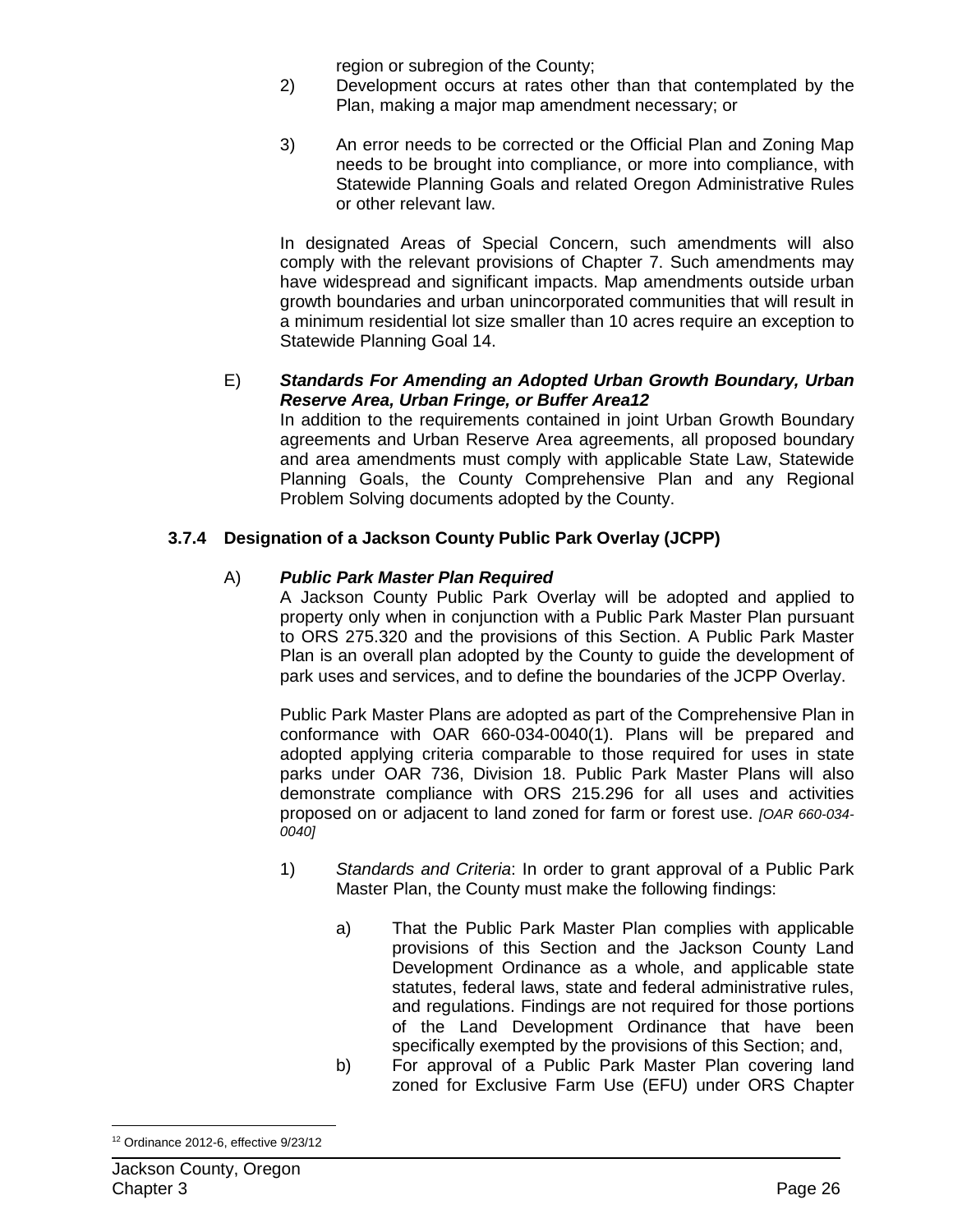region or subregion of the County;

2) Development occurs at rates other than that contemplated by the Plan, making a major map amendment necessary; or

3) An error needs to be corrected or the Official Plan and Zoning Map needs to be brought into compliance, or more into compliance, with Statewide Planning Goals and related Oregon Administrative Rules or other relevant law.

In designated Areas of Special Concern, such amendments will also comply with the relevant provisions of Chapter 7. Such amendments may have widespread and significant impacts. Map amendments outside urban growth boundaries and urban unincorporated communities that will result in a minimum residential lot size smaller than 10 acres require an exception to Statewide Planning Goal 14.

E) ***Standards For Amending an Adopted Urban Growth Boundary, Urban Reserve Area, Urban Fringe, or Buffer Area***[12]
In addition to the requirements contained in joint Urban Growth Boundary agreements and Urban Reserve Area agreements, all proposed boundary and area amendments must comply with applicable State Law, Statewide Planning Goals, the County Comprehensive Plan and any Regional Problem Solving documents adopted by the County.

### 3.7.4 Designation of a Jackson County Public Park Overlay (JCPP)

A) ***Public Park Master Plan Required***
A Jackson County Public Park Overlay will be adopted and applied to property only when in conjunction with a Public Park Master Plan pursuant to ORS 275.320 and the provisions of this Section. A Public Park Master Plan is an overall plan adopted by the County to guide the development of park uses and services, and to define the boundaries of the JCPP Overlay.

Public Park Master Plans are adopted as part of the Comprehensive Plan in conformance with OAR 660-034-0040(1). Plans will be prepared and adopted applying criteria comparable to those required for uses in state parks under OAR 736, Division 18. Public Park Master Plans will also demonstrate compliance with ORS 215.296 for all uses and activities proposed on or adjacent to land zoned for farm or forest use. *[OAR 660-034-0040]*

1) *Standards and Criteria*: In order to grant approval of a Public Park Master Plan, the County must make the following findings:

a) That the Public Park Master Plan complies with applicable provisions of this Section and the Jackson County Land Development Ordinance as a whole, and applicable state statutes, federal laws, state and federal administrative rules, and regulations. Findings are not required for those portions of the Land Development Ordinance that have been specifically exempted by the provisions of this Section; and,

b) For approval of a Public Park Master Plan covering land zoned for Exclusive Farm Use (EFU) under ORS Chapter

[12] Ordinance 2012-6, effective 9/23/12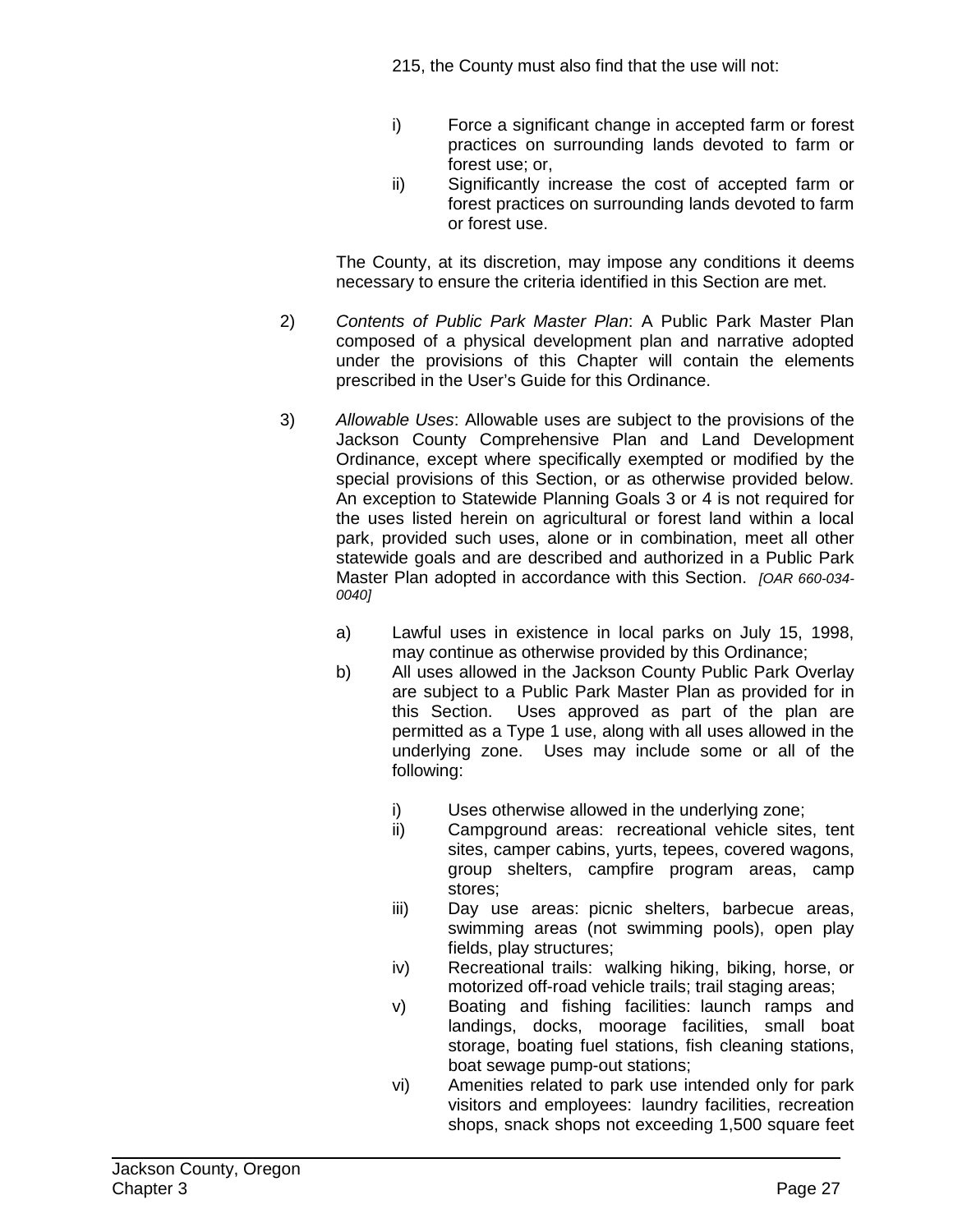215, the County must also find that the use will not:

i) Force a significant change in accepted farm or forest practices on surrounding lands devoted to farm or forest use; or,

ii) Significantly increase the cost of accepted farm or forest practices on surrounding lands devoted to farm or forest use.

The County, at its discretion, may impose any conditions it deems necessary to ensure the criteria identified in this Section are met.

2) *Contents of Public Park Master Plan*: A Public Park Master Plan composed of a physical development plan and narrative adopted under the provisions of this Chapter will contain the elements prescribed in the User's Guide for this Ordinance.

3) *Allowable Uses*: Allowable uses are subject to the provisions of the Jackson County Comprehensive Plan and Land Development Ordinance, except where specifically exempted or modified by the special provisions of this Section, or as otherwise provided below. An exception to Statewide Planning Goals 3 or 4 is not required for the uses listed herein on agricultural or forest land within a local park, provided such uses, alone or in combination, meet all other statewide goals and are described and authorized in a Public Park Master Plan adopted in accordance with this Section. *[OAR 660-034-0040]*

a) Lawful uses in existence in local parks on July 15, 1998, may continue as otherwise provided by this Ordinance;

b) All uses allowed in the Jackson County Public Park Overlay are subject to a Public Park Master Plan as provided for in this Section. Uses approved as part of the plan are permitted as a Type 1 use, along with all uses allowed in the underlying zone. Uses may include some or all of the following:

i) Uses otherwise allowed in the underlying zone;

ii) Campground areas: recreational vehicle sites, tent sites, camper cabins, yurts, tepees, covered wagons, group shelters, campfire program areas, camp stores;

iii) Day use areas: picnic shelters, barbecue areas, swimming areas (not swimming pools), open play fields, play structures;

iv) Recreational trails: walking hiking, biking, horse, or motorized off-road vehicle trails; trail staging areas;

v) Boating and fishing facilities: launch ramps and landings, docks, moorage facilities, small boat storage, boating fuel stations, fish cleaning stations, boat sewage pump-out stations;

vi) Amenities related to park use intended only for park visitors and employees: laundry facilities, recreation shops, snack shops not exceeding 1,500 square feet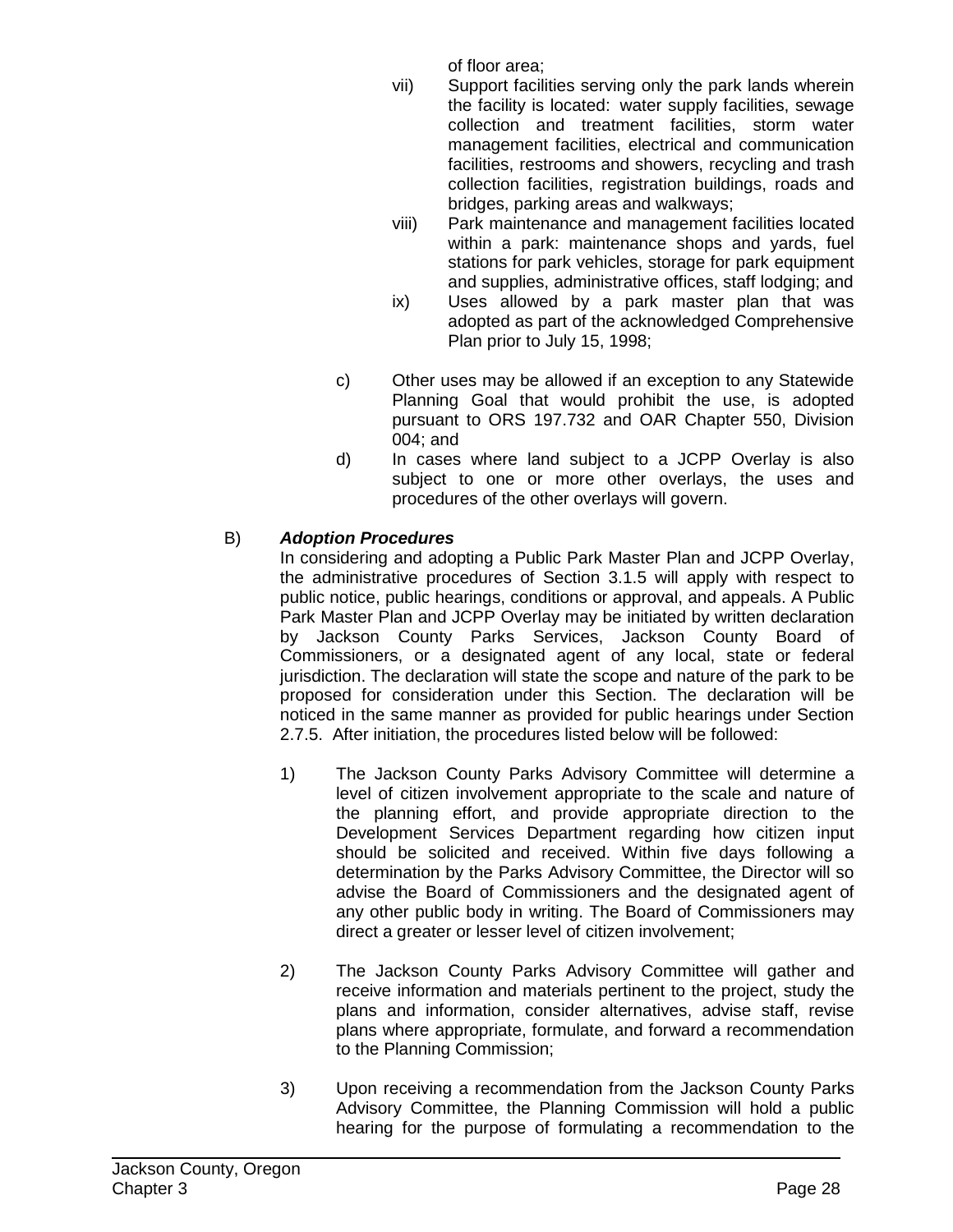of floor area;

vii) Support facilities serving only the park lands wherein the facility is located: water supply facilities, sewage collection and treatment facilities, storm water management facilities, electrical and communication facilities, restrooms and showers, recycling and trash collection facilities, registration buildings, roads and bridges, parking areas and walkways;

viii) Park maintenance and management facilities located within a park: maintenance shops and yards, fuel stations for park vehicles, storage for park equipment and supplies, administrative offices, staff lodging; and

ix) Uses allowed by a park master plan that was adopted as part of the acknowledged Comprehensive Plan prior to July 15, 1998;

c) Other uses may be allowed if an exception to any Statewide Planning Goal that would prohibit the use, is adopted pursuant to ORS 197.732 and OAR Chapter 550, Division 004; and

d) In cases where land subject to a JCPP Overlay is also subject to one or more other overlays, the uses and procedures of the other overlays will govern.

B) ***Adoption Procedures***

In considering and adopting a Public Park Master Plan and JCPP Overlay, the administrative procedures of Section 3.1.5 will apply with respect to public notice, public hearings, conditions or approval, and appeals. A Public Park Master Plan and JCPP Overlay may be initiated by written declaration by Jackson County Parks Services, Jackson County Board of Commissioners, or a designated agent of any local, state or federal jurisdiction. The declaration will state the scope and nature of the park to be proposed for consideration under this Section. The declaration will be noticed in the same manner as provided for public hearings under Section 2.7.5. After initiation, the procedures listed below will be followed:

1) The Jackson County Parks Advisory Committee will determine a level of citizen involvement appropriate to the scale and nature of the planning effort, and provide appropriate direction to the Development Services Department regarding how citizen input should be solicited and received. Within five days following a determination by the Parks Advisory Committee, the Director will so advise the Board of Commissioners and the designated agent of any other public body in writing. The Board of Commissioners may direct a greater or lesser level of citizen involvement;

2) The Jackson County Parks Advisory Committee will gather and receive information and materials pertinent to the project, study the plans and information, consider alternatives, advise staff, revise plans where appropriate, formulate, and forward a recommendation to the Planning Commission;

3) Upon receiving a recommendation from the Jackson County Parks Advisory Committee, the Planning Commission will hold a public hearing for the purpose of formulating a recommendation to the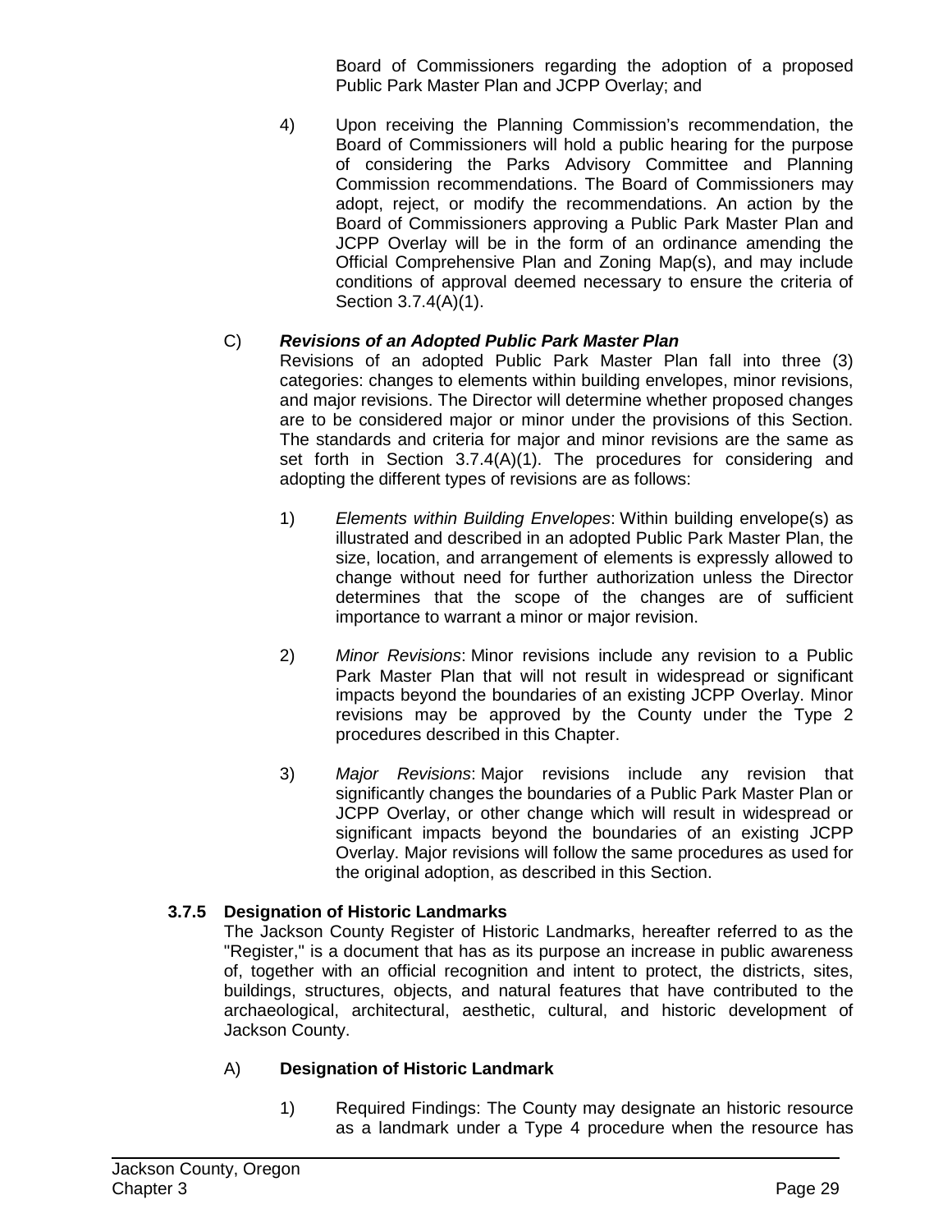Board of Commissioners regarding the adoption of a proposed Public Park Master Plan and JCPP Overlay; and

4) Upon receiving the Planning Commission's recommendation, the Board of Commissioners will hold a public hearing for the purpose of considering the Parks Advisory Committee and Planning Commission recommendations. The Board of Commissioners may adopt, reject, or modify the recommendations. An action by the Board of Commissioners approving a Public Park Master Plan and JCPP Overlay will be in the form of an ordinance amending the Official Comprehensive Plan and Zoning Map(s), and may include conditions of approval deemed necessary to ensure the criteria of Section 3.7.4(A)(1).

C) ***Revisions of an Adopted Public Park Master Plan***

Revisions of an adopted Public Park Master Plan fall into three (3) categories: changes to elements within building envelopes, minor revisions, and major revisions. The Director will determine whether proposed changes are to be considered major or minor under the provisions of this Section. The standards and criteria for major and minor revisions are the same as set forth in Section 3.7.4(A)(1). The procedures for considering and adopting the different types of revisions are as follows:

1) *Elements within Building Envelopes*: Within building envelope(s) as illustrated and described in an adopted Public Park Master Plan, the size, location, and arrangement of elements is expressly allowed to change without need for further authorization unless the Director determines that the scope of the changes are of sufficient importance to warrant a minor or major revision.

2) *Minor Revisions*: Minor revisions include any revision to a Public Park Master Plan that will not result in widespread or significant impacts beyond the boundaries of an existing JCPP Overlay. Minor revisions may be approved by the County under the Type 2 procedures described in this Chapter.

3) *Major Revisions*: Major revisions include any revision that significantly changes the boundaries of a Public Park Master Plan or JCPP Overlay, or other change which will result in widespread or significant impacts beyond the boundaries of an existing JCPP Overlay. Major revisions will follow the same procedures as used for the original adoption, as described in this Section.

### 3.7.5 Designation of Historic Landmarks

The Jackson County Register of Historic Landmarks, hereafter referred to as the "Register," is a document that has as its purpose an increase in public awareness of, together with an official recognition and intent to protect, the districts, sites, buildings, structures, objects, and natural features that have contributed to the archaeological, architectural, aesthetic, cultural, and historic development of Jackson County.

A) **Designation of Historic Landmark**

1) Required Findings: The County may designate an historic resource as a landmark under a Type 4 procedure when the resource has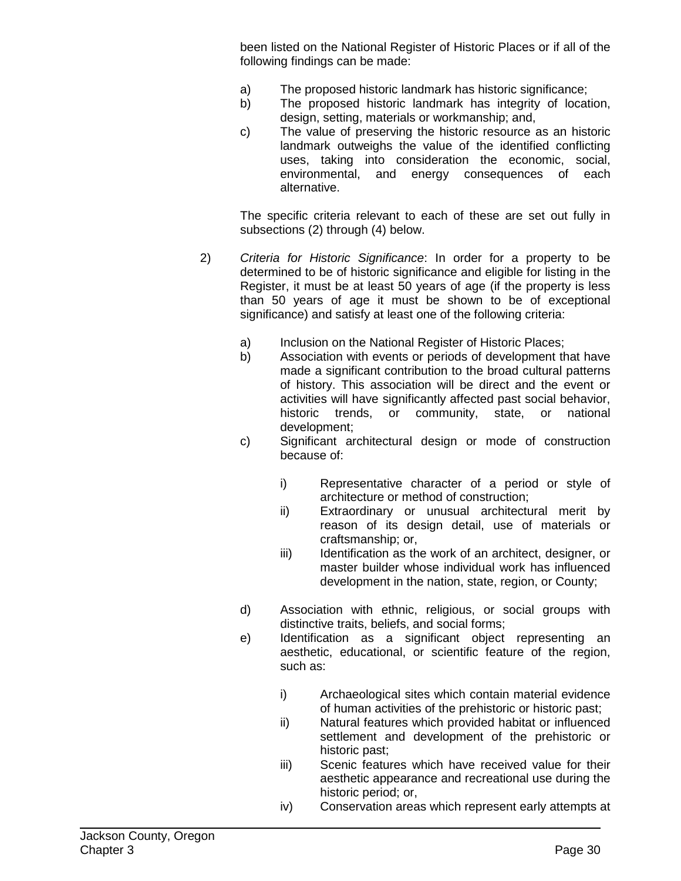been listed on the National Register of Historic Places or if all of the following findings can be made:

a) The proposed historic landmark has historic significance;
b) The proposed historic landmark has integrity of location, design, setting, materials or workmanship; and,
c) The value of preserving the historic resource as an historic landmark outweighs the value of the identified conflicting uses, taking into consideration the economic, social, environmental, and energy consequences of each alternative.

The specific criteria relevant to each of these are set out fully in subsections (2) through (4) below.

2) *Criteria for Historic Significance*: In order for a property to be determined to be of historic significance and eligible for listing in the Register, it must be at least 50 years of age (if the property is less than 50 years of age it must be shown to be of exceptional significance) and satisfy at least one of the following criteria:

   a) Inclusion on the National Register of Historic Places;
   b) Association with events or periods of development that have made a significant contribution to the broad cultural patterns of history. This association will be direct and the event or activities will have significantly affected past social behavior, historic trends, or community, state, or national development;
   c) Significant architectural design or mode of construction because of:

      i) Representative character of a period or style of architecture or method of construction;
      ii) Extraordinary or unusual architectural merit by reason of its design detail, use of materials or craftsmanship; or,
      iii) Identification as the work of an architect, designer, or master builder whose individual work has influenced development in the nation, state, region, or County;

   d) Association with ethnic, religious, or social groups with distinctive traits, beliefs, and social forms;
   e) Identification as a significant object representing an aesthetic, educational, or scientific feature of the region, such as:

      i) Archaeological sites which contain material evidence of human activities of the prehistoric or historic past;
      ii) Natural features which provided habitat or influenced settlement and development of the prehistoric or historic past;
      iii) Scenic features which have received value for their aesthetic appearance and recreational use during the historic period; or,
      iv) Conservation areas which represent early attempts at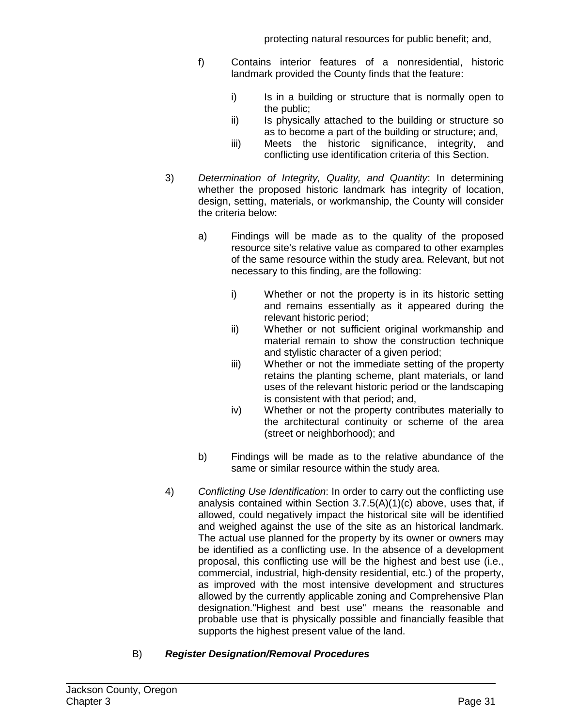protecting natural resources for public benefit; and,

f) Contains interior features of a nonresidential, historic landmark provided the County finds that the feature:

   i) Is in a building or structure that is normally open to the public;
   ii) Is physically attached to the building or structure so as to become a part of the building or structure; and,
   iii) Meets the historic significance, integrity, and conflicting use identification criteria of this Section.

3) *Determination of Integrity, Quality, and Quantity*: In determining whether the proposed historic landmark has integrity of location, design, setting, materials, or workmanship, the County will consider the criteria below:

   a) Findings will be made as to the quality of the proposed resource site's relative value as compared to other examples of the same resource within the study area. Relevant, but not necessary to this finding, are the following:

      i) Whether or not the property is in its historic setting and remains essentially as it appeared during the relevant historic period;
      ii) Whether or not sufficient original workmanship and material remain to show the construction technique and stylistic character of a given period;
      iii) Whether or not the immediate setting of the property retains the planting scheme, plant materials, or land uses of the relevant historic period or the landscaping is consistent with that period; and,
      iv) Whether or not the property contributes materially to the architectural continuity or scheme of the area (street or neighborhood); and

   b) Findings will be made as to the relative abundance of the same or similar resource within the study area.

4) *Conflicting Use Identification*: In order to carry out the conflicting use analysis contained within Section 3.7.5(A)(1)(c) above, uses that, if allowed, could negatively impact the historical site will be identified and weighed against the use of the site as an historical landmark. The actual use planned for the property by its owner or owners may be identified as a conflicting use. In the absence of a development proposal, this conflicting use will be the highest and best use (i.e., commercial, industrial, high-density residential, etc.) of the property, as improved with the most intensive development and structures allowed by the currently applicable zoning and Comprehensive Plan designation."Highest and best use" means the reasonable and probable use that is physically possible and financially feasible that supports the highest present value of the land.

B) ***Register Designation/Removal Procedures***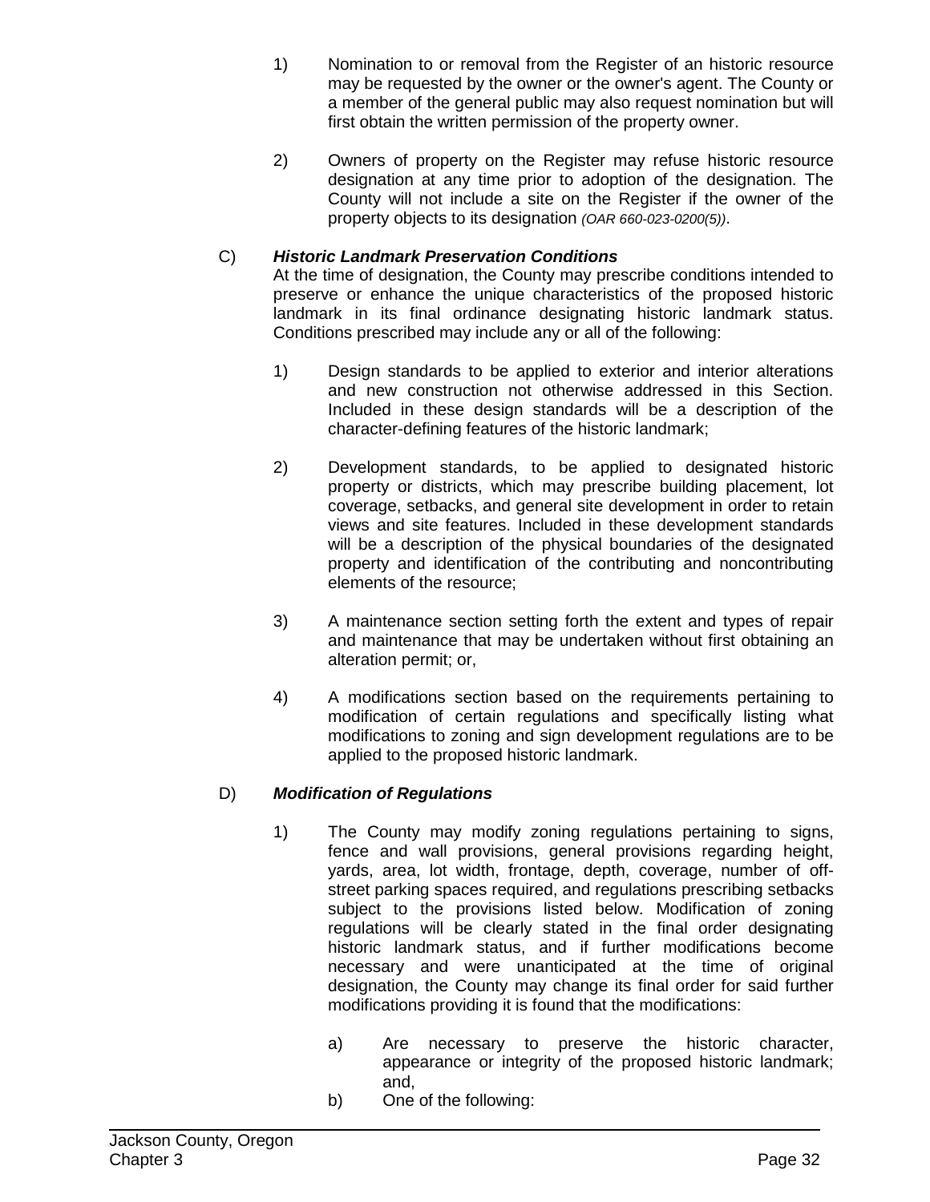1) Nomination to or removal from the Register of an historic resource may be requested by the owner or the owner's agent. The County or a member of the general public may also request nomination but will first obtain the written permission of the property owner.

2) Owners of property on the Register may refuse historic resource designation at any time prior to adoption of the designation. The County will not include a site on the Register if the owner of the property objects to its designation *(OAR 660-023-0200(5))*.

C) ***Historic Landmark Preservation Conditions***

At the time of designation, the County may prescribe conditions intended to preserve or enhance the unique characteristics of the proposed historic landmark in its final ordinance designating historic landmark status. Conditions prescribed may include any or all of the following:

1) Design standards to be applied to exterior and interior alterations and new construction not otherwise addressed in this Section. Included in these design standards will be a description of the character-defining features of the historic landmark;

2) Development standards, to be applied to designated historic property or districts, which may prescribe building placement, lot coverage, setbacks, and general site development in order to retain views and site features. Included in these development standards will be a description of the physical boundaries of the designated property and identification of the contributing and noncontributing elements of the resource;

3) A maintenance section setting forth the extent and types of repair and maintenance that may be undertaken without first obtaining an alteration permit; or,

4) A modifications section based on the requirements pertaining to modification of certain regulations and specifically listing what modifications to zoning and sign development regulations are to be applied to the proposed historic landmark.

D) ***Modification of Regulations***

1) The County may modify zoning regulations pertaining to signs, fence and wall provisions, general provisions regarding height, yards, area, lot width, frontage, depth, coverage, number of off-street parking spaces required, and regulations prescribing setbacks subject to the provisions listed below. Modification of zoning regulations will be clearly stated in the final order designating historic landmark status, and if further modifications become necessary and were unanticipated at the time of original designation, the County may change its final order for said further modifications providing it is found that the modifications:

   a) Are necessary to preserve the historic character, appearance or integrity of the proposed historic landmark; and,

   b) One of the following: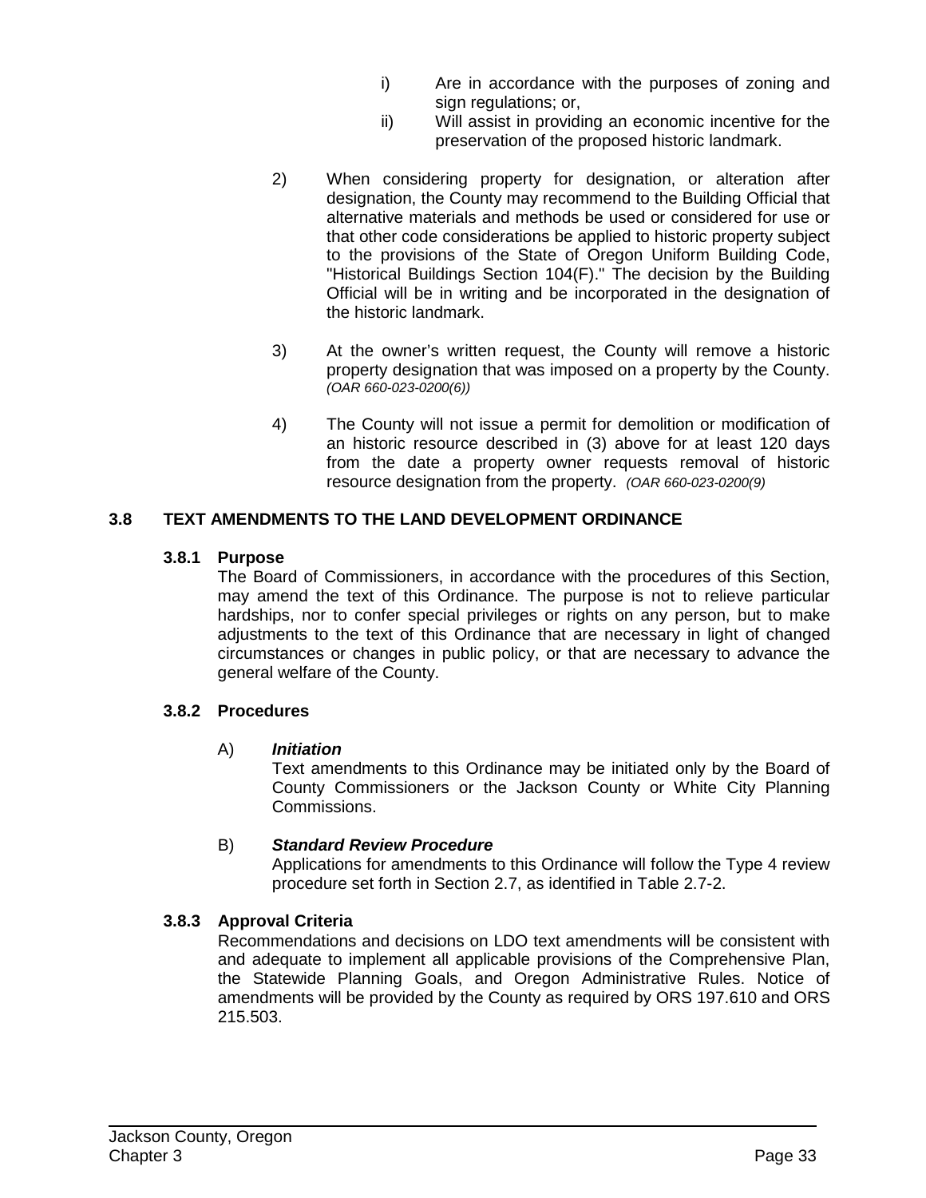i) Are in accordance with the purposes of zoning and sign regulations; or,

ii) Will assist in providing an economic incentive for the preservation of the proposed historic landmark.

2) When considering property for designation, or alteration after designation, the County may recommend to the Building Official that alternative materials and methods be used or considered for use or that other code considerations be applied to historic property subject to the provisions of the State of Oregon Uniform Building Code, "Historical Buildings Section 104(F)." The decision by the Building Official will be in writing and be incorporated in the designation of the historic landmark.

3) At the owner's written request, the County will remove a historic property designation that was imposed on a property by the County. *(OAR 660-023-0200(6))*

4) The County will not issue a permit for demolition or modification of an historic resource described in (3) above for at least 120 days from the date a property owner requests removal of historic resource designation from the property. *(OAR 660-023-0200(9)*

## 3.8 TEXT AMENDMENTS TO THE LAND DEVELOPMENT ORDINANCE

### 3.8.1 Purpose

The Board of Commissioners, in accordance with the procedures of this Section, may amend the text of this Ordinance. The purpose is not to relieve particular hardships, nor to confer special privileges or rights on any person, but to make adjustments to the text of this Ordinance that are necessary in light of changed circumstances or changes in public policy, or that are necessary to advance the general welfare of the County.

### 3.8.2 Procedures

A) ***Initiation***

Text amendments to this Ordinance may be initiated only by the Board of County Commissioners or the Jackson County or White City Planning Commissions.

B) ***Standard Review Procedure***

Applications for amendments to this Ordinance will follow the Type 4 review procedure set forth in Section 2.7, as identified in Table 2.7-2.

### 3.8.3 Approval Criteria

Recommendations and decisions on LDO text amendments will be consistent with and adequate to implement all applicable provisions of the Comprehensive Plan, the Statewide Planning Goals, and Oregon Administrative Rules. Notice of amendments will be provided by the County as required by ORS 197.610 and ORS 215.503.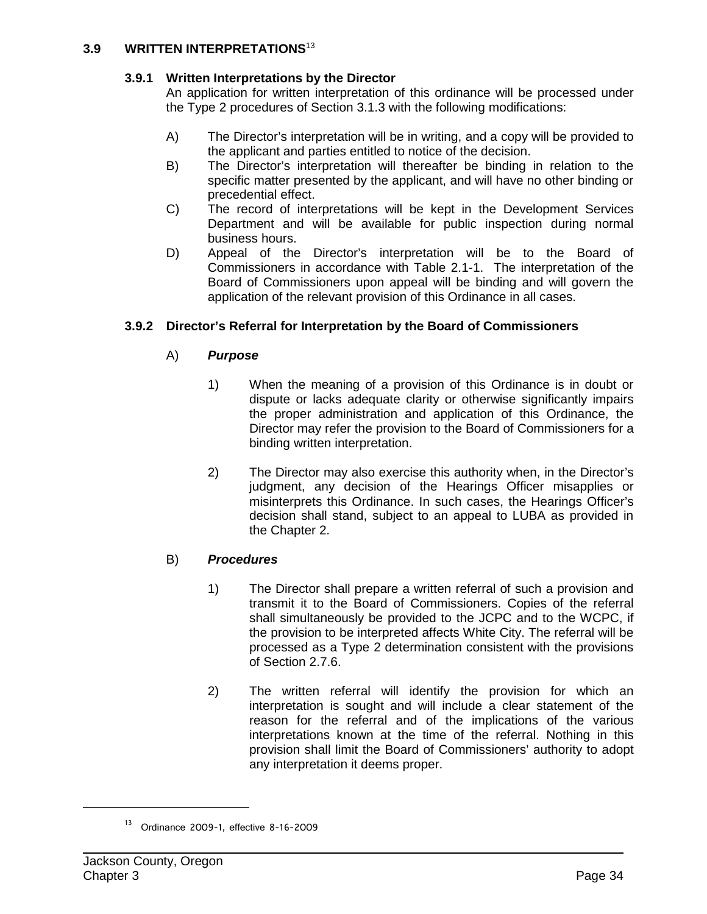## 3.9 WRITTEN INTERPRETATIONS[13]

### 3.9.1 Written Interpretations by the Director

An application for written interpretation of this ordinance will be processed under the Type 2 procedures of Section 3.1.3 with the following modifications:

A) The Director's interpretation will be in writing, and a copy will be provided to the applicant and parties entitled to notice of the decision.

B) The Director's interpretation will thereafter be binding in relation to the specific matter presented by the applicant, and will have no other binding or precedential effect.

C) The record of interpretations will be kept in the Development Services Department and will be available for public inspection during normal business hours.

D) Appeal of the Director's interpretation will be to the Board of Commissioners in accordance with Table 2.1-1. The interpretation of the Board of Commissioners upon appeal will be binding and will govern the application of the relevant provision of this Ordinance in all cases.

### 3.9.2 Director's Referral for Interpretation by the Board of Commissioners

A) ***Purpose***

1) When the meaning of a provision of this Ordinance is in doubt or dispute or lacks adequate clarity or otherwise significantly impairs the proper administration and application of this Ordinance, the Director may refer the provision to the Board of Commissioners for a binding written interpretation.

2) The Director may also exercise this authority when, in the Director's judgment, any decision of the Hearings Officer misapplies or misinterprets this Ordinance. In such cases, the Hearings Officer's decision shall stand, subject to an appeal to LUBA as provided in the Chapter 2.

B) ***Procedures***

1) The Director shall prepare a written referral of such a provision and transmit it to the Board of Commissioners. Copies of the referral shall simultaneously be provided to the JCPC and to the WCPC, if the provision to be interpreted affects White City. The referral will be processed as a Type 2 determination consistent with the provisions of Section 2.7.6.

2) The written referral will identify the provision for which an interpretation is sought and will include a clear statement of the reason for the referral and of the implications of the various interpretations known at the time of the referral. Nothing in this provision shall limit the Board of Commissioners' authority to adopt any interpretation it deems proper.

---

[13] Ordinance 2009-1, effective 8-16-2009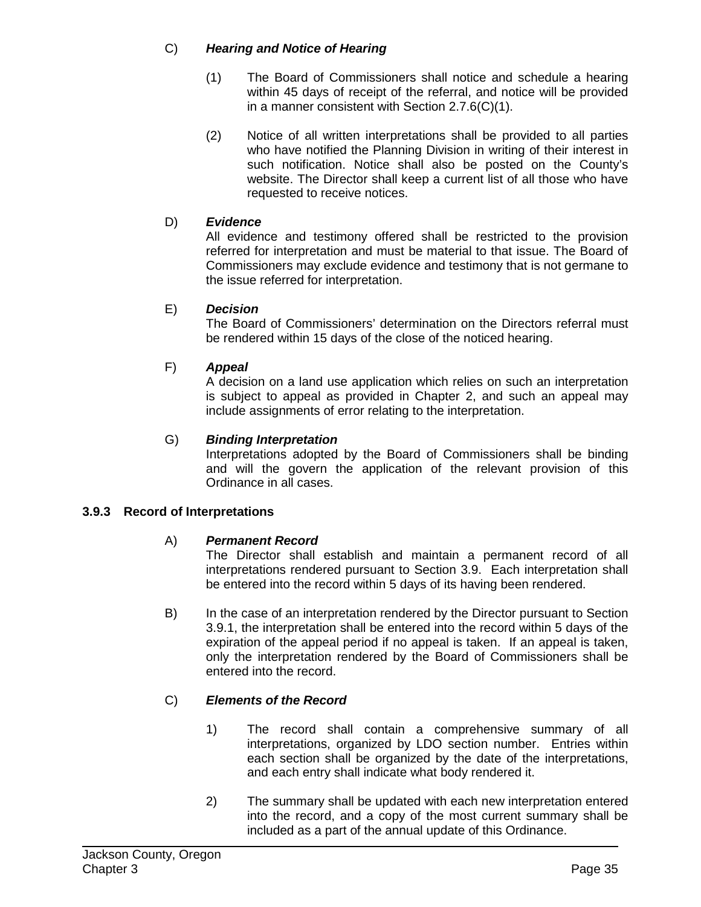C) ***Hearing and Notice of Hearing***

(1) The Board of Commissioners shall notice and schedule a hearing within 45 days of receipt of the referral, and notice will be provided in a manner consistent with Section 2.7.6(C)(1).

(2) Notice of all written interpretations shall be provided to all parties who have notified the Planning Division in writing of their interest in such notification. Notice shall also be posted on the County's website. The Director shall keep a current list of all those who have requested to receive notices.

D) ***Evidence***
All evidence and testimony offered shall be restricted to the provision referred for interpretation and must be material to that issue. The Board of Commissioners may exclude evidence and testimony that is not germane to the issue referred for interpretation.

E) ***Decision***
The Board of Commissioners' determination on the Directors referral must be rendered within 15 days of the close of the noticed hearing.

F) ***Appeal***
A decision on a land use application which relies on such an interpretation is subject to appeal as provided in Chapter 2, and such an appeal may include assignments of error relating to the interpretation.

G) ***Binding Interpretation***
Interpretations adopted by the Board of Commissioners shall be binding and will the govern the application of the relevant provision of this Ordinance in all cases.

### 3.9.3 Record of Interpretations

A) ***Permanent Record***
The Director shall establish and maintain a permanent record of all interpretations rendered pursuant to Section 3.9. Each interpretation shall be entered into the record within 5 days of its having been rendered.

B) In the case of an interpretation rendered by the Director pursuant to Section 3.9.1, the interpretation shall be entered into the record within 5 days of the expiration of the appeal period if no appeal is taken. If an appeal is taken, only the interpretation rendered by the Board of Commissioners shall be entered into the record.

C) ***Elements of the Record***

1) The record shall contain a comprehensive summary of all interpretations, organized by LDO section number. Entries within each section shall be organized by the date of the interpretations, and each entry shall indicate what body rendered it.

2) The summary shall be updated with each new interpretation entered into the record, and a copy of the most current summary shall be included as a part of the annual update of this Ordinance.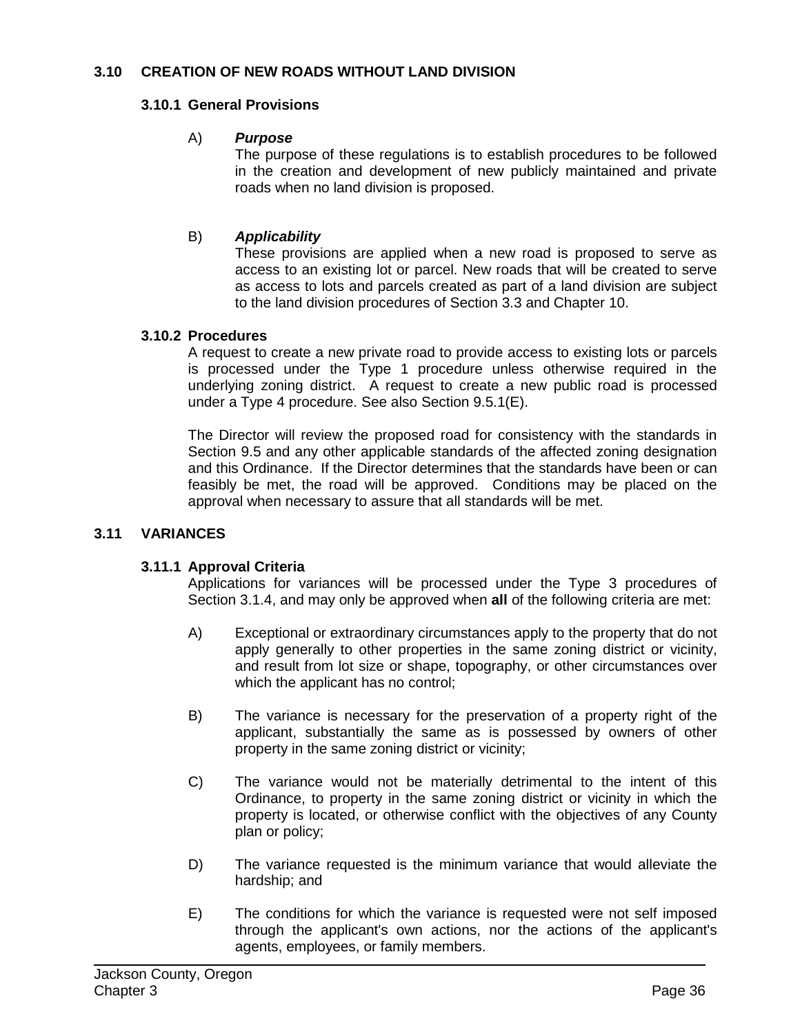## 3.10 CREATION OF NEW ROADS WITHOUT LAND DIVISION

### 3.10.1 General Provisions

A) ***Purpose***

The purpose of these regulations is to establish procedures to be followed in the creation and development of new publicly maintained and private roads when no land division is proposed.

B) ***Applicability***

These provisions are applied when a new road is proposed to serve as access to an existing lot or parcel. New roads that will be created to serve as access to lots and parcels created as part of a land division are subject to the land division procedures of Section 3.3 and Chapter 10.

### 3.10.2 Procedures

A request to create a new private road to provide access to existing lots or parcels is processed under the Type 1 procedure unless otherwise required in the underlying zoning district. A request to create a new public road is processed under a Type 4 procedure. See also Section 9.5.1(E).

The Director will review the proposed road for consistency with the standards in Section 9.5 and any other applicable standards of the affected zoning designation and this Ordinance. If the Director determines that the standards have been or can feasibly be met, the road will be approved. Conditions may be placed on the approval when necessary to assure that all standards will be met.

## 3.11 VARIANCES

### 3.11.1 Approval Criteria

Applications for variances will be processed under the Type 3 procedures of Section 3.1.4, and may only be approved when **all** of the following criteria are met:

A) Exceptional or extraordinary circumstances apply to the property that do not apply generally to other properties in the same zoning district or vicinity, and result from lot size or shape, topography, or other circumstances over which the applicant has no control;

B) The variance is necessary for the preservation of a property right of the applicant, substantially the same as is possessed by owners of other property in the same zoning district or vicinity;

C) The variance would not be materially detrimental to the intent of this Ordinance, to property in the same zoning district or vicinity in which the property is located, or otherwise conflict with the objectives of any County plan or policy;

D) The variance requested is the minimum variance that would alleviate the hardship; and

E) The conditions for which the variance is requested were not self imposed through the applicant's own actions, nor the actions of the applicant's agents, employees, or family members.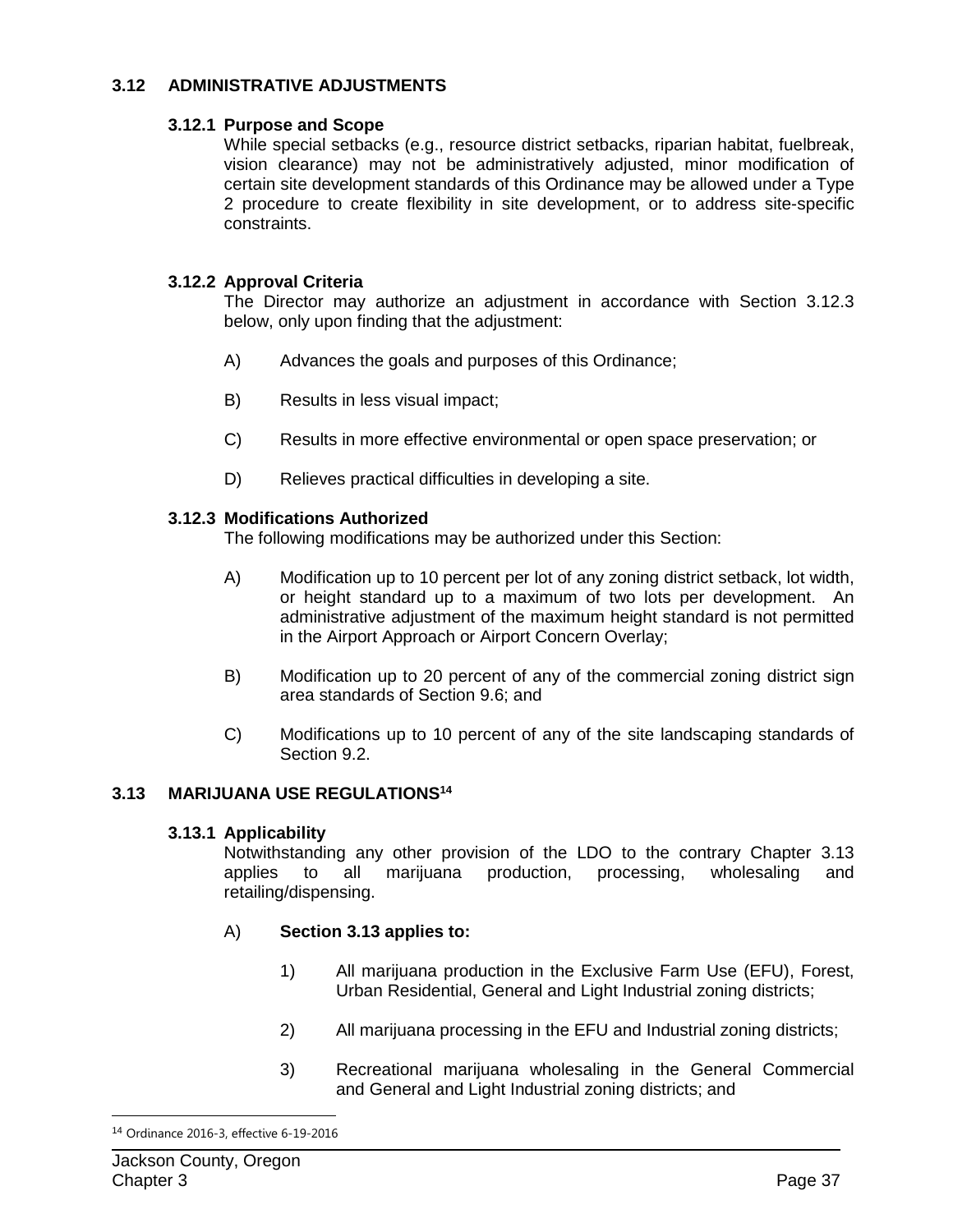## 3.12 ADMINISTRATIVE ADJUSTMENTS

### 3.12.1 Purpose and Scope

While special setbacks (e.g., resource district setbacks, riparian habitat, fuelbreak, vision clearance) may not be administratively adjusted, minor modification of certain site development standards of this Ordinance may be allowed under a Type 2 procedure to create flexibility in site development, or to address site-specific constraints.

### 3.12.2 Approval Criteria

The Director may authorize an adjustment in accordance with Section 3.12.3 below, only upon finding that the adjustment:

A) Advances the goals and purposes of this Ordinance;

B) Results in less visual impact;

C) Results in more effective environmental or open space preservation; or

D) Relieves practical difficulties in developing a site.

### 3.12.3 Modifications Authorized

The following modifications may be authorized under this Section:

A) Modification up to 10 percent per lot of any zoning district setback, lot width, or height standard up to a maximum of two lots per development. An administrative adjustment of the maximum height standard is not permitted in the Airport Approach or Airport Concern Overlay;

B) Modification up to 20 percent of any of the commercial zoning district sign area standards of Section 9.6; and

C) Modifications up to 10 percent of any of the site landscaping standards of Section 9.2.

## 3.13 MARIJUANA USE REGULATIONS[14]

### 3.13.1 Applicability

Notwithstanding any other provision of the LDO to the contrary Chapter 3.13 applies to all marijuana production, processing, wholesaling and retailing/dispensing.

A) **Section 3.13 applies to:**

1) All marijuana production in the Exclusive Farm Use (EFU), Forest, Urban Residential, General and Light Industrial zoning districts;

2) All marijuana processing in the EFU and Industrial zoning districts;

3) Recreational marijuana wholesaling in the General Commercial and General and Light Industrial zoning districts; and

---

[14] Ordinance 2016-3, effective 6-19-2016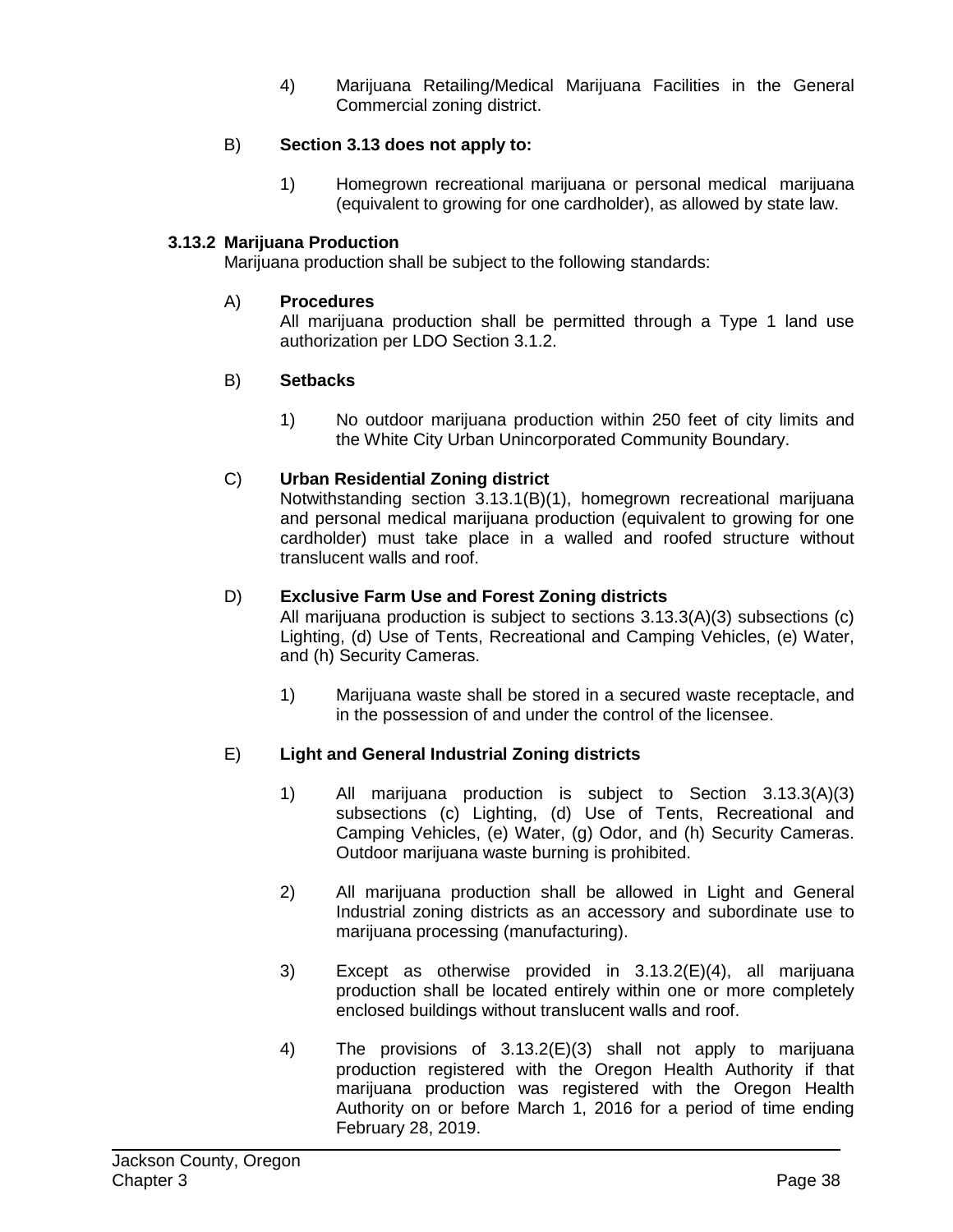4) Marijuana Retailing/Medical Marijuana Facilities in the General Commercial zoning district.

B) **Section 3.13 does not apply to:**

1) Homegrown recreational marijuana or personal medical marijuana (equivalent to growing for one cardholder), as allowed by state law.

### 3.13.2 Marijuana Production

Marijuana production shall be subject to the following standards:

A) **Procedures**

All marijuana production shall be permitted through a Type 1 land use authorization per LDO Section 3.1.2.

B) **Setbacks**

1) No outdoor marijuana production within 250 feet of city limits and the White City Urban Unincorporated Community Boundary.

C) **Urban Residential Zoning district**

Notwithstanding section 3.13.1(B)(1), homegrown recreational marijuana and personal medical marijuana production (equivalent to growing for one cardholder) must take place in a walled and roofed structure without translucent walls and roof.

D) **Exclusive Farm Use and Forest Zoning districts**

All marijuana production is subject to sections 3.13.3(A)(3) subsections (c) Lighting, (d) Use of Tents, Recreational and Camping Vehicles, (e) Water, and (h) Security Cameras.

1) Marijuana waste shall be stored in a secured waste receptacle, and in the possession of and under the control of the licensee.

E) **Light and General Industrial Zoning districts**

1) All marijuana production is subject to Section 3.13.3(A)(3) subsections (c) Lighting, (d) Use of Tents, Recreational and Camping Vehicles, (e) Water, (g) Odor, and (h) Security Cameras. Outdoor marijuana waste burning is prohibited.

2) All marijuana production shall be allowed in Light and General Industrial zoning districts as an accessory and subordinate use to marijuana processing (manufacturing).

3) Except as otherwise provided in 3.13.2(E)(4), all marijuana production shall be located entirely within one or more completely enclosed buildings without translucent walls and roof.

4) The provisions of 3.13.2(E)(3) shall not apply to marijuana production registered with the Oregon Health Authority if that marijuana production was registered with the Oregon Health Authority on or before March 1, 2016 for a period of time ending February 28, 2019.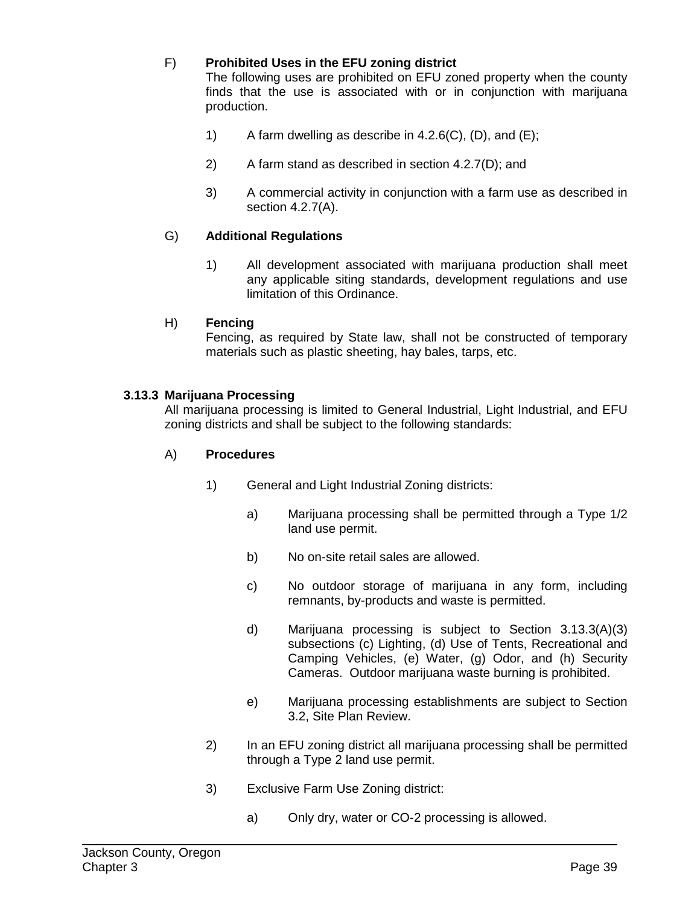F) **Prohibited Uses in the EFU zoning district**
The following uses are prohibited on EFU zoned property when the county finds that the use is associated with or in conjunction with marijuana production.

1) A farm dwelling as describe in 4.2.6(C), (D), and (E);

2) A farm stand as described in section 4.2.7(D); and

3) A commercial activity in conjunction with a farm use as described in section 4.2.7(A).

G) **Additional Regulations**

1) All development associated with marijuana production shall meet any applicable siting standards, development regulations and use limitation of this Ordinance.

H) **Fencing**
Fencing, as required by State law, shall not be constructed of temporary materials such as plastic sheeting, hay bales, tarps, etc.

### 3.13.3 Marijuana Processing

All marijuana processing is limited to General Industrial, Light Industrial, and EFU zoning districts and shall be subject to the following standards:

A) **Procedures**

1) General and Light Industrial Zoning districts:

a) Marijuana processing shall be permitted through a Type 1/2 land use permit.

b) No on-site retail sales are allowed.

c) No outdoor storage of marijuana in any form, including remnants, by-products and waste is permitted.

d) Marijuana processing is subject to Section 3.13.3(A)(3) subsections (c) Lighting, (d) Use of Tents, Recreational and Camping Vehicles, (e) Water, (g) Odor, and (h) Security Cameras. Outdoor marijuana waste burning is prohibited.

e) Marijuana processing establishments are subject to Section 3.2, Site Plan Review.

2) In an EFU zoning district all marijuana processing shall be permitted through a Type 2 land use permit.

3) Exclusive Farm Use Zoning district:

a) Only dry, water or CO-2 processing is allowed.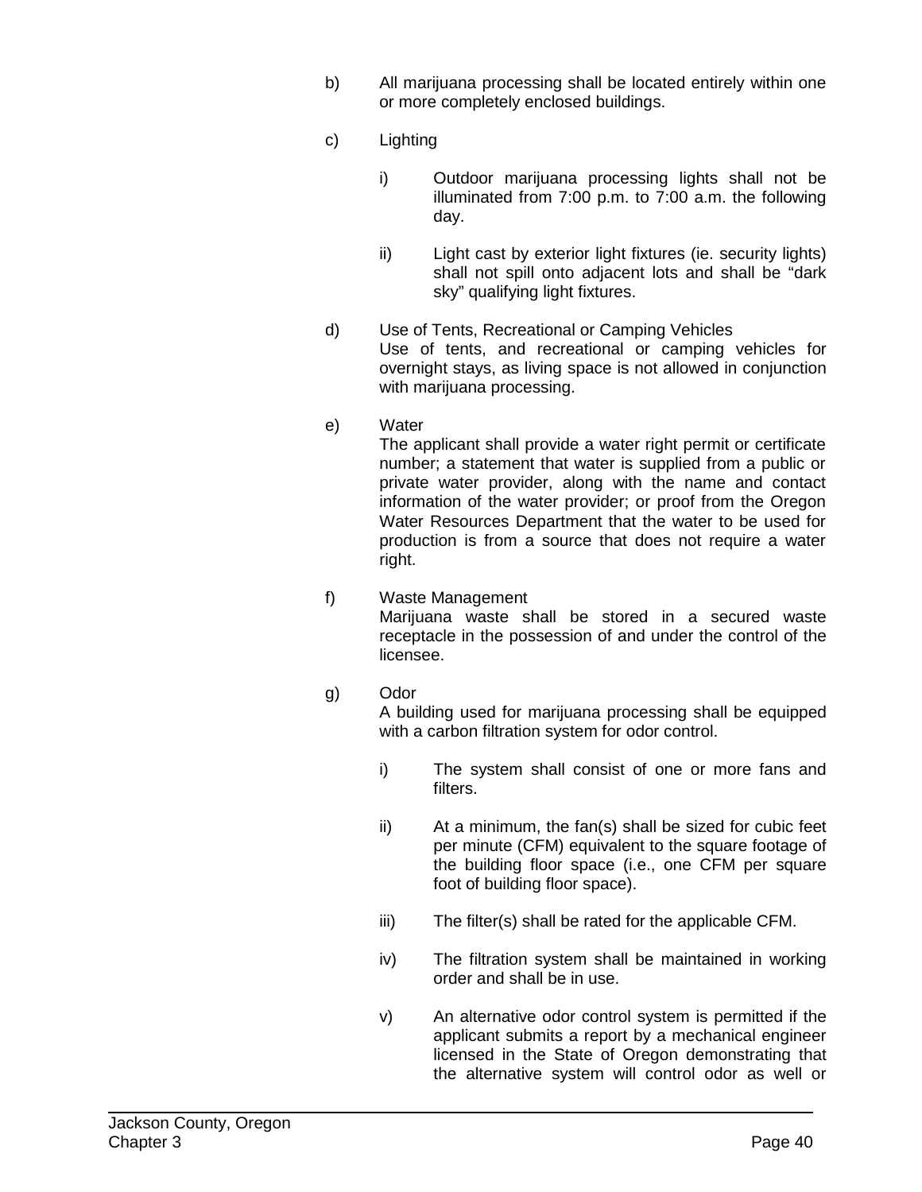b) All marijuana processing shall be located entirely within one or more completely enclosed buildings.

c) Lighting

   i) Outdoor marijuana processing lights shall not be illuminated from 7:00 p.m. to 7:00 a.m. the following day.

   ii) Light cast by exterior light fixtures (ie. security lights) shall not spill onto adjacent lots and shall be “dark sky” qualifying light fixtures.

d) Use of Tents, Recreational or Camping Vehicles
   Use of tents, and recreational or camping vehicles for overnight stays, as living space is not allowed in conjunction with marijuana processing.

e) Water
   The applicant shall provide a water right permit or certificate number; a statement that water is supplied from a public or private water provider, along with the name and contact information of the water provider; or proof from the Oregon Water Resources Department that the water to be used for production is from a source that does not require a water right.

f) Waste Management
   Marijuana waste shall be stored in a secured waste receptacle in the possession of and under the control of the licensee.

g) Odor
   A building used for marijuana processing shall be equipped with a carbon filtration system for odor control.

   i) The system shall consist of one or more fans and filters.

   ii) At a minimum, the fan(s) shall be sized for cubic feet per minute (CFM) equivalent to the square footage of the building floor space (i.e., one CFM per square foot of building floor space).

   iii) The filter(s) shall be rated for the applicable CFM.

   iv) The filtration system shall be maintained in working order and shall be in use.

   v) An alternative odor control system is permitted if the applicant submits a report by a mechanical engineer licensed in the State of Oregon demonstrating that the alternative system will control odor as well or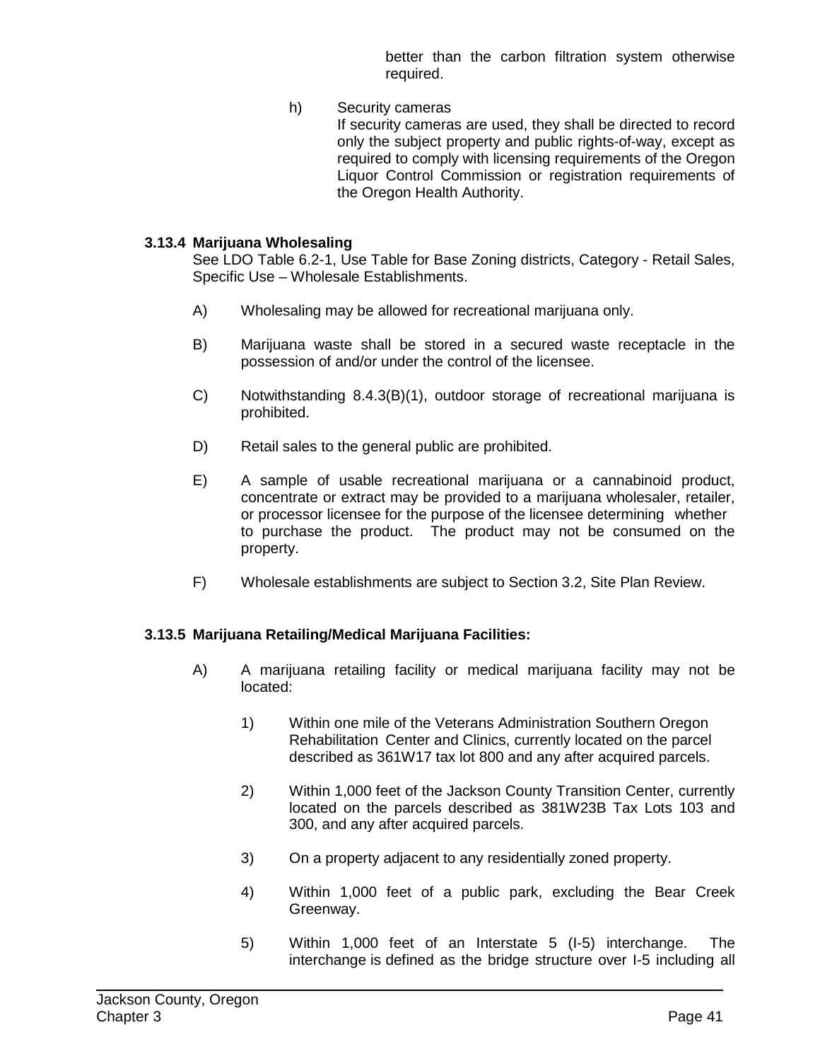better than the carbon filtration system otherwise required.

h) Security cameras
If security cameras are used, they shall be directed to record only the subject property and public rights-of-way, except as required to comply with licensing requirements of the Oregon Liquor Control Commission or registration requirements of the Oregon Health Authority.

### 3.13.4 Marijuana Wholesaling

See LDO Table 6.2-1, Use Table for Base Zoning districts, Category - Retail Sales, Specific Use – Wholesale Establishments.

A) Wholesaling may be allowed for recreational marijuana only.

B) Marijuana waste shall be stored in a secured waste receptacle in the possession of and/or under the control of the licensee.

C) Notwithstanding 8.4.3(B)(1), outdoor storage of recreational marijuana is prohibited.

D) Retail sales to the general public are prohibited.

E) A sample of usable recreational marijuana or a cannabinoid product, concentrate or extract may be provided to a marijuana wholesaler, retailer, or processor licensee for the purpose of the licensee determining whether to purchase the product. The product may not be consumed on the property.

F) Wholesale establishments are subject to Section 3.2, Site Plan Review.

### 3.13.5 Marijuana Retailing/Medical Marijuana Facilities:

A) A marijuana retailing facility or medical marijuana facility may not be located:

1) Within one mile of the Veterans Administration Southern Oregon Rehabilitation Center and Clinics, currently located on the parcel described as 361W17 tax lot 800 and any after acquired parcels.

2) Within 1,000 feet of the Jackson County Transition Center, currently located on the parcels described as 381W23B Tax Lots 103 and 300, and any after acquired parcels.

3) On a property adjacent to any residentially zoned property.

4) Within 1,000 feet of a public park, excluding the Bear Creek Greenway.

5) Within 1,000 feet of an Interstate 5 (I-5) interchange. The interchange is defined as the bridge structure over I-5 including all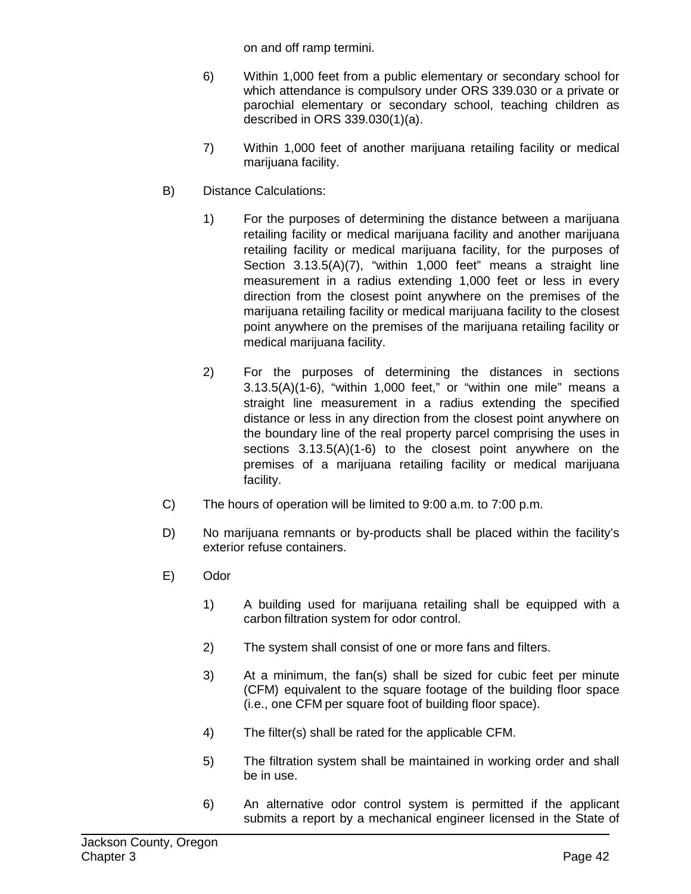on and off ramp termini.

6) Within 1,000 feet from a public elementary or secondary school for which attendance is compulsory under ORS 339.030 or a private or parochial elementary or secondary school, teaching children as described in ORS 339.030(1)(a).

7) Within 1,000 feet of another marijuana retailing facility or medical marijuana facility.

B) Distance Calculations:

1) For the purposes of determining the distance between a marijuana retailing facility or medical marijuana facility and another marijuana retailing facility or medical marijuana facility, for the purposes of Section 3.13.5(A)(7), "within 1,000 feet" means a straight line measurement in a radius extending 1,000 feet or less in every direction from the closest point anywhere on the premises of the marijuana retailing facility or medical marijuana facility to the closest point anywhere on the premises of the marijuana retailing facility or medical marijuana facility.

2) For the purposes of determining the distances in sections 3.13.5(A)(1-6), "within 1,000 feet," or "within one mile" means a straight line measurement in a radius extending the specified distance or less in any direction from the closest point anywhere on the boundary line of the real property parcel comprising the uses in sections 3.13.5(A)(1-6) to the closest point anywhere on the premises of a marijuana retailing facility or medical marijuana facility.

C) The hours of operation will be limited to 9:00 a.m. to 7:00 p.m.

D) No marijuana remnants or by-products shall be placed within the facility's exterior refuse containers.

E) Odor

1) A building used for marijuana retailing shall be equipped with a carbon filtration system for odor control.

2) The system shall consist of one or more fans and filters.

3) At a minimum, the fan(s) shall be sized for cubic feet per minute (CFM) equivalent to the square footage of the building floor space (i.e., one CFM per square foot of building floor space).

4) The filter(s) shall be rated for the applicable CFM.

5) The filtration system shall be maintained in working order and shall be in use.

6) An alternative odor control system is permitted if the applicant submits a report by a mechanical engineer licensed in the State of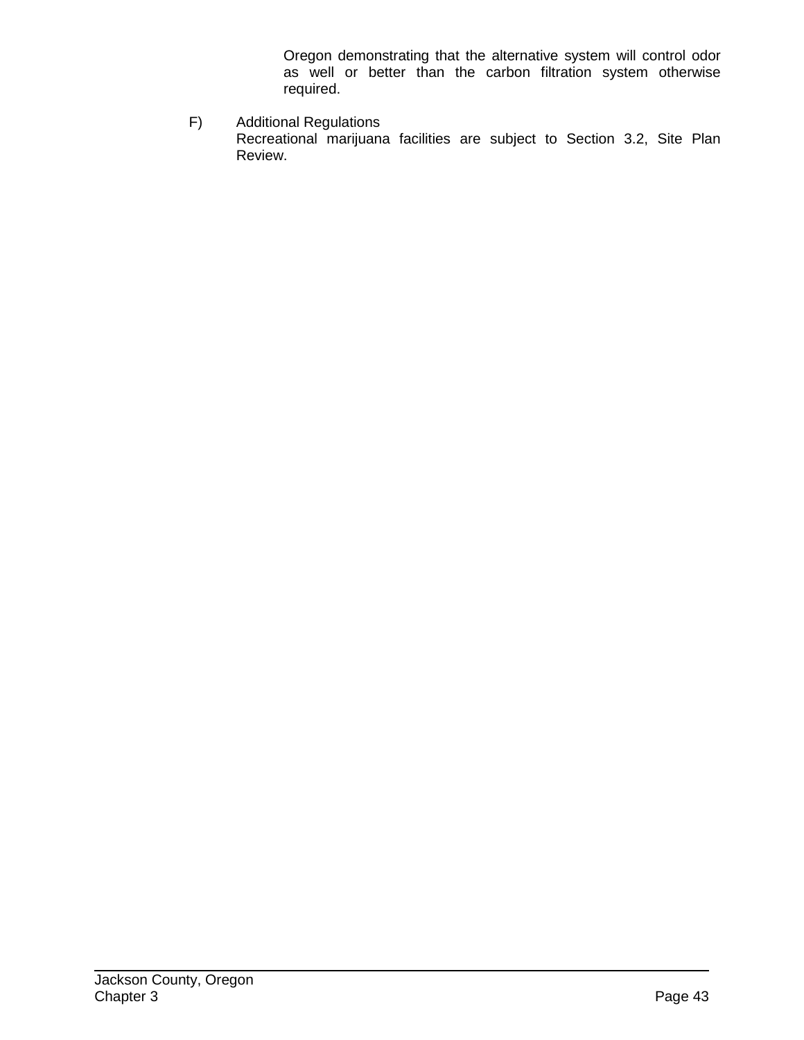Oregon demonstrating that the alternative system will control odor as well or better than the carbon filtration system otherwise required.

F) Additional Regulations

Recreational marijuana facilities are subject to Section 3.2, Site Plan Review.